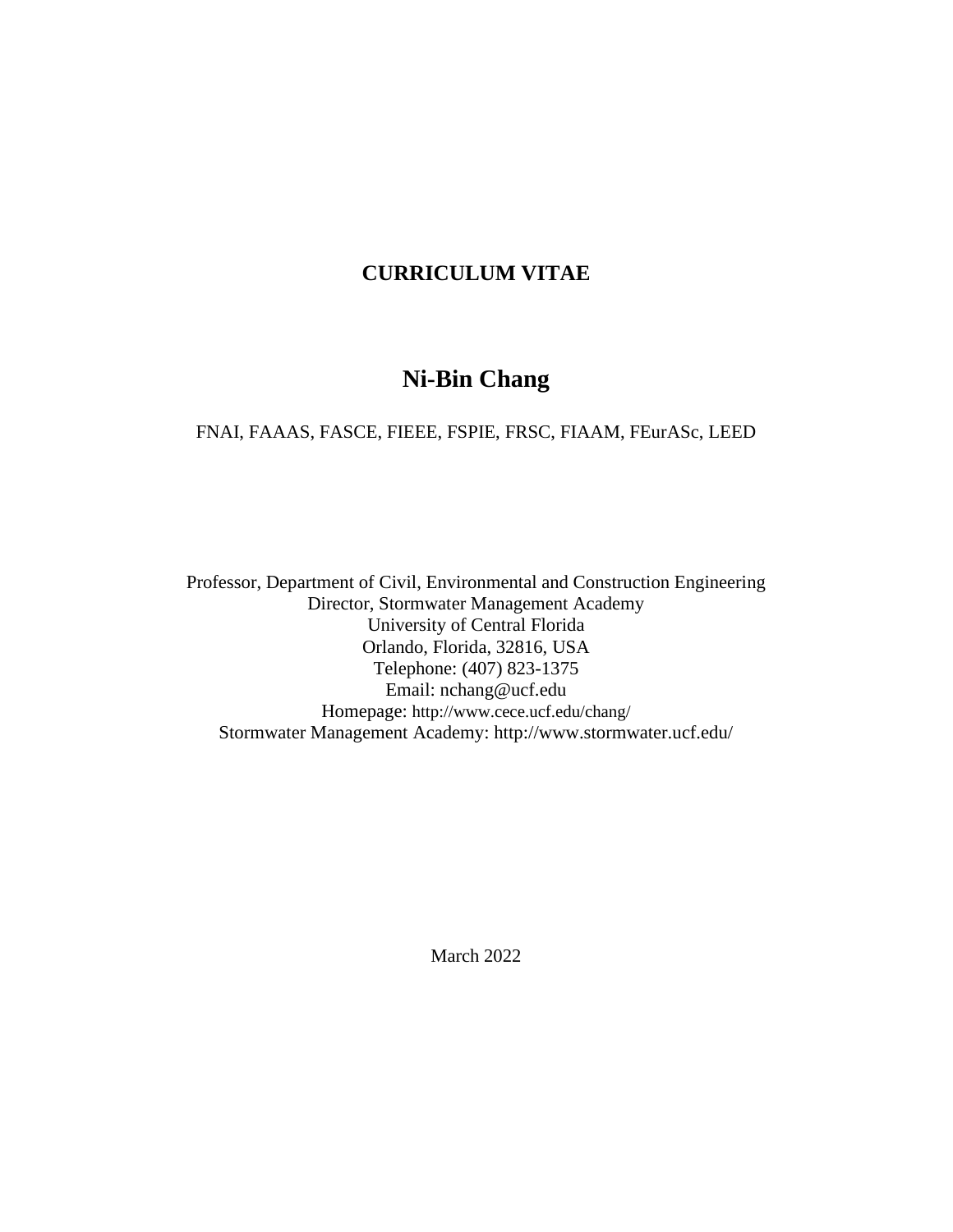# CURRICULUM VITAE

## Ni-Bin Chang

FNAI, FAAAS, FASCE, FIEEE, FSPIE, FRSC, FIAAM, FEurASc, LEED

Professor, Department of Civil, Environmental and Construction Engineering
Director, Stormwater Management Academy
University of Central Florida
Orlando, Florida, 32816, USA
Telephone: (407) 823-1375
Email: nchang@ucf.edu
Homepage: http://www.cece.ucf.edu/chang/
Stormwater Management Academy: http://www.stormwater.ucf.edu/

March 2022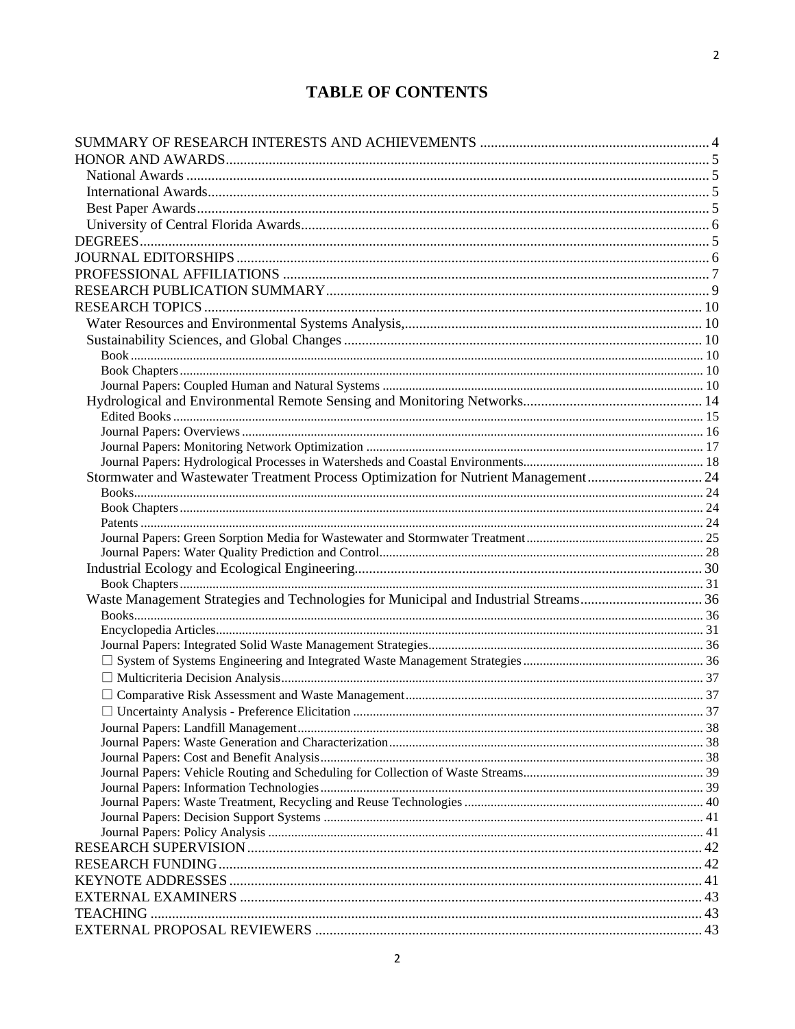# TABLE OF CONTENTS

- SUMMARY OF RESEARCH INTERESTS AND ACHIEVEMENTS ........ 4
- HONOR AND AWARDS ........ 5
  - National Awards ........ 5
  - International Awards ........ 5
  - Best Paper Awards ........ 5
  - University of Central Florida Awards ........ 6
- DEGREES ........ 5
- JOURNAL EDITORSHIPS ........ 6
- PROFESSIONAL AFFILIATIONS ........ 7
- RESEARCH PUBLICATION SUMMARY ........ 9
- RESEARCH TOPICS ........ 10
  - Water Resources and Environmental Systems Analysis, ........ 10
  - Sustainability Sciences, and Global Changes ........ 10
    - Book ........ 10
    - Book Chapters ........ 10
    - Journal Papers: Coupled Human and Natural Systems ........ 10
  - Hydrological and Environmental Remote Sensing and Monitoring Networks ........ 14
    - Edited Books ........ 15
    - Journal Papers: Overviews ........ 16
    - Journal Papers: Monitoring Network Optimization ........ 17
    - Journal Papers: Hydrological Processes in Watersheds and Coastal Environments ........ 18
  - Stormwater and Wastewater Treatment Process Optimization for Nutrient Management ........ 24
    - Books ........ 24
    - Book Chapters ........ 24
    - Patents ........ 24
    - Journal Papers: Green Sorption Media for Wastewater and Stormwater Treatment ........ 25
    - Journal Papers: Water Quality Prediction and Control ........ 28
  - Industrial Ecology and Ecological Engineering ........ 30
    - Book Chapters ........ 31
  - Waste Management Strategies and Technologies for Municipal and Industrial Streams ........ 36
    - Books ........ 36
    - Encyclopedia Articles ........ 31
    - Journal Papers: Integrated Solid Waste Management Strategies ........ 36
    - ☐ System of Systems Engineering and Integrated Waste Management Strategies ........ 36
    - ☐ Multicriteria Decision Analysis ........ 37
    - ☐ Comparative Risk Assessment and Waste Management ........ 37
    - ☐ Uncertainty Analysis - Preference Elicitation ........ 37
    - Journal Papers: Landfill Management ........ 38
    - Journal Papers: Waste Generation and Characterization ........ 38
    - Journal Papers: Cost and Benefit Analysis ........ 38
    - Journal Papers: Vehicle Routing and Scheduling for Collection of Waste Streams ........ 39
    - Journal Papers: Information Technologies ........ 39
    - Journal Papers: Waste Treatment, Recycling and Reuse Technologies ........ 40
    - Journal Papers: Decision Support Systems ........ 41
    - Journal Papers: Policy Analysis ........ 41
- RESEARCH SUPERVISION ........ 42
- RESEARCH FUNDING ........ 42
- KEYNOTE ADDRESSES ........ 41
- EXTERNAL EXAMINERS ........ 43
- TEACHING ........ 43
- EXTERNAL PROPOSAL REVIEWERS ........ 43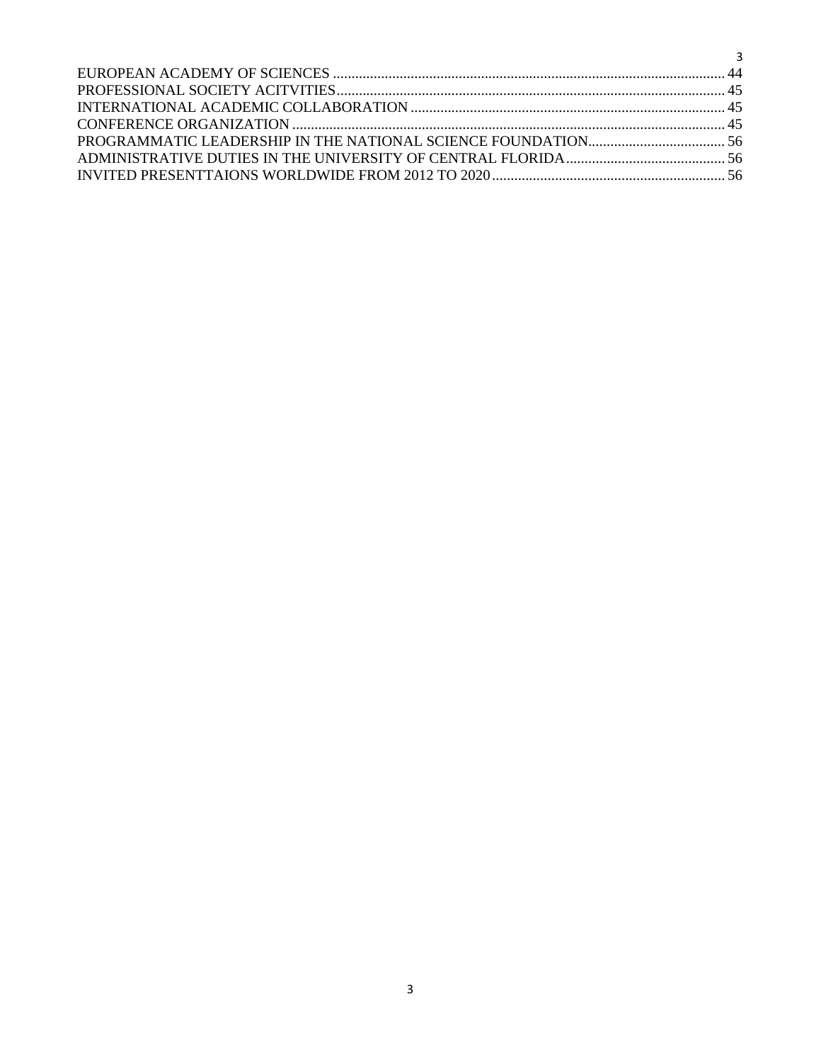EUROPEAN ACADEMY OF SCIENCES ........................................................................................................ 44
PROFESSIONAL SOCIETY ACITVITIES.................................................................................................... 45
INTERNATIONAL ACADEMIC COLLABORATION .................................................................................. 45
CONFERENCE ORGANIZATION .................................................................................................................. 45
PROGRAMMATIC LEADERSHIP IN THE NATIONAL SCIENCE FOUNDATION..................................... 56
ADMINISTRATIVE DUTIES IN THE UNIVERSITY OF CENTRAL FLORIDA........................................... 56
INVITED PRESENTTAIONS WORLDWIDE FROM 2012 TO 2020.............................................................. 56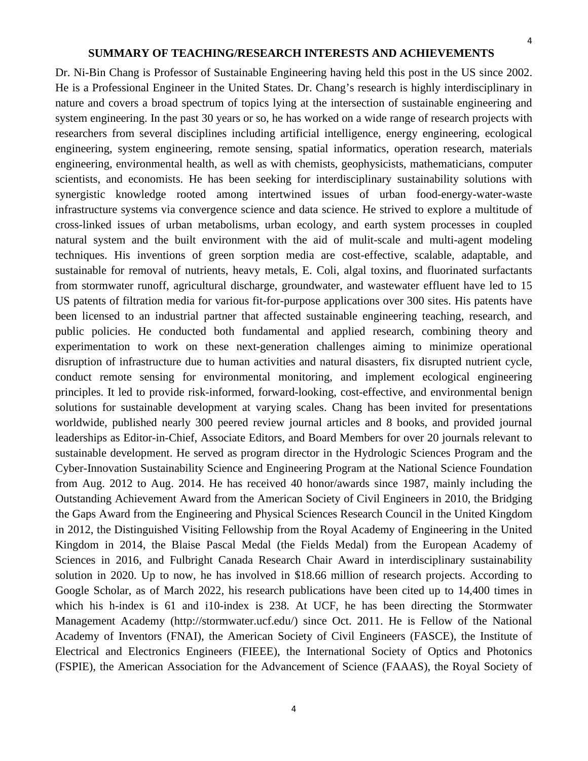## SUMMARY OF TEACHING/RESEARCH INTERESTS AND ACHIEVEMENTS

Dr. Ni-Bin Chang is Professor of Sustainable Engineering having held this post in the US since 2002. He is a Professional Engineer in the United States. Dr. Chang's research is highly interdisciplinary in nature and covers a broad spectrum of topics lying at the intersection of sustainable engineering and system engineering. In the past 30 years or so, he has worked on a wide range of research projects with researchers from several disciplines including artificial intelligence, energy engineering, ecological engineering, system engineering, remote sensing, spatial informatics, operation research, materials engineering, environmental health, as well as with chemists, geophysicists, mathematicians, computer scientists, and economists. He has been seeking for interdisciplinary sustainability solutions with synergistic knowledge rooted among intertwined issues of urban food-energy-water-waste infrastructure systems via convergence science and data science. He strived to explore a multitude of cross-linked issues of urban metabolisms, urban ecology, and earth system processes in coupled natural system and the built environment with the aid of mulit-scale and multi-agent modeling techniques. His inventions of green sorption media are cost-effective, scalable, adaptable, and sustainable for removal of nutrients, heavy metals, E. Coli, algal toxins, and fluorinated surfactants from stormwater runoff, agricultural discharge, groundwater, and wastewater effluent have led to 15 US patents of filtration media for various fit-for-purpose applications over 300 sites. His patents have been licensed to an industrial partner that affected sustainable engineering teaching, research, and public policies. He conducted both fundamental and applied research, combining theory and experimentation to work on these next-generation challenges aiming to minimize operational disruption of infrastructure due to human activities and natural disasters, fix disrupted nutrient cycle, conduct remote sensing for environmental monitoring, and implement ecological engineering principles. It led to provide risk-informed, forward-looking, cost-effective, and environmental benign solutions for sustainable development at varying scales. Chang has been invited for presentations worldwide, published nearly 300 peered review journal articles and 8 books, and provided journal leaderships as Editor-in-Chief, Associate Editors, and Board Members for over 20 journals relevant to sustainable development. He served as program director in the Hydrologic Sciences Program and the Cyber-Innovation Sustainability Science and Engineering Program at the National Science Foundation from Aug. 2012 to Aug. 2014. He has received 40 honor/awards since 1987, mainly including the Outstanding Achievement Award from the American Society of Civil Engineers in 2010, the Bridging the Gaps Award from the Engineering and Physical Sciences Research Council in the United Kingdom in 2012, the Distinguished Visiting Fellowship from the Royal Academy of Engineering in the United Kingdom in 2014, the Blaise Pascal Medal (the Fields Medal) from the European Academy of Sciences in 2016, and Fulbright Canada Research Chair Award in interdisciplinary sustainability solution in 2020. Up to now, he has involved in \$18.66 million of research projects. According to Google Scholar, as of March 2022, his research publications have been cited up to 14,400 times in which his h-index is 61 and i10-index is 238. At UCF, he has been directing the Stormwater Management Academy (http://stormwater.ucf.edu/) since Oct. 2011. He is Fellow of the National Academy of Inventors (FNAI), the American Society of Civil Engineers (FASCE), the Institute of Electrical and Electronics Engineers (FIEEE), the International Society of Optics and Photonics (FSPIE), the American Association for the Advancement of Science (FAAAS), the Royal Society of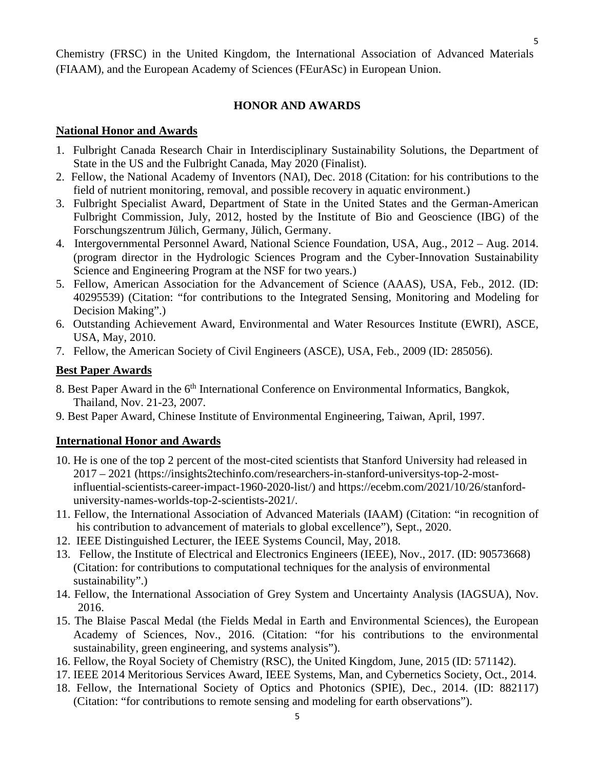Chemistry (FRSC) in the United Kingdom, the International Association of Advanced Materials (FIAAM), and the European Academy of Sciences (FEurASc) in European Union.

## HONOR AND AWARDS

### National Honor and Awards

1. Fulbright Canada Research Chair in Interdisciplinary Sustainability Solutions, the Department of State in the US and the Fulbright Canada, May 2020 (Finalist).
2. Fellow, the National Academy of Inventors (NAI), Dec. 2018 (Citation: for his contributions to the field of nutrient monitoring, removal, and possible recovery in aquatic environment.)
3. Fulbright Specialist Award, Department of State in the United States and the German-American Fulbright Commission, July, 2012, hosted by the Institute of Bio and Geoscience (IBG) of the Forschungszentrum Jülich, Germany, Jülich, Germany.
4. Intergovernmental Personnel Award, National Science Foundation, USA, Aug., 2012 – Aug. 2014. (program director in the Hydrologic Sciences Program and the Cyber-Innovation Sustainability Science and Engineering Program at the NSF for two years.)
5. Fellow, American Association for the Advancement of Science (AAAS), USA, Feb., 2012. (ID: 40295539) (Citation: "for contributions to the Integrated Sensing, Monitoring and Modeling for Decision Making".)
6. Outstanding Achievement Award, Environmental and Water Resources Institute (EWRI), ASCE, USA, May, 2010.
7. Fellow, the American Society of Civil Engineers (ASCE), USA, Feb., 2009 (ID: 285056).

### Best Paper Awards

8. Best Paper Award in the 6th International Conference on Environmental Informatics, Bangkok, Thailand, Nov. 21-23, 2007.
9. Best Paper Award, Chinese Institute of Environmental Engineering, Taiwan, April, 1997.

### International Honor and Awards

10. He is one of the top 2 percent of the most-cited scientists that Stanford University had released in 2017 – 2021 (https://insights2techinfo.com/researchers-in-stanford-universitys-top-2-most-influential-scientists-career-impact-1960-2020-list/) and https://ecebm.com/2021/10/26/stanford-university-names-worlds-top-2-scientists-2021/.
11. Fellow, the International Association of Advanced Materials (IAAM) (Citation: "in recognition of his contribution to advancement of materials to global excellence"), Sept., 2020.
12. IEEE Distinguished Lecturer, the IEEE Systems Council, May, 2018.
13. Fellow, the Institute of Electrical and Electronics Engineers (IEEE), Nov., 2017. (ID: 90573668) (Citation: for contributions to computational techniques for the analysis of environmental sustainability".)
14. Fellow, the International Association of Grey System and Uncertainty Analysis (IAGSUA), Nov. 2016.
15. The Blaise Pascal Medal (the Fields Medal in Earth and Environmental Sciences), the European Academy of Sciences, Nov., 2016. (Citation: "for his contributions to the environmental sustainability, green engineering, and systems analysis").
16. Fellow, the Royal Society of Chemistry (RSC), the United Kingdom, June, 2015 (ID: 571142).
17. IEEE 2014 Meritorious Services Award, IEEE Systems, Man, and Cybernetics Society, Oct., 2014.
18. Fellow, the International Society of Optics and Photonics (SPIE), Dec., 2014. (ID: 882117) (Citation: "for contributions to remote sensing and modeling for earth observations").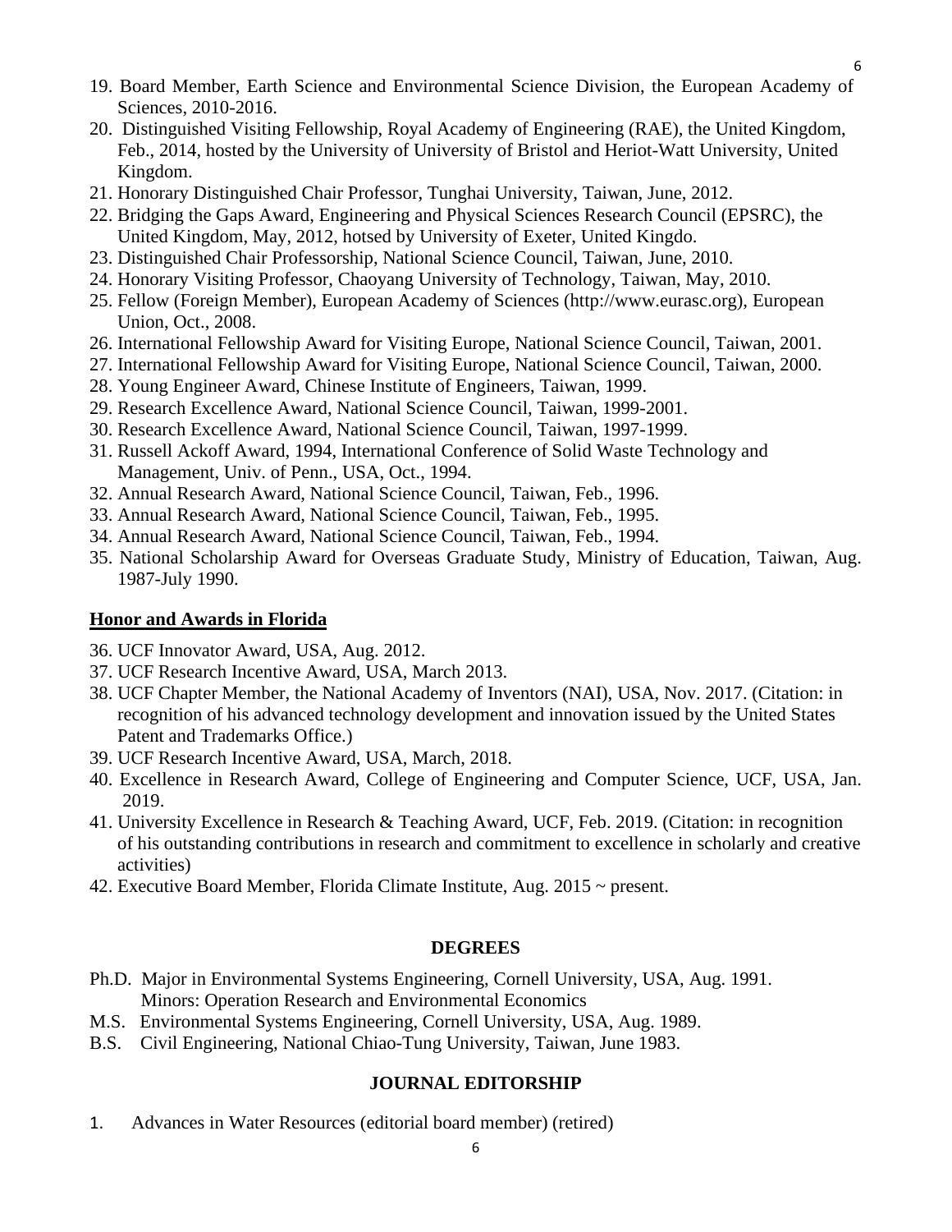19. Board Member, Earth Science and Environmental Science Division, the European Academy of Sciences, 2010-2016.
20. Distinguished Visiting Fellowship, Royal Academy of Engineering (RAE), the United Kingdom, Feb., 2014, hosted by the University of University of Bristol and Heriot-Watt University, United Kingdom.
21. Honorary Distinguished Chair Professor, Tunghai University, Taiwan, June, 2012.
22. Bridging the Gaps Award, Engineering and Physical Sciences Research Council (EPSRC), the United Kingdom, May, 2012, hotsed by University of Exeter, United Kingdo.
23. Distinguished Chair Professorship, National Science Council, Taiwan, June, 2010.
24. Honorary Visiting Professor, Chaoyang University of Technology, Taiwan, May, 2010.
25. Fellow (Foreign Member), European Academy of Sciences (http://www.eurasc.org), European Union, Oct., 2008.
26. International Fellowship Award for Visiting Europe, National Science Council, Taiwan, 2001.
27. International Fellowship Award for Visiting Europe, National Science Council, Taiwan, 2000.
28. Young Engineer Award, Chinese Institute of Engineers, Taiwan, 1999.
29. Research Excellence Award, National Science Council, Taiwan, 1999-2001.
30. Research Excellence Award, National Science Council, Taiwan, 1997-1999.
31. Russell Ackoff Award, 1994, International Conference of Solid Waste Technology and Management, Univ. of Penn., USA, Oct., 1994.
32. Annual Research Award, National Science Council, Taiwan, Feb., 1996.
33. Annual Research Award, National Science Council, Taiwan, Feb., 1995.
34. Annual Research Award, National Science Council, Taiwan, Feb., 1994.
35. National Scholarship Award for Overseas Graduate Study, Ministry of Education, Taiwan, Aug. 1987-July 1990.

## Honor and Awards in Florida

36. UCF Innovator Award, USA, Aug. 2012.
37. UCF Research Incentive Award, USA, March 2013.
38. UCF Chapter Member, the National Academy of Inventors (NAI), USA, Nov. 2017. (Citation: in recognition of his advanced technology development and innovation issued by the United States Patent and Trademarks Office.)
39. UCF Research Incentive Award, USA, March, 2018.
40. Excellence in Research Award, College of Engineering and Computer Science, UCF, USA, Jan. 2019.
41. University Excellence in Research & Teaching Award, UCF, Feb. 2019. (Citation: in recognition of his outstanding contributions in research and commitment to excellence in scholarly and creative activities)
42. Executive Board Member, Florida Climate Institute, Aug. 2015 ~ present.

## DEGREES

Ph.D. Major in Environmental Systems Engineering, Cornell University, USA, Aug. 1991.
Minors: Operation Research and Environmental Economics

M.S. Environmental Systems Engineering, Cornell University, USA, Aug. 1989.

B.S. Civil Engineering, National Chiao-Tung University, Taiwan, June 1983.

## JOURNAL EDITORSHIP

1. Advances in Water Resources (editorial board member) (retired)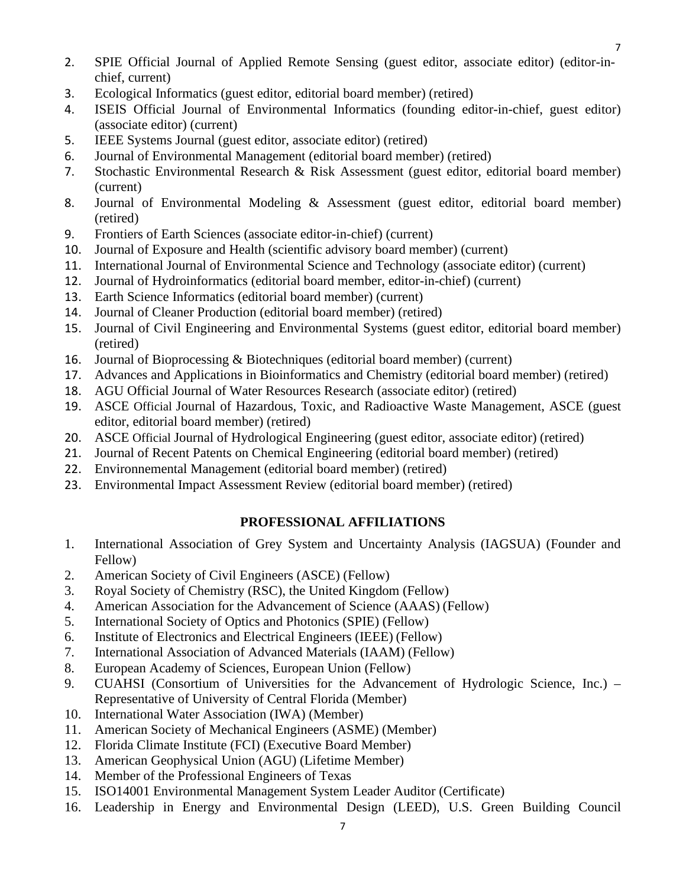2. SPIE Official Journal of Applied Remote Sensing (guest editor, associate editor) (editor-in-chief, current)
3. Ecological Informatics (guest editor, editorial board member) (retired)
4. ISEIS Official Journal of Environmental Informatics (founding editor-in-chief, guest editor) (associate editor) (current)
5. IEEE Systems Journal (guest editor, associate editor) (retired)
6. Journal of Environmental Management (editorial board member) (retired)
7. Stochastic Environmental Research & Risk Assessment (guest editor, editorial board member) (current)
8. Journal of Environmental Modeling & Assessment (guest editor, editorial board member) (retired)
9. Frontiers of Earth Sciences (associate editor-in-chief) (current)
10. Journal of Exposure and Health (scientific advisory board member) (current)
11. International Journal of Environmental Science and Technology (associate editor) (current)
12. Journal of Hydroinformatics (editorial board member, editor-in-chief) (current)
13. Earth Science Informatics (editorial board member) (current)
14. Journal of Cleaner Production (editorial board member) (retired)
15. Journal of Civil Engineering and Environmental Systems (guest editor, editorial board member) (retired)
16. Journal of Bioprocessing & Biotechniques (editorial board member) (current)
17. Advances and Applications in Bioinformatics and Chemistry (editorial board member) (retired)
18. AGU Official Journal of Water Resources Research (associate editor) (retired)
19. ASCE Official Journal of Hazardous, Toxic, and Radioactive Waste Management, ASCE (guest editor, editorial board member) (retired)
20. ASCE Official Journal of Hydrological Engineering (guest editor, associate editor) (retired)
21. Journal of Recent Patents on Chemical Engineering (editorial board member) (retired)
22. Environnemental Management (editorial board member) (retired)
23. Environmental Impact Assessment Review (editorial board member) (retired)

## PROFESSIONAL AFFILIATIONS

1. International Association of Grey System and Uncertainty Analysis (IAGSUA) (Founder and Fellow)
2. American Society of Civil Engineers (ASCE) (Fellow)
3. Royal Society of Chemistry (RSC), the United Kingdom (Fellow)
4. American Association for the Advancement of Science (AAAS) (Fellow)
5. International Society of Optics and Photonics (SPIE) (Fellow)
6. Institute of Electronics and Electrical Engineers (IEEE) (Fellow)
7. International Association of Advanced Materials (IAAM) (Fellow)
8. European Academy of Sciences, European Union (Fellow)
9. CUAHSI (Consortium of Universities for the Advancement of Hydrologic Science, Inc.) – Representative of University of Central Florida (Member)
10. International Water Association (IWA) (Member)
11. American Society of Mechanical Engineers (ASME) (Member)
12. Florida Climate Institute (FCI) (Executive Board Member)
13. American Geophysical Union (AGU) (Lifetime Member)
14. Member of the Professional Engineers of Texas
15. ISO14001 Environmental Management System Leader Auditor (Certificate)
16. Leadership in Energy and Environmental Design (LEED), U.S. Green Building Council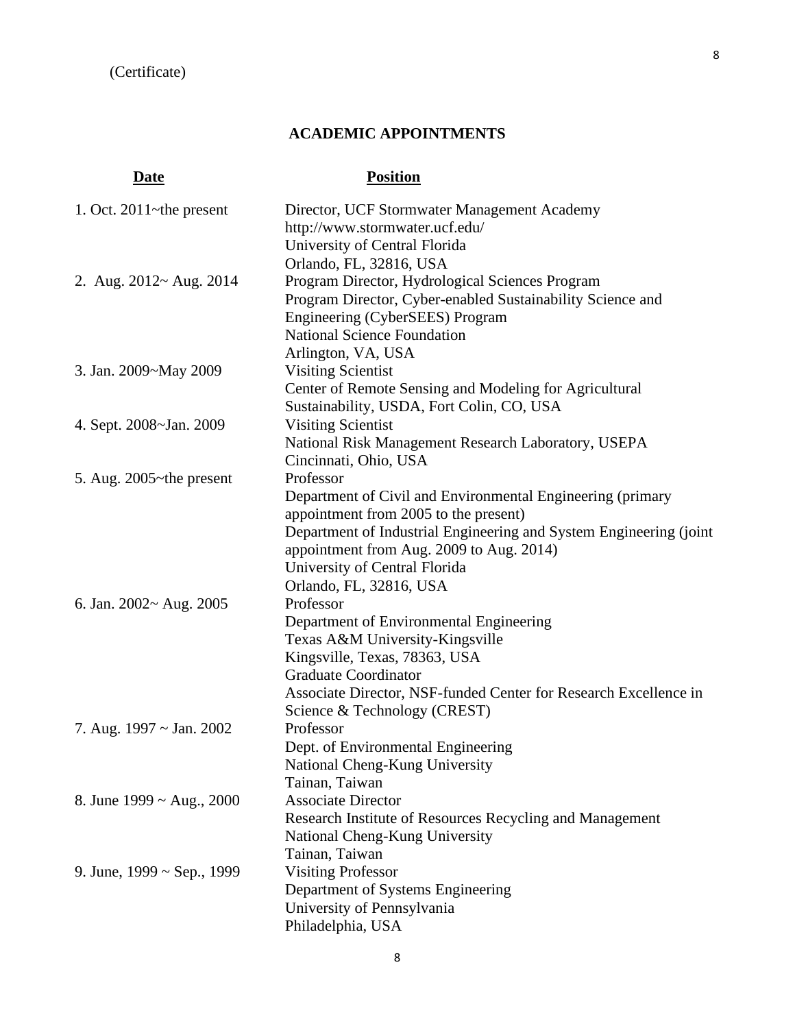(Certificate)

## ACADEMIC APPOINTMENTS

| Date | Position |
| --- | --- |
| 1. Oct. 2011~the present | Director, UCF Stormwater Management Academy<br>http://www.stormwater.ucf.edu/<br>University of Central Florida<br>Orlando, FL, 32816, USA |
| 2. Aug. 2012~ Aug. 2014 | Program Director, Hydrological Sciences Program<br>Program Director, Cyber-enabled Sustainability Science and Engineering (CyberSEES) Program<br>National Science Foundation<br>Arlington, VA, USA |
| 3. Jan. 2009~May 2009 | Visiting Scientist<br>Center of Remote Sensing and Modeling for Agricultural Sustainability, USDA, Fort Colin, CO, USA |
| 4. Sept. 2008~Jan. 2009 | Visiting Scientist<br>National Risk Management Research Laboratory, USEPA<br>Cincinnati, Ohio, USA |
| 5. Aug. 2005~the present | Professor<br>Department of Civil and Environmental Engineering (primary appointment from 2005 to the present)<br>Department of Industrial Engineering and System Engineering (joint appointment from Aug. 2009 to Aug. 2014)<br>University of Central Florida<br>Orlando, FL, 32816, USA |
| 6. Jan. 2002~ Aug. 2005 | Professor<br>Department of Environmental Engineering<br>Texas A&M University-Kingsville<br>Kingsville, Texas, 78363, USA<br>Graduate Coordinator<br>Associate Director, NSF-funded Center for Research Excellence in Science & Technology (CREST) |
| 7. Aug. 1997 ~ Jan. 2002 | Professor<br>Dept. of Environmental Engineering<br>National Cheng-Kung University<br>Tainan, Taiwan |
| 8. June 1999 ~ Aug., 2000 | Associate Director<br>Research Institute of Resources Recycling and Management<br>National Cheng-Kung University<br>Tainan, Taiwan |
| 9. June, 1999 ~ Sep., 1999 | Visiting Professor<br>Department of Systems Engineering<br>University of Pennsylvania<br>Philadelphia, USA |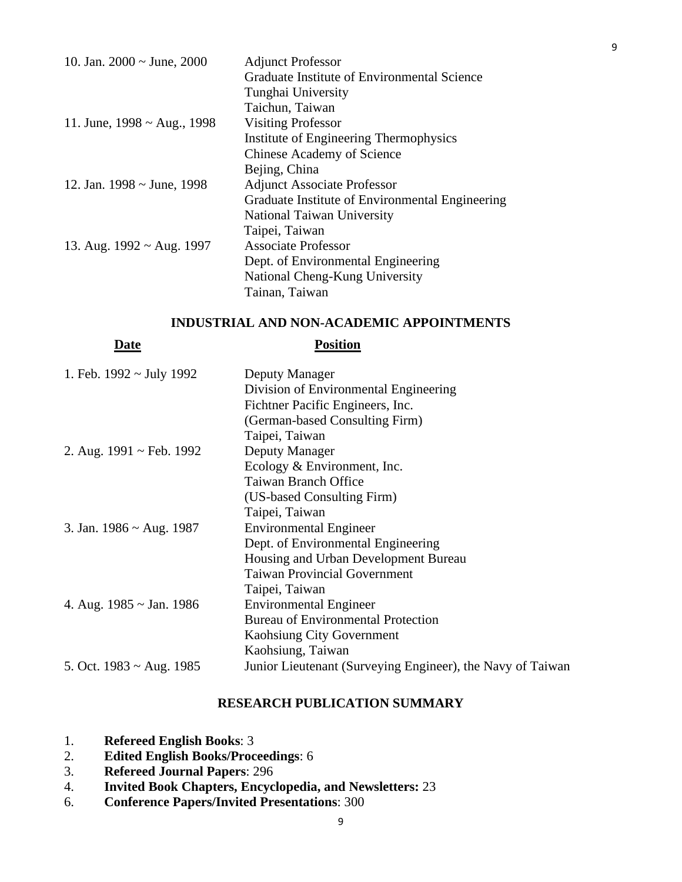| | |
|---|---|
| 10. Jan. 2000 ~ June, 2000 | Adjunct Professor<br>Graduate Institute of Environmental Science<br>Tunghai University<br>Taichun, Taiwan |
| 11. June, 1998 ~ Aug., 1998 | Visiting Professor<br>Institute of Engineering Thermophysics<br>Chinese Academy of Science<br>Bejing, China |
| 12. Jan. 1998 ~ June, 1998 | Adjunct Associate Professor<br>Graduate Institute of Environmental Engineering<br>National Taiwan University<br>Taipei, Taiwan |
| 13. Aug. 1992 ~ Aug. 1997 | Associate Professor<br>Dept. of Environmental Engineering<br>National Cheng-Kung University<br>Tainan, Taiwan |

## INDUSTRIAL AND NON-ACADEMIC APPOINTMENTS

| **Date** | **Position** |
|---|---|
| 1. Feb. 1992 ~ July 1992 | Deputy Manager<br>Division of Environmental Engineering<br>Fichtner Pacific Engineers, Inc.<br>(German-based Consulting Firm)<br>Taipei, Taiwan |
| 2. Aug. 1991 ~ Feb. 1992 | Deputy Manager<br>Ecology & Environment, Inc.<br>Taiwan Branch Office<br>(US-based Consulting Firm)<br>Taipei, Taiwan |
| 3. Jan. 1986 ~ Aug. 1987 | Environmental Engineer<br>Dept. of Environmental Engineering<br>Housing and Urban Development Bureau<br>Taiwan Provincial Government<br>Taipei, Taiwan |
| 4. Aug. 1985 ~ Jan. 1986 | Environmental Engineer<br>Bureau of Environmental Protection<br>Kaohsiung City Government<br>Kaohsiung, Taiwan |
| 5. Oct. 1983 ~ Aug. 1985 | Junior Lieutenant (Surveying Engineer), the Navy of Taiwan |

## RESEARCH PUBLICATION SUMMARY

1. **Refereed English Books**: 3
2. **Edited English Books/Proceedings**: 6
3. **Refereed Journal Papers**: 296
4. **Invited Book Chapters, Encyclopedia, and Newsletters:** 23
6. **Conference Papers/Invited Presentations**: 300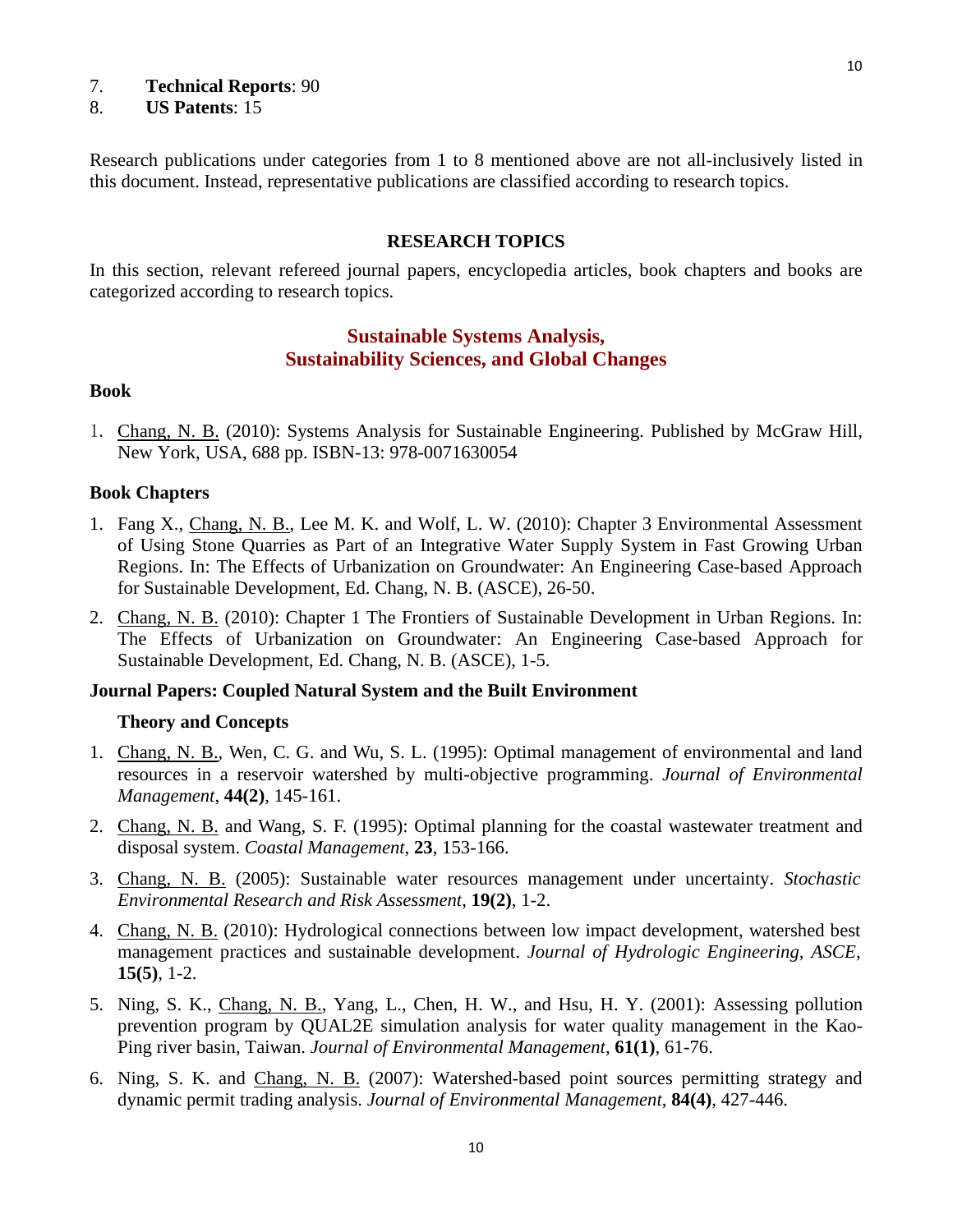7. **Technical Reports**: 90
8. **US Patents**: 15

Research publications under categories from 1 to 8 mentioned above are not all-inclusively listed in this document. Instead, representative publications are classified according to research topics.

## RESEARCH TOPICS

In this section, relevant refereed journal papers, encyclopedia articles, book chapters and books are categorized according to research topics.

## Sustainable Systems Analysis, Sustainability Sciences, and Global Changes

### Book

1. Chang, N. B. (2010): Systems Analysis for Sustainable Engineering. Published by McGraw Hill, New York, USA, 688 pp. ISBN-13: 978-0071630054

### Book Chapters

1. Fang X., Chang, N. B., Lee M. K. and Wolf, L. W. (2010): Chapter 3 Environmental Assessment of Using Stone Quarries as Part of an Integrative Water Supply System in Fast Growing Urban Regions. In: The Effects of Urbanization on Groundwater: An Engineering Case-based Approach for Sustainable Development, Ed. Chang, N. B. (ASCE), 26-50.
2. Chang, N. B. (2010): Chapter 1 The Frontiers of Sustainable Development in Urban Regions. In: The Effects of Urbanization on Groundwater: An Engineering Case-based Approach for Sustainable Development, Ed. Chang, N. B. (ASCE), 1-5.

### Journal Papers: Coupled Natural System and the Built Environment

#### Theory and Concepts

1. Chang, N. B., Wen, C. G. and Wu, S. L. (1995): Optimal management of environmental and land resources in a reservoir watershed by multi-objective programming. *Journal of Environmental Management*, **44(2)**, 145-161.
2. Chang, N. B. and Wang, S. F. (1995): Optimal planning for the coastal wastewater treatment and disposal system. *Coastal Management*, **23**, 153-166.
3. Chang, N. B. (2005): Sustainable water resources management under uncertainty. *Stochastic Environmental Research and Risk Assessment*, **19(2)**, 1-2.
4. Chang, N. B. (2010): Hydrological connections between low impact development, watershed best management practices and sustainable development. *Journal of Hydrologic Engineering, ASCE*, **15(5)**, 1-2.
5. Ning, S. K., Chang, N. B., Yang, L., Chen, H. W., and Hsu, H. Y. (2001): Assessing pollution prevention program by QUAL2E simulation analysis for water quality management in the Kao-Ping river basin, Taiwan. *Journal of Environmental Management*, **61(1)**, 61-76.
6. Ning, S. K. and Chang, N. B. (2007): Watershed-based point sources permitting strategy and dynamic permit trading analysis. *Journal of Environmental Management*, **84(4)**, 427-446.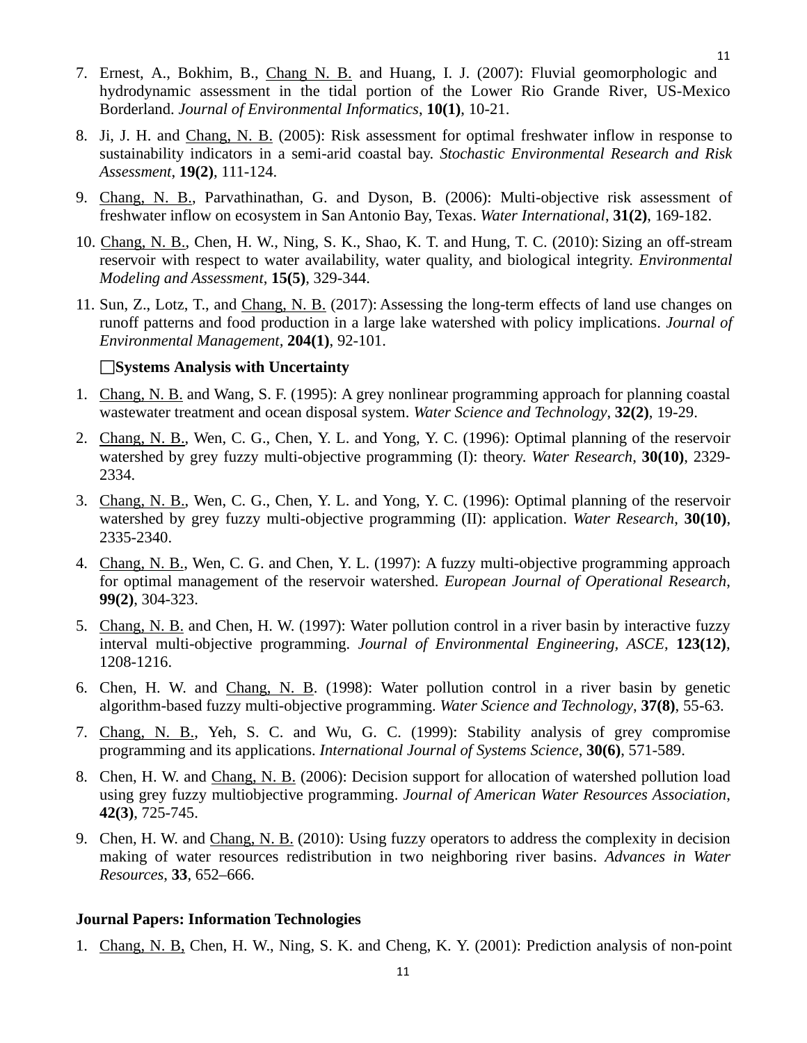7. Ernest, A., Bokhim, B., <u>Chang N. B.</u> and Huang, I. J. (2007): Fluvial geomorphologic and hydrodynamic assessment in the tidal portion of the Lower Rio Grande River, US-Mexico Borderland. *Journal of Environmental Informatics*, **10(1)**, 10-21.

8. Ji, J. H. and <u>Chang, N. B.</u> (2005): Risk assessment for optimal freshwater inflow in response to sustainability indicators in a semi-arid coastal bay. *Stochastic Environmental Research and Risk Assessment*, **19(2)**, 111-124.

9. <u>Chang, N. B.</u>, Parvathinathan, G. and Dyson, B. (2006): Multi-objective risk assessment of freshwater inflow on ecosystem in San Antonio Bay, Texas. *Water International*, **31(2)**, 169-182.

10. <u>Chang, N. B.</u>, Chen, H. W., Ning, S. K., Shao, K. T. and Hung, T. C. (2010): Sizing an off-stream reservoir with respect to water availability, water quality, and biological integrity. *Environmental Modeling and Assessment*, **15(5)**, 329-344.

11. Sun, Z., Lotz, T., and <u>Chang, N. B.</u> (2017): Assessing the long-term effects of land use changes on runoff patterns and food production in a large lake watershed with policy implications. *Journal of Environmental Management*, **204(1)**, 92-101.

☐**Systems Analysis with Uncertainty**

1. <u>Chang, N. B.</u> and Wang, S. F. (1995): A grey nonlinear programming approach for planning coastal wastewater treatment and ocean disposal system. *Water Science and Technology*, **32(2)**, 19-29.

2. <u>Chang, N. B.</u>, Wen, C. G., Chen, Y. L. and Yong, Y. C. (1996): Optimal planning of the reservoir watershed by grey fuzzy multi-objective programming (I): theory. *Water Research*, **30(10)**, 2329-2334.

3. <u>Chang, N. B.</u>, Wen, C. G., Chen, Y. L. and Yong, Y. C. (1996): Optimal planning of the reservoir watershed by grey fuzzy multi-objective programming (II): application. *Water Research*, **30(10)**, 2335-2340.

4. <u>Chang, N. B.</u>, Wen, C. G. and Chen, Y. L. (1997): A fuzzy multi-objective programming approach for optimal management of the reservoir watershed. *European Journal of Operational Research*, **99(2)**, 304-323.

5. <u>Chang, N. B.</u> and Chen, H. W. (1997): Water pollution control in a river basin by interactive fuzzy interval multi-objective programming. *Journal of Environmental Engineering, ASCE*, **123(12)**, 1208-1216.

6. Chen, H. W. and <u>Chang, N. B</u>. (1998): Water pollution control in a river basin by genetic algorithm-based fuzzy multi-objective programming. *Water Science and Technology*, **37(8)**, 55-63.

7. <u>Chang, N. B.</u>, Yeh, S. C. and Wu, G. C. (1999): Stability analysis of grey compromise programming and its applications. *International Journal of Systems Science*, **30(6)**, 571-589.

8. Chen, H. W. and <u>Chang, N. B.</u> (2006): Decision support for allocation of watershed pollution load using grey fuzzy multiobjective programming. *Journal of American Water Resources Association*, **42(3)**, 725-745.

9. Chen, H. W. and <u>Chang, N. B.</u> (2010): Using fuzzy operators to address the complexity in decision making of water resources redistribution in two neighboring river basins. *Advances in Water Resources*, **33**, 652–666.

**Journal Papers: Information Technologies**

1. <u>Chang, N. B,</u> Chen, H. W., Ning, S. K. and Cheng, K. Y. (2001): Prediction analysis of non-point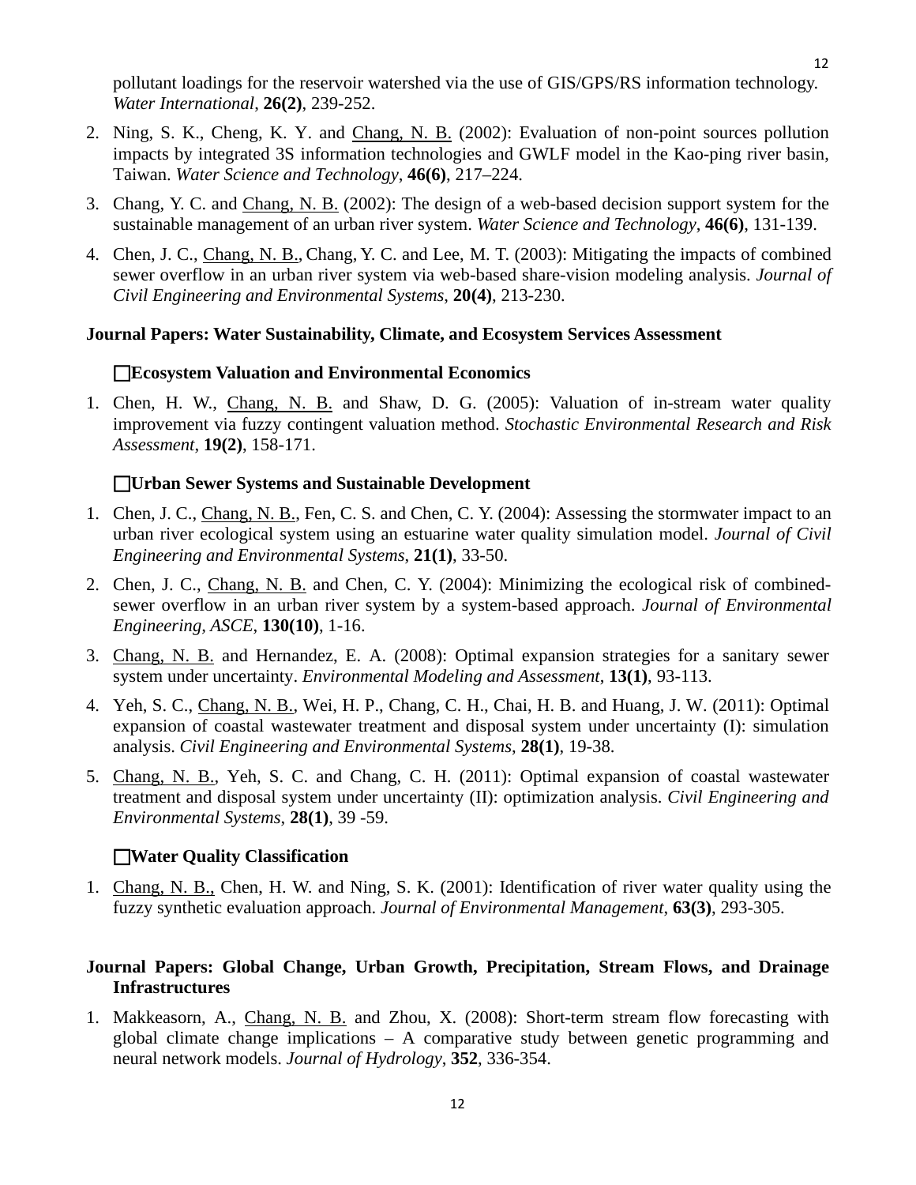pollutant loadings for the reservoir watershed via the use of GIS/GPS/RS information technology. *Water International*, **26(2)**, 239-252.

2. Ning, S. K., Cheng, K. Y. and Chang, N. B. (2002): Evaluation of non-point sources pollution impacts by integrated 3S information technologies and GWLF model in the Kao-ping river basin, Taiwan. *Water Science and Technology*, **46(6)**, 217–224.
3. Chang, Y. C. and Chang, N. B. (2002): The design of a web-based decision support system for the sustainable management of an urban river system. *Water Science and Technology*, **46(6)**, 131-139.
4. Chen, J. C., Chang, N. B., Chang, Y. C. and Lee, M. T. (2003): Mitigating the impacts of combined sewer overflow in an urban river system via web-based share-vision modeling analysis. *Journal of Civil Engineering and Environmental Systems*, **20(4)**, 213-230.

**Journal Papers: Water Sustainability, Climate, and Ecosystem Services Assessment**

**❑Ecosystem Valuation and Environmental Economics**

1. Chen, H. W., Chang, N. B. and Shaw, D. G. (2005): Valuation of in-stream water quality improvement via fuzzy contingent valuation method. *Stochastic Environmental Research and Risk Assessment*, **19(2)**, 158-171.

**❑Urban Sewer Systems and Sustainable Development**

1. Chen, J. C., Chang, N. B., Fen, C. S. and Chen, C. Y. (2004): Assessing the stormwater impact to an urban river ecological system using an estuarine water quality simulation model. *Journal of Civil Engineering and Environmental Systems*, **21(1)**, 33-50.
2. Chen, J. C., Chang, N. B. and Chen, C. Y. (2004): Minimizing the ecological risk of combined-sewer overflow in an urban river system by a system-based approach. *Journal of Environmental Engineering, ASCE*, **130(10)**, 1-16.
3. Chang, N. B. and Hernandez, E. A. (2008): Optimal expansion strategies for a sanitary sewer system under uncertainty. *Environmental Modeling and Assessment*, **13(1)**, 93-113.
4. Yeh, S. C., Chang, N. B., Wei, H. P., Chang, C. H., Chai, H. B. and Huang, J. W. (2011): Optimal expansion of coastal wastewater treatment and disposal system under uncertainty (I): simulation analysis. *Civil Engineering and Environmental Systems*, **28(1)**, 19-38.
5. Chang, N. B., Yeh, S. C. and Chang, C. H. (2011): Optimal expansion of coastal wastewater treatment and disposal system under uncertainty (II): optimization analysis. *Civil Engineering and Environmental Systems*, **28(1)**, 39 -59.

**❑Water Quality Classification**

1. Chang, N. B., Chen, H. W. and Ning, S. K. (2001): Identification of river water quality using the fuzzy synthetic evaluation approach. *Journal of Environmental Management*, **63(3)**, 293-305.

**Journal Papers: Global Change, Urban Growth, Precipitation, Stream Flows, and Drainage Infrastructures**

1. Makkeasorn, A., Chang, N. B. and Zhou, X. (2008): Short-term stream flow forecasting with global climate change implications – A comparative study between genetic programming and neural network models. *Journal of Hydrology*, **352**, 336-354.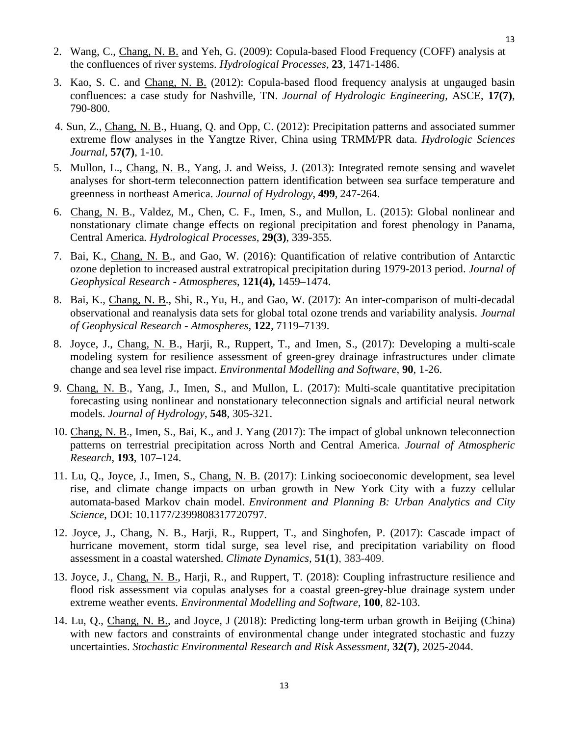2. Wang, C., <u>Chang, N. B.</u> and Yeh, G. (2009): Copula-based Flood Frequency (COFF) analysis at the confluences of river systems. *Hydrological Processes*, **23**, 1471-1486.

3. Kao, S. C. and <u>Chang, N. B.</u> (2012): Copula-based flood frequency analysis at ungauged basin confluences: a case study for Nashville, TN. *Journal of Hydrologic Engineering*, ASCE, **17(7)**, 790-800.

4. Sun, Z., <u>Chang, N. B</u>., Huang, Q. and Opp, C. (2012): Precipitation patterns and associated summer extreme flow analyses in the Yangtze River, China using TRMM/PR data. *Hydrologic Sciences Journal*, **57(7)**, 1-10.

5. Mullon, L., <u>Chang, N. B</u>., Yang, J. and Weiss, J. (2013): Integrated remote sensing and wavelet analyses for short-term teleconnection pattern identification between sea surface temperature and greenness in northeast America. *Journal of Hydrology*, **499**, 247-264.

6. <u>Chang, N. B</u>., Valdez, M., Chen, C. F., Imen, S., and Mullon, L. (2015): Global nonlinear and nonstationary climate change effects on regional precipitation and forest phenology in Panama, Central America. *Hydrological Processes*, **29(3)**, 339-355.

7. Bai, K., <u>Chang, N. B</u>., and Gao, W. (2016): Quantification of relative contribution of Antarctic ozone depletion to increased austral extratropical precipitation during 1979-2013 period. *Journal of Geophysical Research - Atmospheres*, **121(4),** 1459–1474.

8. Bai, K., <u>Chang, N. B</u>., Shi, R., Yu, H., and Gao, W. (2017): An inter-comparison of multi-decadal observational and reanalysis data sets for global total ozone trends and variability analysis. *Journal of Geophysical Research - Atmospheres*, **122**, 7119–7139.

8. Joyce, J., <u>Chang, N. B</u>., Harji, R., Ruppert, T., and Imen, S., (2017): Developing a multi-scale modeling system for resilience assessment of green-grey drainage infrastructures under climate change and sea level rise impact. *Environmental Modelling and Software*, **90**, 1-26.

9. <u>Chang, N. B</u>., Yang, J., Imen, S., and Mullon, L. (2017): Multi-scale quantitative precipitation forecasting using nonlinear and nonstationary teleconnection signals and artificial neural network models. *Journal of Hydrology*, **548**, 305-321.

10. <u>Chang, N. B</u>., Imen, S., Bai, K., and J. Yang (2017): The impact of global unknown teleconnection patterns on terrestrial precipitation across North and Central America. *Journal of Atmospheric Research*, **193**, 107–124.

11. Lu, Q., Joyce, J., Imen, S., <u>Chang, N. B.</u> (2017): Linking socioeconomic development, sea level rise, and climate change impacts on urban growth in New York City with a fuzzy cellular automata-based Markov chain model. *Environment and Planning B: Urban Analytics and City Science*, DOI: 10.1177/2399808317720797.

12. Joyce, J., <u>Chang, N. B.</u>, Harji, R., Ruppert, T., and Singhofen, P. (2017): Cascade impact of hurricane movement, storm tidal surge, sea level rise, and precipitation variability on flood assessment in a coastal watershed. *Climate Dynamics*, **51(1)**, 383-409.

13. Joyce, J., <u>Chang, N. B.</u>, Harji, R., and Ruppert, T. (2018): Coupling infrastructure resilience and flood risk assessment via copulas analyses for a coastal green-grey-blue drainage system under extreme weather events. *Environmental Modelling and Software*, **100**, 82-103.

14. Lu, Q., <u>Chang, N. B.</u>, and Joyce, J (2018): Predicting long-term urban growth in Beijing (China) with new factors and constraints of environmental change under integrated stochastic and fuzzy uncertainties. *Stochastic Environmental Research and Risk Assessment*, **32(7)**, 2025-2044.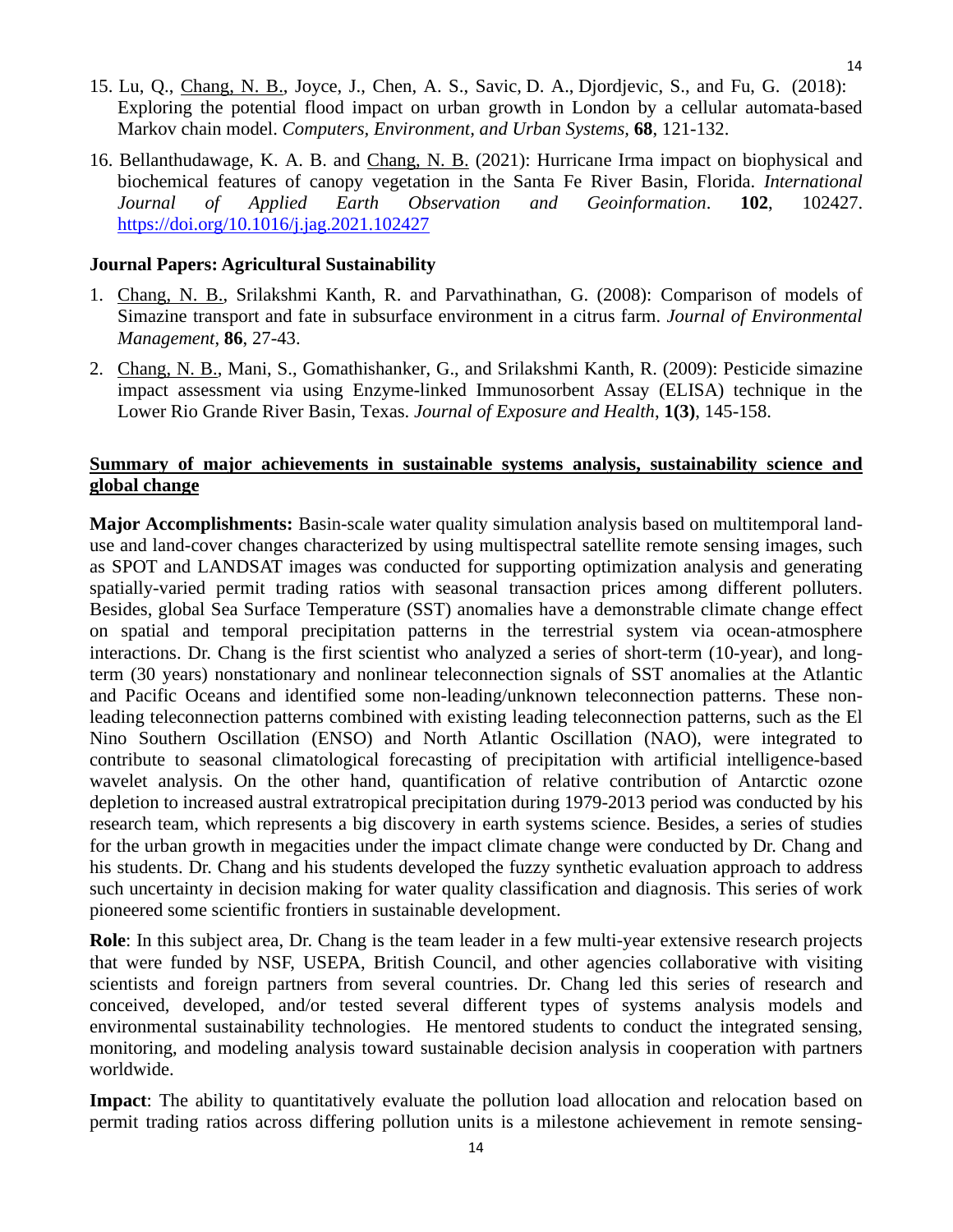15. Lu, Q., Chang, N. B., Joyce, J., Chen, A. S., Savic, D. A., Djordjevic, S., and Fu, G. (2018): Exploring the potential flood impact on urban growth in London by a cellular automata-based Markov chain model. *Computers, Environment, and Urban Systems*, **68**, 121-132.
16. Bellanthudawage, K. A. B. and Chang, N. B. (2021): Hurricane Irma impact on biophysical and biochemical features of canopy vegetation in the Santa Fe River Basin, Florida. *International Journal of Applied Earth Observation and Geoinformation*. **102**, 102427. https://doi.org/10.1016/j.jag.2021.102427

**Journal Papers: Agricultural Sustainability**

1. Chang, N. B., Srilakshmi Kanth, R. and Parvathinathan, G. (2008): Comparison of models of Simazine transport and fate in subsurface environment in a citrus farm. *Journal of Environmental Management*, **86**, 27-43.
2. Chang, N. B., Mani, S., Gomathishanker, G., and Srilakshmi Kanth, R. (2009): Pesticide simazine impact assessment via using Enzyme-linked Immunosorbent Assay (ELISA) technique in the Lower Rio Grande River Basin, Texas. *Journal of Exposure and Health*, **1(3)**, 145-158.

## Summary of major achievements in sustainable systems analysis, sustainability science and global change

**Major Accomplishments:** Basin-scale water quality simulation analysis based on multitemporal land-use and land-cover changes characterized by using multispectral satellite remote sensing images, such as SPOT and LANDSAT images was conducted for supporting optimization analysis and generating spatially-varied permit trading ratios with seasonal transaction prices among different polluters. Besides, global Sea Surface Temperature (SST) anomalies have a demonstrable climate change effect on spatial and temporal precipitation patterns in the terrestrial system via ocean-atmosphere interactions. Dr. Chang is the first scientist who analyzed a series of short-term (10-year), and long-term (30 years) nonstationary and nonlinear teleconnection signals of SST anomalies at the Atlantic and Pacific Oceans and identified some non-leading/unknown teleconnection patterns. These non-leading teleconnection patterns combined with existing leading teleconnection patterns, such as the El Nino Southern Oscillation (ENSO) and North Atlantic Oscillation (NAO), were integrated to contribute to seasonal climatological forecasting of precipitation with artificial intelligence-based wavelet analysis. On the other hand, quantification of relative contribution of Antarctic ozone depletion to increased austral extratropical precipitation during 1979-2013 period was conducted by his research team, which represents a big discovery in earth systems science. Besides, a series of studies for the urban growth in megacities under the impact climate change were conducted by Dr. Chang and his students. Dr. Chang and his students developed the fuzzy synthetic evaluation approach to address such uncertainty in decision making for water quality classification and diagnosis. This series of work pioneered some scientific frontiers in sustainable development.

**Role**: In this subject area, Dr. Chang is the team leader in a few multi-year extensive research projects that were funded by NSF, USEPA, British Council, and other agencies collaborative with visiting scientists and foreign partners from several countries. Dr. Chang led this series of research and conceived, developed, and/or tested several different types of systems analysis models and environmental sustainability technologies. He mentored students to conduct the integrated sensing, monitoring, and modeling analysis toward sustainable decision analysis in cooperation with partners worldwide.

**Impact**: The ability to quantitatively evaluate the pollution load allocation and relocation based on permit trading ratios across differing pollution units is a milestone achievement in remote sensing-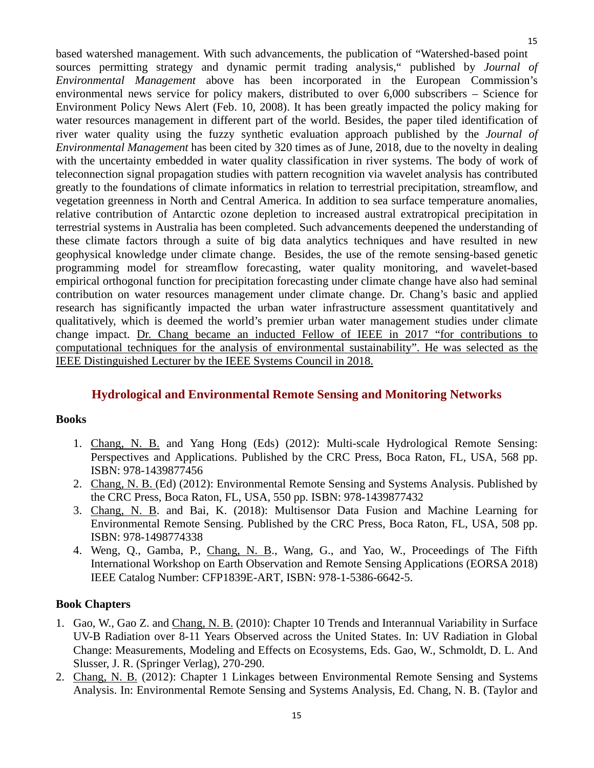based watershed management. With such advancements, the publication of "Watershed-based point sources permitting strategy and dynamic permit trading analysis," published by *Journal of Environmental Management* above has been incorporated in the European Commission's environmental news service for policy makers, distributed to over 6,000 subscribers – Science for Environment Policy News Alert (Feb. 10, 2008). It has been greatly impacted the policy making for water resources management in different part of the world. Besides, the paper tiled identification of river water quality using the fuzzy synthetic evaluation approach published by the *Journal of Environmental Management* has been cited by 320 times as of June, 2018, due to the novelty in dealing with the uncertainty embedded in water quality classification in river systems. The body of work of teleconnection signal propagation studies with pattern recognition via wavelet analysis has contributed greatly to the foundations of climate informatics in relation to terrestrial precipitation, streamflow, and vegetation greenness in North and Central America. In addition to sea surface temperature anomalies, relative contribution of Antarctic ozone depletion to increased austral extratropical precipitation in terrestrial systems in Australia has been completed. Such advancements deepened the understanding of these climate factors through a suite of big data analytics techniques and have resulted in new geophysical knowledge under climate change. Besides, the use of the remote sensing-based genetic programming model for streamflow forecasting, water quality monitoring, and wavelet-based empirical orthogonal function for precipitation forecasting under climate change have also had seminal contribution on water resources management under climate change. Dr. Chang's basic and applied research has significantly impacted the urban water infrastructure assessment quantitatively and qualitatively, which is deemed the world's premier urban water management studies under climate change impact. <u>Dr. Chang became an inducted Fellow of IEEE in 2017 "for contributions to computational techniques for the analysis of environmental sustainability". He was selected as the IEEE Distinguished Lecturer by the IEEE Systems Council in 2018.</u>

## Hydrological and Environmental Remote Sensing and Monitoring Networks

**Books**

1. <u>Chang, N. B.</u> and Yang Hong (Eds) (2012): Multi-scale Hydrological Remote Sensing: Perspectives and Applications. Published by the CRC Press, Boca Raton, FL, USA, 568 pp. ISBN: 978-1439877456
2. <u>Chang, N. B.</u> (Ed) (2012): Environmental Remote Sensing and Systems Analysis. Published by the CRC Press, Boca Raton, FL, USA, 550 pp. ISBN: 978-1439877432
3. <u>Chang, N. B</u>. and Bai, K. (2018): Multisensor Data Fusion and Machine Learning for Environmental Remote Sensing. Published by the CRC Press, Boca Raton, FL, USA, 508 pp. ISBN: 978-1498774338
4. Weng, Q., Gamba, P., <u>Chang, N. B</u>., Wang, G., and Yao, W., Proceedings of The Fifth International Workshop on Earth Observation and Remote Sensing Applications (EORSA 2018) IEEE Catalog Number: CFP1839E-ART, ISBN: 978-1-5386-6642-5.

**Book Chapters**

1. Gao, W., Gao Z. and <u>Chang, N. B.</u> (2010): Chapter 10 Trends and Interannual Variability in Surface UV-B Radiation over 8-11 Years Observed across the United States. In: UV Radiation in Global Change: Measurements, Modeling and Effects on Ecosystems, Eds. Gao, W., Schmoldt, D. L. And Slusser, J. R. (Springer Verlag), 270-290.
2. <u>Chang, N. B.</u> (2012): Chapter 1 Linkages between Environmental Remote Sensing and Systems Analysis. In: Environmental Remote Sensing and Systems Analysis, Ed. Chang, N. B. (Taylor and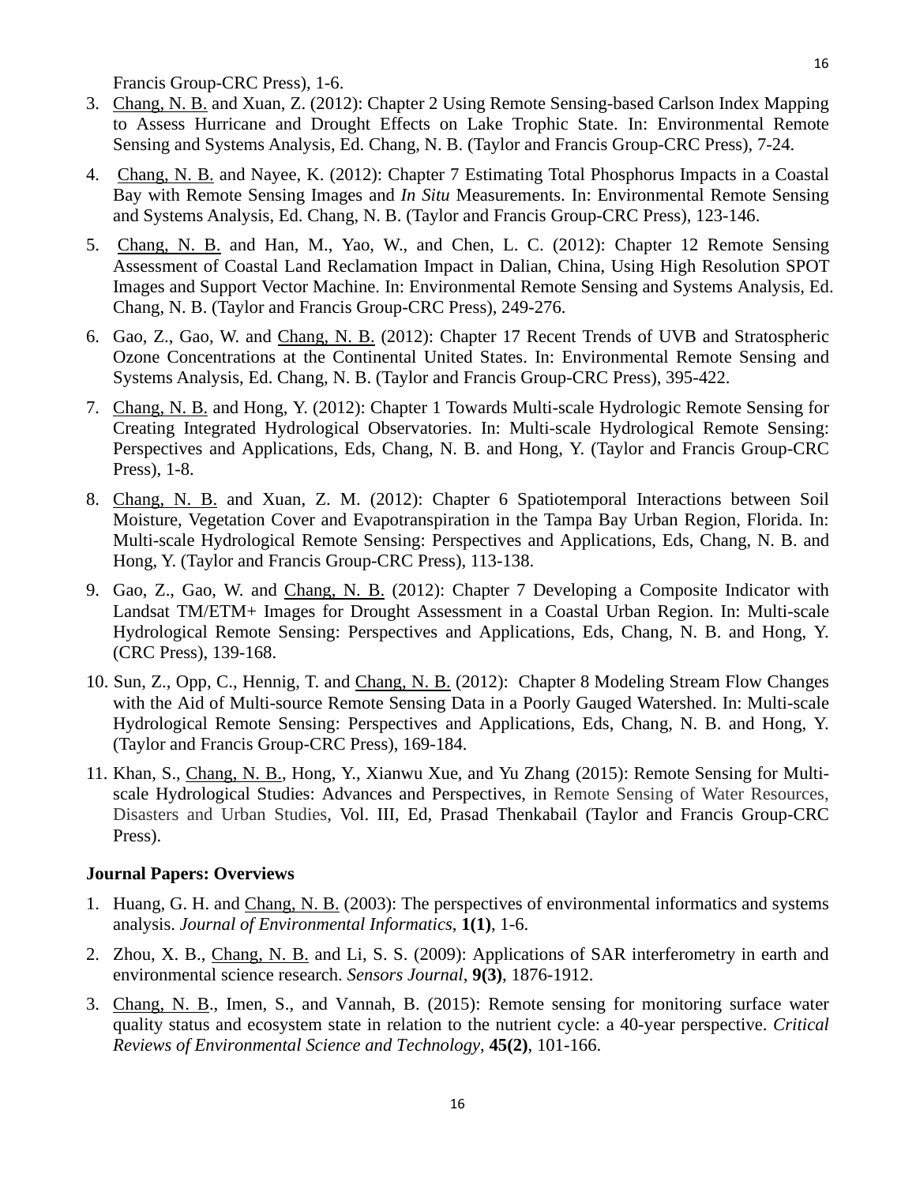Francis Group-CRC Press), 1-6.

3. Chang, N. B. and Xuan, Z. (2012): Chapter 2 Using Remote Sensing-based Carlson Index Mapping to Assess Hurricane and Drought Effects on Lake Trophic State. In: Environmental Remote Sensing and Systems Analysis, Ed. Chang, N. B. (Taylor and Francis Group-CRC Press), 7-24.

4. Chang, N. B. and Nayee, K. (2012): Chapter 7 Estimating Total Phosphorus Impacts in a Coastal Bay with Remote Sensing Images and *In Situ* Measurements. In: Environmental Remote Sensing and Systems Analysis, Ed. Chang, N. B. (Taylor and Francis Group-CRC Press), 123-146.

5. Chang, N. B. and Han, M., Yao, W., and Chen, L. C. (2012): Chapter 12 Remote Sensing Assessment of Coastal Land Reclamation Impact in Dalian, China, Using High Resolution SPOT Images and Support Vector Machine. In: Environmental Remote Sensing and Systems Analysis, Ed. Chang, N. B. (Taylor and Francis Group-CRC Press), 249-276.

6. Gao, Z., Gao, W. and Chang, N. B. (2012): Chapter 17 Recent Trends of UVB and Stratospheric Ozone Concentrations at the Continental United States. In: Environmental Remote Sensing and Systems Analysis, Ed. Chang, N. B. (Taylor and Francis Group-CRC Press), 395-422.

7. Chang, N. B. and Hong, Y. (2012): Chapter 1 Towards Multi-scale Hydrologic Remote Sensing for Creating Integrated Hydrological Observatories. In: Multi-scale Hydrological Remote Sensing: Perspectives and Applications, Eds, Chang, N. B. and Hong, Y. (Taylor and Francis Group-CRC Press), 1-8.

8. Chang, N. B. and Xuan, Z. M. (2012): Chapter 6 Spatiotemporal Interactions between Soil Moisture, Vegetation Cover and Evapotranspiration in the Tampa Bay Urban Region, Florida. In: Multi-scale Hydrological Remote Sensing: Perspectives and Applications, Eds, Chang, N. B. and Hong, Y. (Taylor and Francis Group-CRC Press), 113-138.

9. Gao, Z., Gao, W. and Chang, N. B. (2012): Chapter 7 Developing a Composite Indicator with Landsat TM/ETM+ Images for Drought Assessment in a Coastal Urban Region. In: Multi-scale Hydrological Remote Sensing: Perspectives and Applications, Eds, Chang, N. B. and Hong, Y. (CRC Press), 139-168.

10. Sun, Z., Opp, C., Hennig, T. and Chang, N. B. (2012): Chapter 8 Modeling Stream Flow Changes with the Aid of Multi-source Remote Sensing Data in a Poorly Gauged Watershed. In: Multi-scale Hydrological Remote Sensing: Perspectives and Applications, Eds, Chang, N. B. and Hong, Y. (Taylor and Francis Group-CRC Press), 169-184.

11. Khan, S., Chang, N. B., Hong, Y., Xianwu Xue, and Yu Zhang (2015): Remote Sensing for Multi-scale Hydrological Studies: Advances and Perspectives, in Remote Sensing of Water Resources, Disasters and Urban Studies, Vol. III, Ed, Prasad Thenkabail (Taylor and Francis Group-CRC Press).

**Journal Papers: Overviews**

1. Huang, G. H. and Chang, N. B. (2003): The perspectives of environmental informatics and systems analysis. *Journal of Environmental Informatics*, **1(1)**, 1-6.

2. Zhou, X. B., Chang, N. B. and Li, S. S. (2009): Applications of SAR interferometry in earth and environmental science research. *Sensors Journal*, **9(3)**, 1876-1912.

3. Chang, N. B., Imen, S., and Vannah, B. (2015): Remote sensing for monitoring surface water quality status and ecosystem state in relation to the nutrient cycle: a 40-year perspective. *Critical Reviews of Environmental Science and Technology*, **45(2)**, 101-166.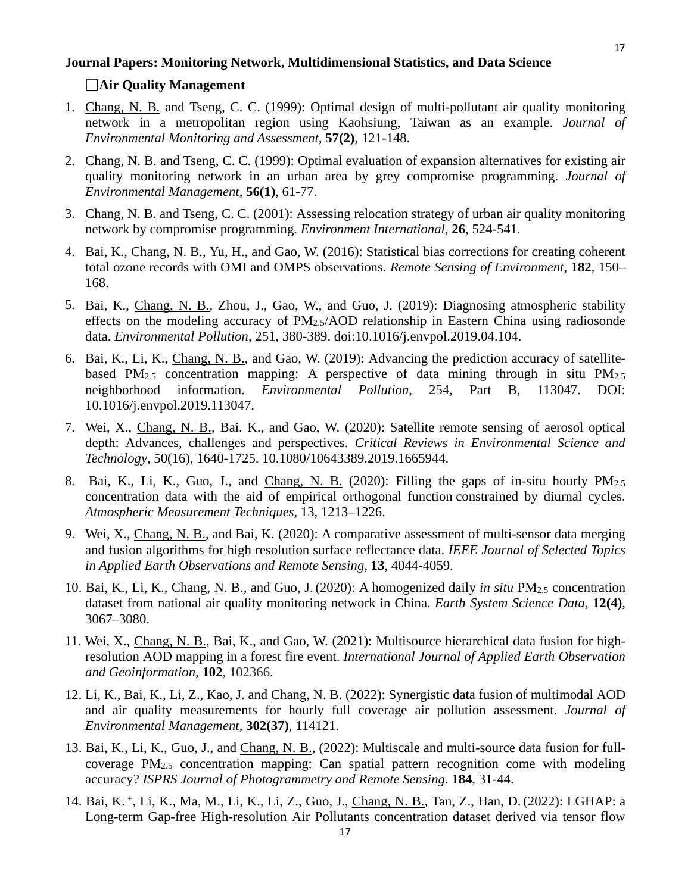**Journal Papers: Monitoring Network, Multidimensional Statistics, and Data Science**

☐**Air Quality Management**

1. Chang, N. B. and Tseng, C. C. (1999): Optimal design of multi-pollutant air quality monitoring network in a metropolitan region using Kaohsiung, Taiwan as an example. *Journal of Environmental Monitoring and Assessment*, **57(2)**, 121-148.
2. Chang, N. B. and Tseng, C. C. (1999): Optimal evaluation of expansion alternatives for existing air quality monitoring network in an urban area by grey compromise programming. *Journal of Environmental Management*, **56(1)**, 61-77.
3. Chang, N. B. and Tseng, C. C. (2001): Assessing relocation strategy of urban air quality monitoring network by compromise programming. *Environment International*, **26**, 524-541.
4. Bai, K., Chang, N. B., Yu, H., and Gao, W. (2016): Statistical bias corrections for creating coherent total ozone records with OMI and OMPS observations. *Remote Sensing of Environment*, **182**, 150–168.
5. Bai, K., Chang, N. B., Zhou, J., Gao, W., and Guo, J. (2019): Diagnosing atmospheric stability effects on the modeling accuracy of $PM_{2.5}$/AOD relationship in Eastern China using radiosonde data. *Environmental Pollution*, 251, 380-389. doi:10.1016/j.envpol.2019.04.104.
6. Bai, K., Li, K., Chang, N. B., and Gao, W. (2019): Advancing the prediction accuracy of satellite-based $PM_{2.5}$ concentration mapping: A perspective of data mining through in situ $PM_{2.5}$ neighborhood information. *Environmental Pollution*, 254, Part B, 113047. DOI: 10.1016/j.envpol.2019.113047.
7. Wei, X., Chang, N. B., Bai. K., and Gao, W. (2020): Satellite remote sensing of aerosol optical depth: Advances, challenges and perspectives. *Critical Reviews in Environmental Science and Technology*, 50(16), 1640-1725. 10.1080/10643389.2019.1665944.
8. Bai, K., Li, K., Guo, J., and Chang, N. B. (2020): Filling the gaps of in-situ hourly $PM_{2.5}$ concentration data with the aid of empirical orthogonal function constrained by diurnal cycles. *Atmospheric Measurement Techniques*, 13, 1213–1226.
9. Wei, X., Chang, N. B., and Bai, K. (2020): A comparative assessment of multi-sensor data merging and fusion algorithms for high resolution surface reflectance data. *IEEE Journal of Selected Topics in Applied Earth Observations and Remote Sensing*, **13**, 4044-4059.
10. Bai, K., Li, K., Chang, N. B., and Guo, J. (2020): A homogenized daily *in situ* $PM_{2.5}$ concentration dataset from national air quality monitoring network in China. *Earth System Science Data*, **12(4)**, 3067–3080.
11. Wei, X., Chang, N. B., Bai, K., and Gao, W. (2021): Multisource hierarchical data fusion for high-resolution AOD mapping in a forest fire event. *International Journal of Applied Earth Observation and Geoinformation*, **102**, 102366.
12. Li, K., Bai, K., Li, Z., Kao, J. and Chang, N. B. (2022): Synergistic data fusion of multimodal AOD and air quality measurements for hourly full coverage air pollution assessment. *Journal of Environmental Management*, **302(37)**, 114121.
13. Bai, K., Li, K., Guo, J., and Chang, N. B., (2022): Multiscale and multi-source data fusion for full-coverage $PM_{2.5}$ concentration mapping: Can spatial pattern recognition come with modeling accuracy? *ISPRS Journal of Photogrammetry and Remote Sensing*. **184**, 31-44.
14. Bai, K. [+], Li, K., Ma, M., Li, K., Li, Z., Guo, J., Chang, N. B., Tan, Z., Han, D. (2022): LGHAP: a Long-term Gap-free High-resolution Air Pollutants concentration dataset derived via tensor flow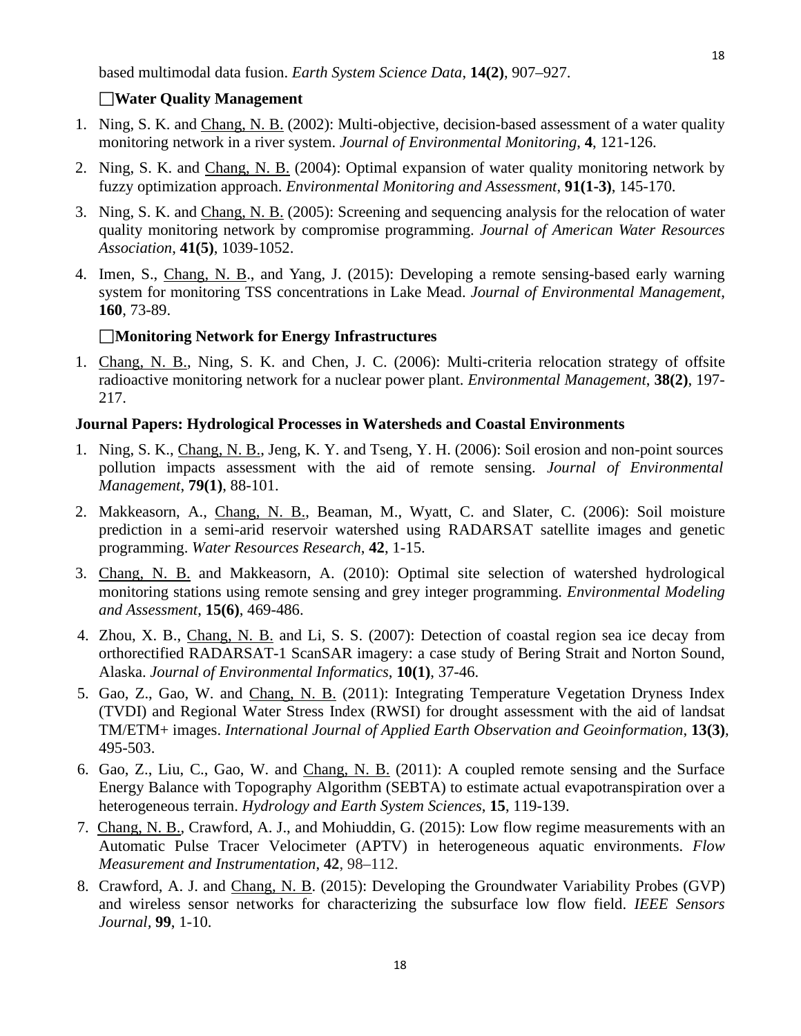based multimodal data fusion. *Earth System Science Data*, **14(2)**, 907–927.

☐**Water Quality Management**

1. Ning, S. K. and Chang, N. B. (2002): Multi-objective, decision-based assessment of a water quality monitoring network in a river system. *Journal of Environmental Monitoring*, **4**, 121-126.
2. Ning, S. K. and Chang, N. B. (2004): Optimal expansion of water quality monitoring network by fuzzy optimization approach. *Environmental Monitoring and Assessment*, **91(1-3)**, 145-170.
3. Ning, S. K. and Chang, N. B. (2005): Screening and sequencing analysis for the relocation of water quality monitoring network by compromise programming. *Journal of American Water Resources Association*, **41(5)**, 1039-1052.
4. Imen, S., Chang, N. B., and Yang, J. (2015): Developing a remote sensing-based early warning system for monitoring TSS concentrations in Lake Mead. *Journal of Environmental Management*, **160**, 73-89.

☐**Monitoring Network for Energy Infrastructures**

1. Chang, N. B., Ning, S. K. and Chen, J. C. (2006): Multi-criteria relocation strategy of offsite radioactive monitoring network for a nuclear power plant. *Environmental Management*, **38(2)**, 197-217.

**Journal Papers: Hydrological Processes in Watersheds and Coastal Environments**

1. Ning, S. K., Chang, N. B., Jeng, K. Y. and Tseng, Y. H. (2006): Soil erosion and non-point sources pollution impacts assessment with the aid of remote sensing. *Journal of Environmental Management*, **79(1)**, 88-101.
2. Makkeasorn, A., Chang, N. B., Beaman, M., Wyatt, C. and Slater, C. (2006): Soil moisture prediction in a semi-arid reservoir watershed using RADARSAT satellite images and genetic programming. *Water Resources Research*, **42**, 1-15.
3. Chang, N. B. and Makkeasorn, A. (2010): Optimal site selection of watershed hydrological monitoring stations using remote sensing and grey integer programming. *Environmental Modeling and Assessment*, **15(6)**, 469-486.
4. Zhou, X. B., Chang, N. B. and Li, S. S. (2007): Detection of coastal region sea ice decay from orthorectified RADARSAT-1 ScanSAR imagery: a case study of Bering Strait and Norton Sound, Alaska. *Journal of Environmental Informatics*, **10(1)**, 37-46.
5. Gao, Z., Gao, W. and Chang, N. B. (2011): Integrating Temperature Vegetation Dryness Index (TVDI) and Regional Water Stress Index (RWSI) for drought assessment with the aid of landsat TM/ETM+ images. *International Journal of Applied Earth Observation and Geoinformation*, **13(3)**, 495-503.
6. Gao, Z., Liu, C., Gao, W. and Chang, N. B. (2011): A coupled remote sensing and the Surface Energy Balance with Topography Algorithm (SEBTA) to estimate actual evapotranspiration over a heterogeneous terrain. *Hydrology and Earth System Sciences*, **15**, 119-139.
7. Chang, N. B., Crawford, A. J., and Mohiuddin, G. (2015): Low flow regime measurements with an Automatic Pulse Tracer Velocimeter (APTV) in heterogeneous aquatic environments. *Flow Measurement and Instrumentation*, **42**, 98–112.
8. Crawford, A. J. and Chang, N. B. (2015): Developing the Groundwater Variability Probes (GVP) and wireless sensor networks for characterizing the subsurface low flow field. *IEEE Sensors Journal*, **99**, 1-10.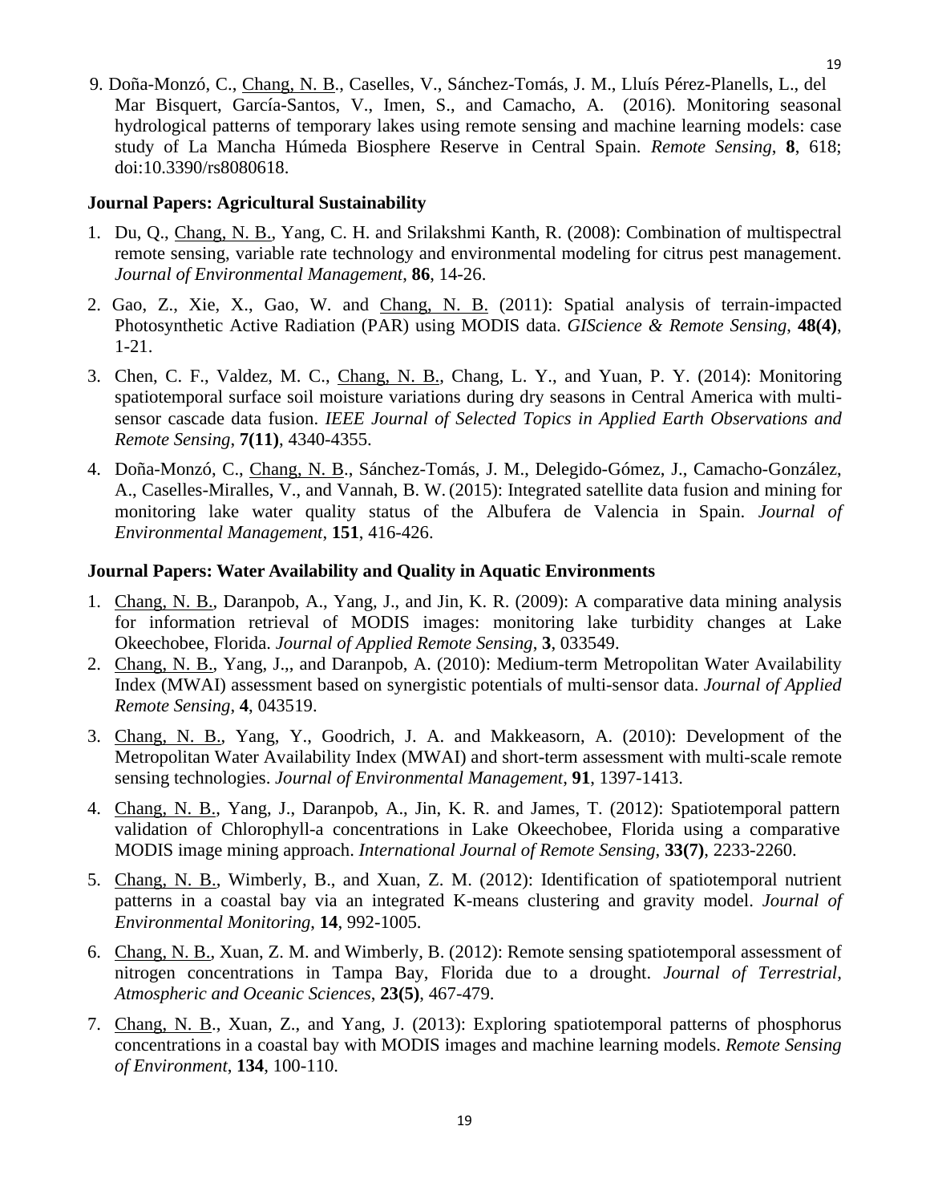9. Doña-Monzó, C., Chang, N. B., Caselles, V., Sánchez-Tomás, J. M., Lluís Pérez-Planells, L., del Mar Bisquert, García-Santos, V., Imen, S., and Camacho, A. (2016). Monitoring seasonal hydrological patterns of temporary lakes using remote sensing and machine learning models: case study of La Mancha Húmeda Biosphere Reserve in Central Spain. *Remote Sensing*, **8**, 618; doi:10.3390/rs8080618.

**Journal Papers: Agricultural Sustainability**

1. Du, Q., Chang, N. B., Yang, C. H. and Srilakshmi Kanth, R. (2008): Combination of multispectral remote sensing, variable rate technology and environmental modeling for citrus pest management. *Journal of Environmental Management*, **86**, 14-26.
2. Gao, Z., Xie, X., Gao, W. and Chang, N. B. (2011): Spatial analysis of terrain-impacted Photosynthetic Active Radiation (PAR) using MODIS data. *GIScience & Remote Sensing*, **48(4)**, 1-21.
3. Chen, C. F., Valdez, M. C., Chang, N. B., Chang, L. Y., and Yuan, P. Y. (2014): Monitoring spatiotemporal surface soil moisture variations during dry seasons in Central America with multi-sensor cascade data fusion. *IEEE Journal of Selected Topics in Applied Earth Observations and Remote Sensing*, **7(11)**, 4340-4355.
4. Doña-Monzó, C., Chang, N. B., Sánchez-Tomás, J. M., Delegido-Gómez, J., Camacho-González, A., Caselles-Miralles, V., and Vannah, B. W. (2015): Integrated satellite data fusion and mining for monitoring lake water quality status of the Albufera de Valencia in Spain. *Journal of Environmental Management*, **151**, 416-426.

**Journal Papers: Water Availability and Quality in Aquatic Environments**

1. Chang, N. B., Daranpob, A., Yang, J., and Jin, K. R. (2009): A comparative data mining analysis for information retrieval of MODIS images: monitoring lake turbidity changes at Lake Okeechobee, Florida. *Journal of Applied Remote Sensing*, **3**, 033549.
2. Chang, N. B., Yang, J.,, and Daranpob, A. (2010): Medium-term Metropolitan Water Availability Index (MWAI) assessment based on synergistic potentials of multi-sensor data. *Journal of Applied Remote Sensing*, **4**, 043519.
3. Chang, N. B., Yang, Y., Goodrich, J. A. and Makkeasorn, A. (2010): Development of the Metropolitan Water Availability Index (MWAI) and short-term assessment with multi-scale remote sensing technologies. *Journal of Environmental Management*, **91**, 1397-1413.
4. Chang, N. B., Yang, J., Daranpob, A., Jin, K. R. and James, T. (2012): Spatiotemporal pattern validation of Chlorophyll-a concentrations in Lake Okeechobee, Florida using a comparative MODIS image mining approach. *International Journal of Remote Sensing*, **33(7)**, 2233-2260.
5. Chang, N. B., Wimberly, B., and Xuan, Z. M. (2012): Identification of spatiotemporal nutrient patterns in a coastal bay via an integrated K-means clustering and gravity model. *Journal of Environmental Monitoring*, **14**, 992-1005.
6. Chang, N. B., Xuan, Z. M. and Wimberly, B. (2012): Remote sensing spatiotemporal assessment of nitrogen concentrations in Tampa Bay, Florida due to a drought. *Journal of Terrestrial, Atmospheric and Oceanic Sciences*, **23(5)**, 467-479.
7. Chang, N. B., Xuan, Z., and Yang, J. (2013): Exploring spatiotemporal patterns of phosphorus concentrations in a coastal bay with MODIS images and machine learning models. *Remote Sensing of Environment*, **134**, 100-110.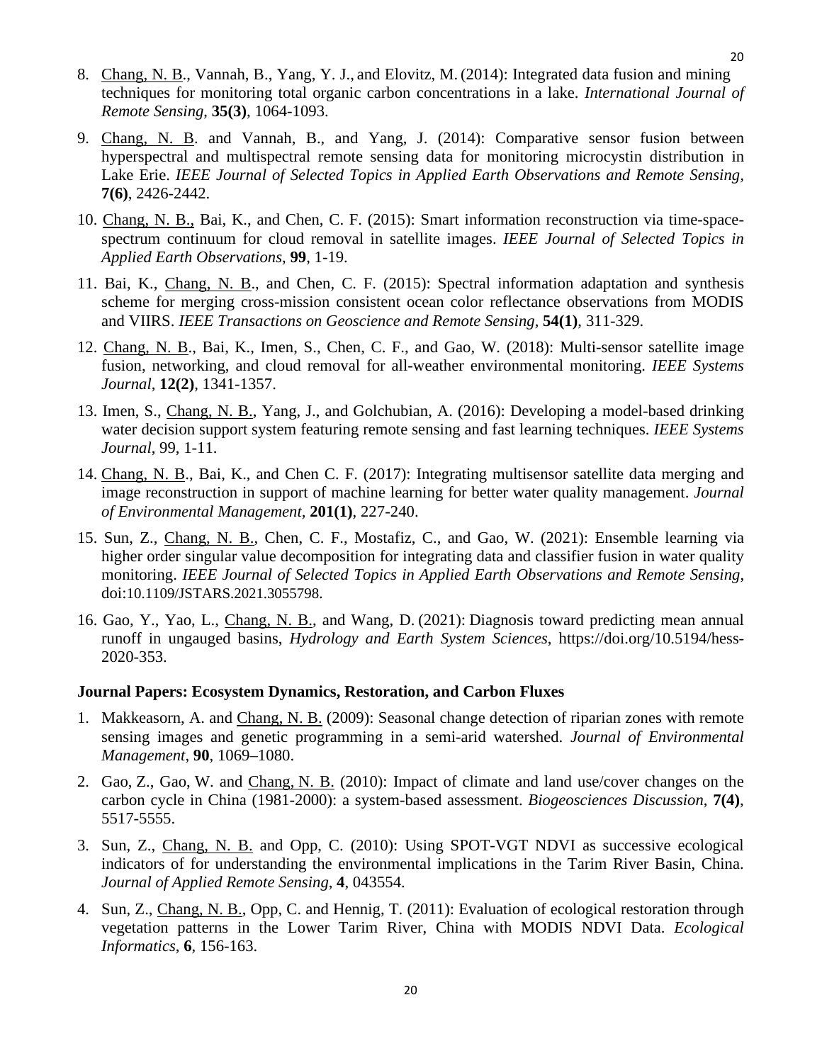8. Chang, N. B., Vannah, B., Yang, Y. J., and Elovitz, M. (2014): Integrated data fusion and mining techniques for monitoring total organic carbon concentrations in a lake. *International Journal of Remote Sensing*, **35(3)**, 1064-1093.

9. Chang, N. B. and Vannah, B., and Yang, J. (2014): Comparative sensor fusion between hyperspectral and multispectral remote sensing data for monitoring microcystin distribution in Lake Erie. *IEEE Journal of Selected Topics in Applied Earth Observations and Remote Sensing*, **7(6)**, 2426-2442.

10. Chang, N. B., Bai, K., and Chen, C. F. (2015): Smart information reconstruction via time-space-spectrum continuum for cloud removal in satellite images. *IEEE Journal of Selected Topics in Applied Earth Observations*, **99**, 1-19.

11. Bai, K., Chang, N. B., and Chen, C. F. (2015): Spectral information adaptation and synthesis scheme for merging cross-mission consistent ocean color reflectance observations from MODIS and VIIRS. *IEEE Transactions on Geoscience and Remote Sensing*, **54(1)**, 311-329.

12. Chang, N. B., Bai, K., Imen, S., Chen, C. F., and Gao, W. (2018): Multi-sensor satellite image fusion, networking, and cloud removal for all-weather environmental monitoring. *IEEE Systems Journal*, **12(2)**, 1341-1357.

13. Imen, S., Chang, N. B., Yang, J., and Golchubian, A. (2016): Developing a model-based drinking water decision support system featuring remote sensing and fast learning techniques. *IEEE Systems Journal*, 99, 1-11.

14. Chang, N. B., Bai, K., and Chen C. F. (2017): Integrating multisensor satellite data merging and image reconstruction in support of machine learning for better water quality management. *Journal of Environmental Management,* **201(1)**, 227-240.

15. Sun, Z., Chang, N. B., Chen, C. F., Mostafiz, C., and Gao, W. (2021): Ensemble learning via higher order singular value decomposition for integrating data and classifier fusion in water quality monitoring. *IEEE Journal of Selected Topics in Applied Earth Observations and Remote Sensing*, doi:10.1109/JSTARS.2021.3055798.

16. Gao, Y., Yao, L., Chang, N. B., and Wang, D. (2021): Diagnosis toward predicting mean annual runoff in ungauged basins, *Hydrology and Earth System Sciences*, https://doi.org/10.5194/hess-2020-353.

**Journal Papers: Ecosystem Dynamics, Restoration, and Carbon Fluxes**

1. Makkeasorn, A. and Chang, N. B. (2009): Seasonal change detection of riparian zones with remote sensing images and genetic programming in a semi-arid watershed. *Journal of Environmental Management*, **90**, 1069–1080.

2. Gao, Z., Gao, W. and Chang, N. B. (2010): Impact of climate and land use/cover changes on the carbon cycle in China (1981-2000): a system-based assessment. *Biogeosciences Discussion*, **7(4)**, 5517-5555.

3. Sun, Z., Chang, N. B. and Opp, C. (2010): Using SPOT-VGT NDVI as successive ecological indicators of for understanding the environmental implications in the Tarim River Basin, China. *Journal of Applied Remote Sensing*, **4**, 043554.

4. Sun, Z., Chang, N. B., Opp, C. and Hennig, T. (2011): Evaluation of ecological restoration through vegetation patterns in the Lower Tarim River, China with MODIS NDVI Data. *Ecological Informatics*, **6**, 156-163.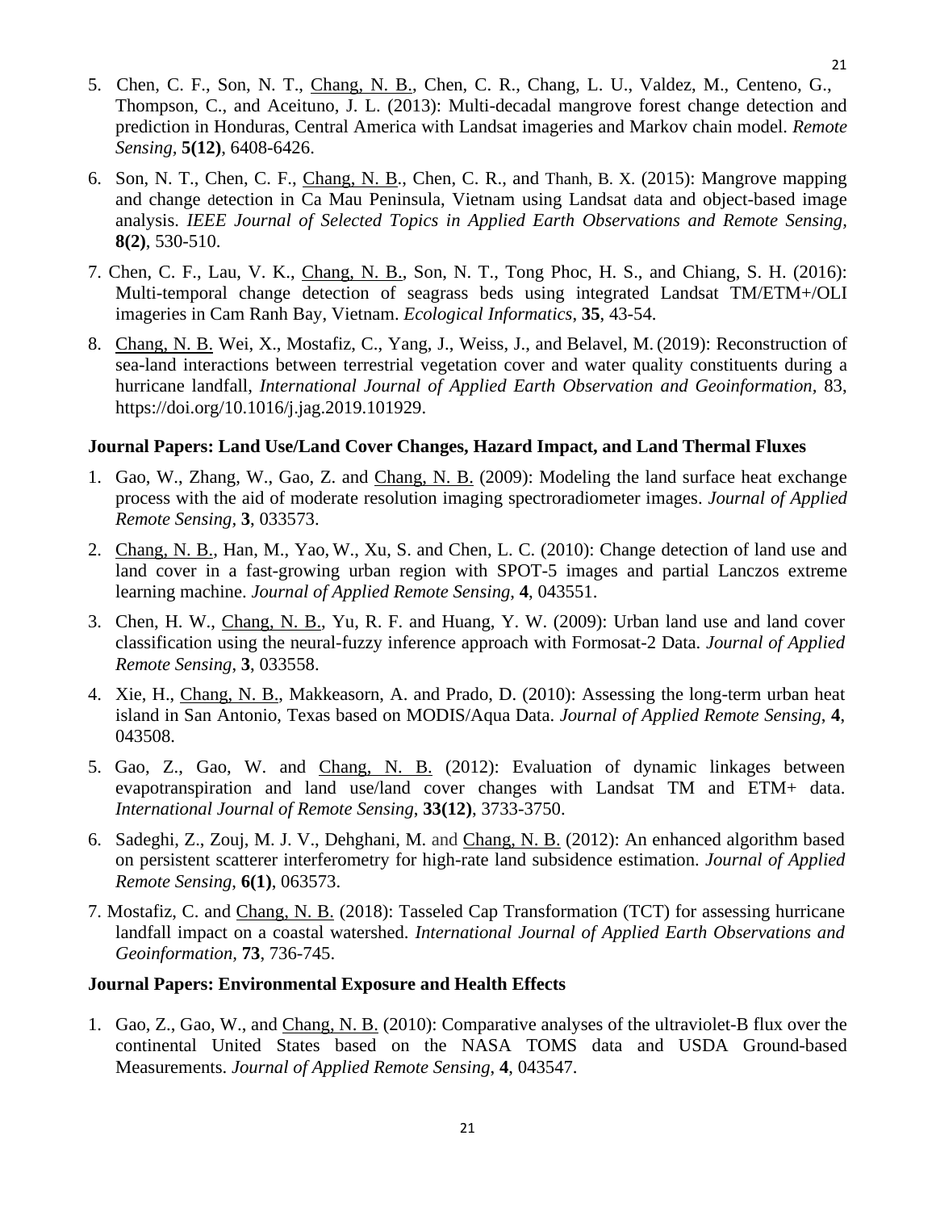5. Chen, C. F., Son, N. T., Chang, N. B., Chen, C. R., Chang, L. U., Valdez, M., Centeno, G., Thompson, C., and Aceituno, J. L. (2013): Multi-decadal mangrove forest change detection and prediction in Honduras, Central America with Landsat imageries and Markov chain model. *Remote Sensing*, **5(12)**, 6408-6426.

6. Son, N. T., Chen, C. F., Chang, N. B., Chen, C. R., and Thanh, B. X. (2015): Mangrove mapping and change detection in Ca Mau Peninsula, Vietnam using Landsat data and object-based image analysis. *IEEE Journal of Selected Topics in Applied Earth Observations and Remote Sensing*, **8(2)**, 530-510.

7. Chen, C. F., Lau, V. K., Chang, N. B., Son, N. T., Tong Phoc, H. S., and Chiang, S. H. (2016): Multi-temporal change detection of seagrass beds using integrated Landsat TM/ETM+/OLI imageries in Cam Ranh Bay, Vietnam. *Ecological Informatics*, **35**, 43-54.

8. Chang, N. B. Wei, X., Mostafiz, C., Yang, J., Weiss, J., and Belavel, M. (2019): Reconstruction of sea-land interactions between terrestrial vegetation cover and water quality constituents during a hurricane landfall, *International Journal of Applied Earth Observation and Geoinformation*, 83, https://doi.org/10.1016/j.jag.2019.101929.

**Journal Papers: Land Use/Land Cover Changes, Hazard Impact, and Land Thermal Fluxes**

1. Gao, W., Zhang, W., Gao, Z. and Chang, N. B. (2009): Modeling the land surface heat exchange process with the aid of moderate resolution imaging spectroradiometer images. *Journal of Applied Remote Sensing*, **3**, 033573.

2. Chang, N. B., Han, M., Yao, W., Xu, S. and Chen, L. C. (2010): Change detection of land use and land cover in a fast-growing urban region with SPOT-5 images and partial Lanczos extreme learning machine. *Journal of Applied Remote Sensing*, **4**, 043551.

3. Chen, H. W., Chang, N. B., Yu, R. F. and Huang, Y. W. (2009): Urban land use and land cover classification using the neural-fuzzy inference approach with Formosat-2 Data. *Journal of Applied Remote Sensing*, **3**, 033558.

4. Xie, H., Chang, N. B., Makkeasorn, A. and Prado, D. (2010): Assessing the long-term urban heat island in San Antonio, Texas based on MODIS/Aqua Data. *Journal of Applied Remote Sensing*, **4**, 043508.

5. Gao, Z., Gao, W. and Chang, N. B. (2012): Evaluation of dynamic linkages between evapotranspiration and land use/land cover changes with Landsat TM and ETM+ data. *International Journal of Remote Sensing*, **33(12)**, 3733-3750.

6. Sadeghi, Z., Zouj, M. J. V., Dehghani, M. and Chang, N. B. (2012): An enhanced algorithm based on persistent scatterer interferometry for high-rate land subsidence estimation. *Journal of Applied Remote Sensing*, **6(1)**, 063573.

7. Mostafiz, C. and Chang, N. B. (2018): Tasseled Cap Transformation (TCT) for assessing hurricane landfall impact on a coastal watershed. *International Journal of Applied Earth Observations and Geoinformation*, **73**, 736-745.

**Journal Papers: Environmental Exposure and Health Effects**

1. Gao, Z., Gao, W., and Chang, N. B. (2010): Comparative analyses of the ultraviolet-B flux over the continental United States based on the NASA TOMS data and USDA Ground-based Measurements. *Journal of Applied Remote Sensing*, **4**, 043547.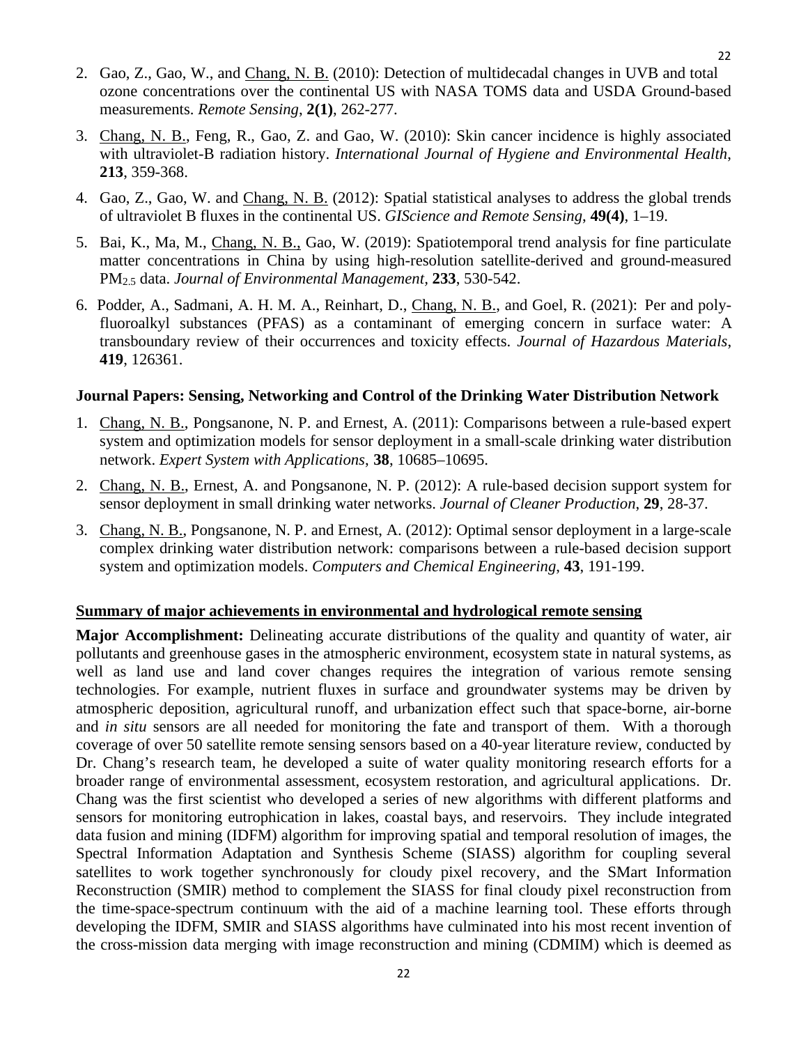2. Gao, Z., Gao, W., and Chang, N. B. (2010): Detection of multidecadal changes in UVB and total ozone concentrations over the continental US with NASA TOMS data and USDA Ground-based measurements. *Remote Sensing*, **2(1)**, 262-277.

3. Chang, N. B., Feng, R., Gao, Z. and Gao, W. (2010): Skin cancer incidence is highly associated with ultraviolet-B radiation history. *International Journal of Hygiene and Environmental Health*, **213**, 359-368.

4. Gao, Z., Gao, W. and Chang, N. B. (2012): Spatial statistical analyses to address the global trends of ultraviolet B fluxes in the continental US. *GIScience and Remote Sensing*, **49(4)**, 1–19.

5. Bai, K., Ma, M., Chang, N. B., Gao, W. (2019): Spatiotemporal trend analysis for fine particulate matter concentrations in China by using high-resolution satellite-derived and ground-measured $PM_{2.5}$ data. *Journal of Environmental Management,* **233**, 530-542.

6. Podder, A., Sadmani, A. H. M. A., Reinhart, D., Chang, N. B., and Goel, R. (2021): Per and poly-fluoroalkyl substances (PFAS) as a contaminant of emerging concern in surface water: A transboundary review of their occurrences and toxicity effects. *Journal of Hazardous Materials*, **419**, 126361.

**Journal Papers: Sensing, Networking and Control of the Drinking Water Distribution Network**

1. Chang, N. B., Pongsanone, N. P. and Ernest, A. (2011): Comparisons between a rule-based expert system and optimization models for sensor deployment in a small-scale drinking water distribution network. *Expert System with Applications*, **38**, 10685–10695.

2. Chang, N. B., Ernest, A. and Pongsanone, N. P. (2012): A rule-based decision support system for sensor deployment in small drinking water networks. *Journal of Cleaner Production*, **29**, 28-37.

3. Chang, N. B., Pongsanone, N. P. and Ernest, A. (2012): Optimal sensor deployment in a large-scale complex drinking water distribution network: comparisons between a rule-based decision support system and optimization models. *Computers and Chemical Engineering*, **43**, 191-199.

## Summary of major achievements in environmental and hydrological remote sensing

**Major Accomplishment:** Delineating accurate distributions of the quality and quantity of water, air pollutants and greenhouse gases in the atmospheric environment, ecosystem state in natural systems, as well as land use and land cover changes requires the integration of various remote sensing technologies. For example, nutrient fluxes in surface and groundwater systems may be driven by atmospheric deposition, agricultural runoff, and urbanization effect such that space-borne, air-borne and *in situ* sensors are all needed for monitoring the fate and transport of them. With a thorough coverage of over 50 satellite remote sensing sensors based on a 40-year literature review, conducted by Dr. Chang's research team, he developed a suite of water quality monitoring research efforts for a broader range of environmental assessment, ecosystem restoration, and agricultural applications. Dr. Chang was the first scientist who developed a series of new algorithms with different platforms and sensors for monitoring eutrophication in lakes, coastal bays, and reservoirs. They include integrated data fusion and mining (IDFM) algorithm for improving spatial and temporal resolution of images, the Spectral Information Adaptation and Synthesis Scheme (SIASS) algorithm for coupling several satellites to work together synchronously for cloudy pixel recovery, and the SMart Information Reconstruction (SMIR) method to complement the SIASS for final cloudy pixel reconstruction from the time-space-spectrum continuum with the aid of a machine learning tool. These efforts through developing the IDFM, SMIR and SIASS algorithms have culminated into his most recent invention of the cross-mission data merging with image reconstruction and mining (CDMIM) which is deemed as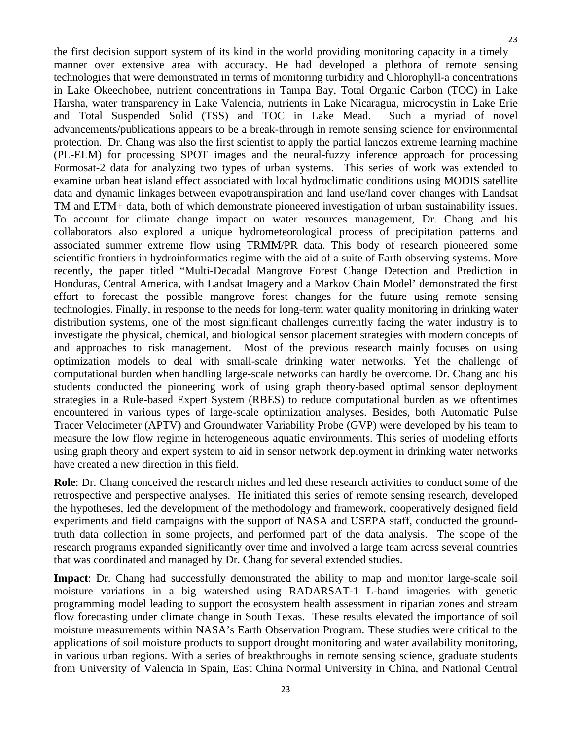the first decision support system of its kind in the world providing monitoring capacity in a timely manner over extensive area with accuracy. He had developed a plethora of remote sensing technologies that were demonstrated in terms of monitoring turbidity and Chlorophyll-a concentrations in Lake Okeechobee, nutrient concentrations in Tampa Bay, Total Organic Carbon (TOC) in Lake Harsha, water transparency in Lake Valencia, nutrients in Lake Nicaragua, microcystin in Lake Erie and Total Suspended Solid (TSS) and TOC in Lake Mead. Such a myriad of novel advancements/publications appears to be a break-through in remote sensing science for environmental protection. Dr. Chang was also the first scientist to apply the partial lanczos extreme learning machine (PL-ELM) for processing SPOT images and the neural-fuzzy inference approach for processing Formosat-2 data for analyzing two types of urban systems. This series of work was extended to examine urban heat island effect associated with local hydroclimatic conditions using MODIS satellite data and dynamic linkages between evapotranspiration and land use/land cover changes with Landsat TM and ETM+ data, both of which demonstrate pioneered investigation of urban sustainability issues. To account for climate change impact on water resources management, Dr. Chang and his collaborators also explored a unique hydrometeorological process of precipitation patterns and associated summer extreme flow using TRMM/PR data. This body of research pioneered some scientific frontiers in hydroinformatics regime with the aid of a suite of Earth observing systems. More recently, the paper titled "Multi-Decadal Mangrove Forest Change Detection and Prediction in Honduras, Central America, with Landsat Imagery and a Markov Chain Model' demonstrated the first effort to forecast the possible mangrove forest changes for the future using remote sensing technologies. Finally, in response to the needs for long-term water quality monitoring in drinking water distribution systems, one of the most significant challenges currently facing the water industry is to investigate the physical, chemical, and biological sensor placement strategies with modern concepts of and approaches to risk management. Most of the previous research mainly focuses on using optimization models to deal with small-scale drinking water networks. Yet the challenge of computational burden when handling large-scale networks can hardly be overcome. Dr. Chang and his students conducted the pioneering work of using graph theory-based optimal sensor deployment strategies in a Rule-based Expert System (RBES) to reduce computational burden as we oftentimes encountered in various types of large-scale optimization analyses. Besides, both Automatic Pulse Tracer Velocimeter (APTV) and Groundwater Variability Probe (GVP) were developed by his team to measure the low flow regime in heterogeneous aquatic environments. This series of modeling efforts using graph theory and expert system to aid in sensor network deployment in drinking water networks have created a new direction in this field.

**Role**: Dr. Chang conceived the research niches and led these research activities to conduct some of the retrospective and perspective analyses. He initiated this series of remote sensing research, developed the hypotheses, led the development of the methodology and framework, cooperatively designed field experiments and field campaigns with the support of NASA and USEPA staff, conducted the ground-truth data collection in some projects, and performed part of the data analysis. The scope of the research programs expanded significantly over time and involved a large team across several countries that was coordinated and managed by Dr. Chang for several extended studies.

**Impact**: Dr. Chang had successfully demonstrated the ability to map and monitor large-scale soil moisture variations in a big watershed using RADARSAT-1 L-band imageries with genetic programming model leading to support the ecosystem health assessment in riparian zones and stream flow forecasting under climate change in South Texas. These results elevated the importance of soil moisture measurements within NASA's Earth Observation Program. These studies were critical to the applications of soil moisture products to support drought monitoring and water availability monitoring, in various urban regions. With a series of breakthroughs in remote sensing science, graduate students from University of Valencia in Spain, East China Normal University in China, and National Central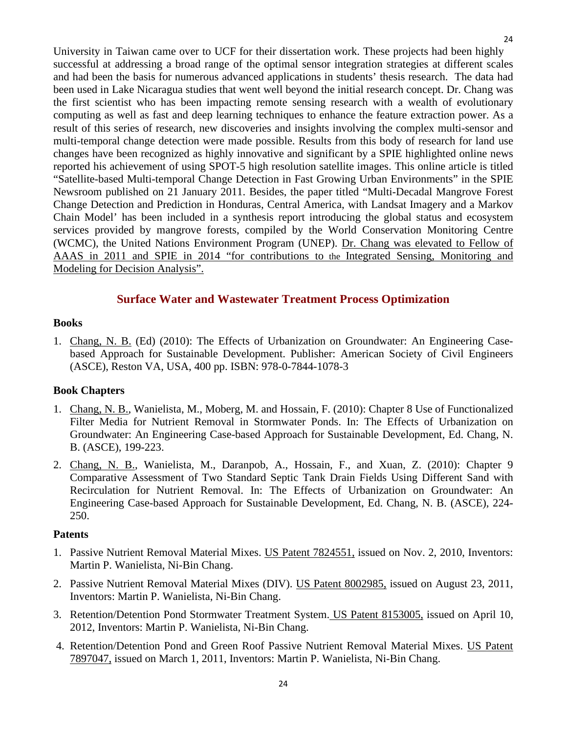University in Taiwan came over to UCF for their dissertation work. These projects had been highly successful at addressing a broad range of the optimal sensor integration strategies at different scales and had been the basis for numerous advanced applications in students' thesis research. The data had been used in Lake Nicaragua studies that went well beyond the initial research concept. Dr. Chang was the first scientist who has been impacting remote sensing research with a wealth of evolutionary computing as well as fast and deep learning techniques to enhance the feature extraction power. As a result of this series of research, new discoveries and insights involving the complex multi-sensor and multi-temporal change detection were made possible. Results from this body of research for land use changes have been recognized as highly innovative and significant by a SPIE highlighted online news reported his achievement of using SPOT-5 high resolution satellite images. This online article is titled "Satellite-based Multi-temporal Change Detection in Fast Growing Urban Environments" in the SPIE Newsroom published on 21 January 2011. Besides, the paper titled "Multi-Decadal Mangrove Forest Change Detection and Prediction in Honduras, Central America, with Landsat Imagery and a Markov Chain Model' has been included in a synthesis report introducing the global status and ecosystem services provided by mangrove forests, compiled by the World Conservation Monitoring Centre (WCMC), the United Nations Environment Program (UNEP). Dr. Chang was elevated to Fellow of AAAS in 2011 and SPIE in 2014 "for contributions to the Integrated Sensing, Monitoring and Modeling for Decision Analysis".

## Surface Water and Wastewater Treatment Process Optimization

**Books**

1. Chang, N. B. (Ed) (2010): The Effects of Urbanization on Groundwater: An Engineering Case-based Approach for Sustainable Development. Publisher: American Society of Civil Engineers (ASCE), Reston VA, USA, 400 pp. ISBN: 978-0-7844-1078-3

**Book Chapters**

1. Chang, N. B., Wanielista, M., Moberg, M. and Hossain, F. (2010): Chapter 8 Use of Functionalized Filter Media for Nutrient Removal in Stormwater Ponds. In: The Effects of Urbanization on Groundwater: An Engineering Case-based Approach for Sustainable Development, Ed. Chang, N. B. (ASCE), 199-223.
2. Chang, N. B., Wanielista, M., Daranpob, A., Hossain, F., and Xuan, Z. (2010): Chapter 9 Comparative Assessment of Two Standard Septic Tank Drain Fields Using Different Sand with Recirculation for Nutrient Removal. In: The Effects of Urbanization on Groundwater: An Engineering Case-based Approach for Sustainable Development, Ed. Chang, N. B. (ASCE), 224-250.

**Patents**

1. Passive Nutrient Removal Material Mixes. US Patent 7824551, issued on Nov. 2, 2010, Inventors: Martin P. Wanielista, Ni-Bin Chang.
2. Passive Nutrient Removal Material Mixes (DIV). US Patent 8002985, issued on August 23, 2011, Inventors: Martin P. Wanielista, Ni-Bin Chang.
3. Retention/Detention Pond Stormwater Treatment System. US Patent 8153005, issued on April 10, 2012, Inventors: Martin P. Wanielista, Ni-Bin Chang.
4. Retention/Detention Pond and Green Roof Passive Nutrient Removal Material Mixes. US Patent 7897047, issued on March 1, 2011, Inventors: Martin P. Wanielista, Ni-Bin Chang.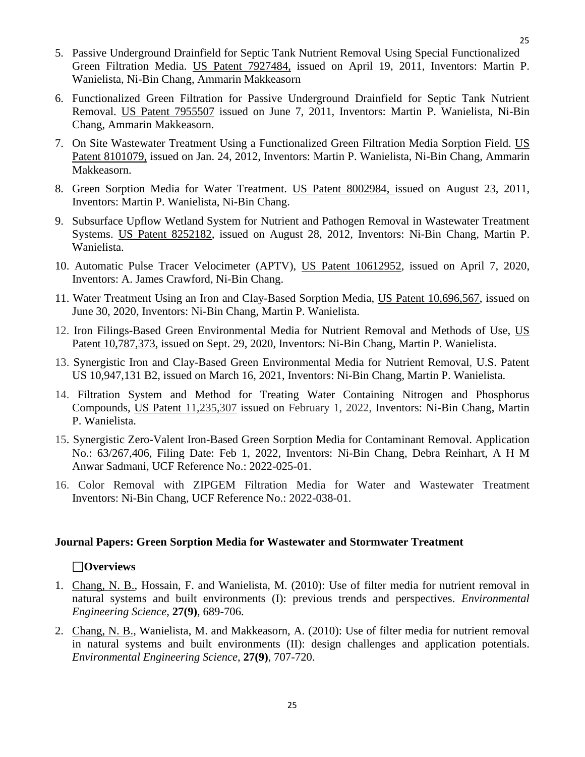5. Passive Underground Drainfield for Septic Tank Nutrient Removal Using Special Functionalized Green Filtration Media. US Patent 7927484, issued on April 19, 2011, Inventors: Martin P. Wanielista, Ni-Bin Chang, Ammarin Makkeasorn

6. Functionalized Green Filtration for Passive Underground Drainfield for Septic Tank Nutrient Removal. US Patent 7955507 issued on June 7, 2011, Inventors: Martin P. Wanielista, Ni-Bin Chang, Ammarin Makkeasorn.

7. On Site Wastewater Treatment Using a Functionalized Green Filtration Media Sorption Field. US Patent 8101079, issued on Jan. 24, 2012, Inventors: Martin P. Wanielista, Ni-Bin Chang, Ammarin Makkeasorn.

8. Green Sorption Media for Water Treatment. US Patent 8002984, issued on August 23, 2011, Inventors: Martin P. Wanielista, Ni-Bin Chang.

9. Subsurface Upflow Wetland System for Nutrient and Pathogen Removal in Wastewater Treatment Systems. US Patent 8252182, issued on August 28, 2012, Inventors: Ni-Bin Chang, Martin P. Wanielista.

10. Automatic Pulse Tracer Velocimeter (APTV), US Patent 10612952, issued on April 7, 2020, Inventors: A. James Crawford, Ni-Bin Chang.

11. Water Treatment Using an Iron and Clay-Based Sorption Media, US Patent 10,696,567, issued on June 30, 2020, Inventors: Ni-Bin Chang, Martin P. Wanielista.

12. Iron Filings-Based Green Environmental Media for Nutrient Removal and Methods of Use, US Patent 10,787,373, issued on Sept. 29, 2020, Inventors: Ni-Bin Chang, Martin P. Wanielista.

13. Synergistic Iron and Clay-Based Green Environmental Media for Nutrient Removal, U.S. Patent US 10,947,131 B2, issued on March 16, 2021, Inventors: Ni-Bin Chang, Martin P. Wanielista.

14. Filtration System and Method for Treating Water Containing Nitrogen and Phosphorus Compounds, US Patent 11,235,307 issued on February 1, 2022, Inventors: Ni-Bin Chang, Martin P. Wanielista.

15. Synergistic Zero-Valent Iron-Based Green Sorption Media for Contaminant Removal. Application No.: 63/267,406, Filing Date: Feb 1, 2022, Inventors: Ni-Bin Chang, Debra Reinhart, A H M Anwar Sadmani, UCF Reference No.: 2022-025-01.

16. Color Removal with ZIPGEM Filtration Media for Water and Wastewater Treatment Inventors: Ni-Bin Chang, UCF Reference No.: 2022-038-01.

**Journal Papers: Green Sorption Media for Wastewater and Stormwater Treatment**

☐**Overviews**

1. Chang, N. B., Hossain, F. and Wanielista, M. (2010): Use of filter media for nutrient removal in natural systems and built environments (I): previous trends and perspectives. *Environmental Engineering Science*, **27(9)**, 689-706.

2. Chang, N. B., Wanielista, M. and Makkeasorn, A. (2010): Use of filter media for nutrient removal in natural systems and built environments (II): design challenges and application potentials. *Environmental Engineering Science*, **27(9)**, 707-720.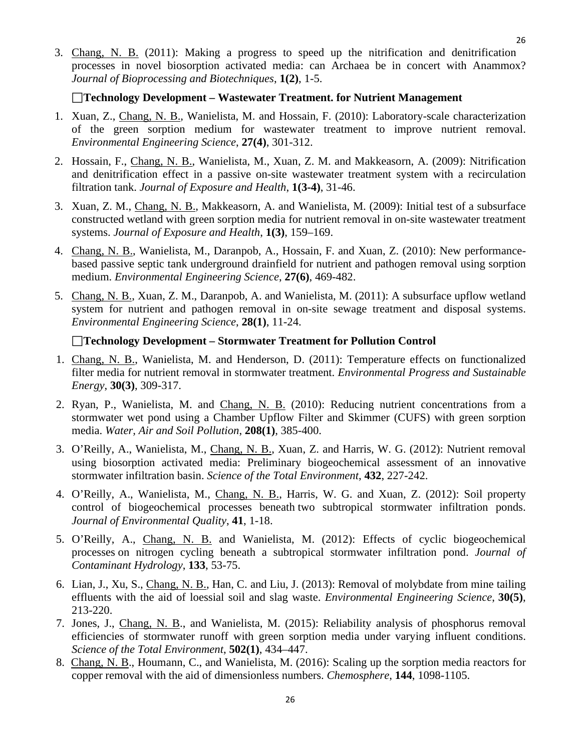3. <u>Chang, N. B.</u> (2011): Making a progress to speed up the nitrification and denitrification processes in novel biosorption activated media: can Archaea be in concert with Anammox? *Journal of Bioprocessing and Biotechniques*, **1(2)**, 1-5.

☐**Technology Development – Wastewater Treatment. for Nutrient Management**

1. Xuan, Z., <u>Chang, N. B.</u>, Wanielista, M. and Hossain, F. (2010): Laboratory-scale characterization of the green sorption medium for wastewater treatment to improve nutrient removal. *Environmental Engineering Science*, **27(4)**, 301-312.
2. Hossain, F., <u>Chang, N. B.</u>, Wanielista, M., Xuan, Z. M. and Makkeasorn, A. (2009): Nitrification and denitrification effect in a passive on-site wastewater treatment system with a recirculation filtration tank. *Journal of Exposure and Health*, **1(3-4)**, 31-46.
3. Xuan, Z. M., <u>Chang, N. B.</u>, Makkeasorn, A. and Wanielista, M. (2009): Initial test of a subsurface constructed wetland with green sorption media for nutrient removal in on-site wastewater treatment systems. *Journal of Exposure and Health*, **1(3)**, 159–169.
4. <u>Chang, N. B.</u>, Wanielista, M., Daranpob, A., Hossain, F. and Xuan, Z. (2010): New performance-based passive septic tank underground drainfield for nutrient and pathogen removal using sorption medium. *Environmental Engineering Science*, **27(6)**, 469-482.
5. <u>Chang, N. B.</u>, Xuan, Z. M., Daranpob, A. and Wanielista, M. (2011): A subsurface upflow wetland system for nutrient and pathogen removal in on-site sewage treatment and disposal systems. *Environmental Engineering Science*, **28(1)**, 11-24.

☐**Technology Development – Stormwater Treatment for Pollution Control**

1. <u>Chang, N. B.</u>, Wanielista, M. and Henderson, D. (2011): Temperature effects on functionalized filter media for nutrient removal in stormwater treatment. *Environmental Progress and Sustainable Energy*, **30(3)**, 309-317.
2. Ryan, P., Wanielista, M. and <u>Chang, N. B.</u> (2010): Reducing nutrient concentrations from a stormwater wet pond using a Chamber Upflow Filter and Skimmer (CUFS) with green sorption media. *Water, Air and Soil Pollution*, **208(1)**, 385-400.
3. O'Reilly, A., Wanielista, M., <u>Chang, N. B.</u>, Xuan, Z. and Harris, W. G. (2012): Nutrient removal using biosorption activated media: Preliminary biogeochemical assessment of an innovative stormwater infiltration basin. *Science of the Total Environment*, **432**, 227-242.
4. O'Reilly, A., Wanielista, M., <u>Chang, N. B.</u>, Harris, W. G. and Xuan, Z. (2012): Soil property control of biogeochemical processes beneath two subtropical stormwater infiltration ponds. *Journal of Environmental Quality*, **41**, 1-18.
5. O'Reilly, A., <u>Chang, N. B.</u> and Wanielista, M. (2012): Effects of cyclic biogeochemical processes on nitrogen cycling beneath a subtropical stormwater infiltration pond. *Journal of Contaminant Hydrology*, **133**, 53-75.
6. Lian, J., Xu, S., <u>Chang, N. B.</u>, Han, C. and Liu, J. (2013): Removal of molybdate from mine tailing effluents with the aid of loessial soil and slag waste. *Environmental Engineering Science*, **30(5)**, 213-220.
7. Jones, J., <u>Chang, N. B</u>., and Wanielista, M. (2015): Reliability analysis of phosphorus removal efficiencies of stormwater runoff with green sorption media under varying influent conditions. *Science of the Total Environment*, **502(1)**, 434–447.
8. <u>Chang, N. B</u>., Houmann, C., and Wanielista, M. (2016): Scaling up the sorption media reactors for copper removal with the aid of dimensionless numbers. *Chemosphere*, **144**, 1098-1105.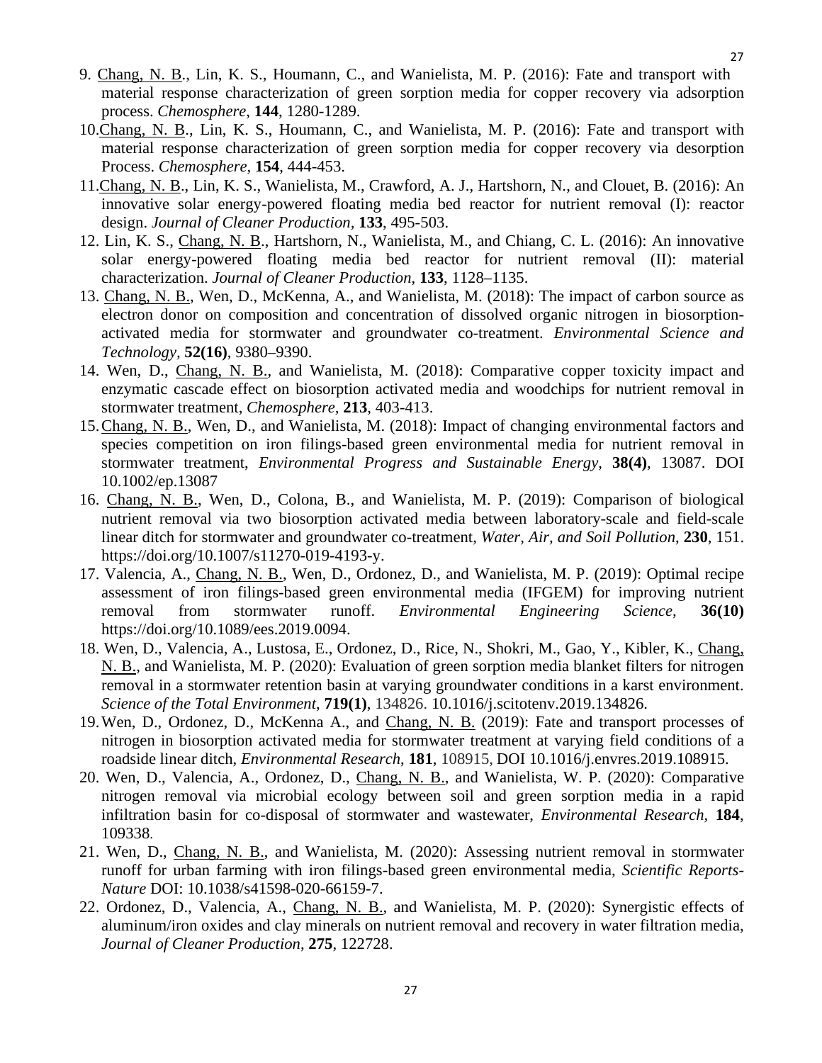9. <u>Chang, N. B</u>., Lin, K. S., Houmann, C., and Wanielista, M. P. (2016): Fate and transport with material response characterization of green sorption media for copper recovery via adsorption process. *Chemosphere*, **144**, 1280-1289.
10. <u>Chang, N. B</u>., Lin, K. S., Houmann, C., and Wanielista, M. P. (2016): Fate and transport with material response characterization of green sorption media for copper recovery via desorption Process. *Chemosphere*, **154**, 444-453.
11. <u>Chang, N. B</u>., Lin, K. S., Wanielista, M., Crawford, A. J., Hartshorn, N., and Clouet, B. (2016): An innovative solar energy-powered floating media bed reactor for nutrient removal (I): reactor design. *Journal of Cleaner Production*, **133**, 495-503.
12. Lin, K. S., <u>Chang, N. B</u>., Hartshorn, N., Wanielista, M., and Chiang, C. L. (2016): An innovative solar energy-powered floating media bed reactor for nutrient removal (II): material characterization. *Journal of Cleaner Production*, **133**, 1128–1135.
13. <u>Chang, N. B.</u>, Wen, D., McKenna, A., and Wanielista, M. (2018): The impact of carbon source as electron donor on composition and concentration of dissolved organic nitrogen in biosorption-activated media for stormwater and groundwater co-treatment. *Environmental Science and Technology*, **52(16)**, 9380–9390.
14. Wen, D., <u>Chang, N. B.</u>, and Wanielista, M. (2018): Comparative copper toxicity impact and enzymatic cascade effect on biosorption activated media and woodchips for nutrient removal in stormwater treatment, *Chemosphere*, **213**, 403-413.
15. <u>Chang, N. B.</u>, Wen, D., and Wanielista, M. (2018): Impact of changing environmental factors and species competition on iron filings-based green environmental media for nutrient removal in stormwater treatment, *Environmental Progress and Sustainable Energy*, **38(4)**, 13087. DOI 10.1002/ep.13087
16. <u>Chang, N. B.</u>, Wen, D., Colona, B., and Wanielista, M. P. (2019): Comparison of biological nutrient removal via two biosorption activated media between laboratory-scale and field-scale linear ditch for stormwater and groundwater co-treatment, *Water, Air, and Soil Pollution*, **230**, 151. https://doi.org/10.1007/s11270-019-4193-y.
17. Valencia, A., <u>Chang, N. B.</u>, Wen, D., Ordonez, D., and Wanielista, M. P. (2019): Optimal recipe assessment of iron filings-based green environmental media (IFGEM) for improving nutrient removal from stormwater runoff. *Environmental Engineering Science*, **36(10)** https://doi.org/10.1089/ees.2019.0094.
18. Wen, D., Valencia, A., Lustosa, E., Ordonez, D., Rice, N., Shokri, M., Gao, Y., Kibler, K., <u>Chang, N. B.</u>, and Wanielista, M. P. (2020): Evaluation of green sorption media blanket filters for nitrogen removal in a stormwater retention basin at varying groundwater conditions in a karst environment. *Science of the Total Environment*, **719(1)**, 134826. 10.1016/j.scitotenv.2019.134826.
19. Wen, D., Ordonez, D., McKenna A., and <u>Chang, N. B.</u> (2019): Fate and transport processes of nitrogen in biosorption activated media for stormwater treatment at varying field conditions of a roadside linear ditch, *Environmental Research*, **181**, 108915, DOI 10.1016/j.envres.2019.108915.
20. Wen, D., Valencia, A., Ordonez, D., <u>Chang, N. B.</u>, and Wanielista, W. P. (2020): Comparative nitrogen removal via microbial ecology between soil and green sorption media in a rapid infiltration basin for co-disposal of stormwater and wastewater, *Environmental Research*, **184**, 109338.
21. Wen, D., <u>Chang, N. B.</u>, and Wanielista, M. (2020): Assessing nutrient removal in stormwater runoff for urban farming with iron filings-based green environmental media, *Scientific Reports-Nature* DOI: 10.1038/s41598-020-66159-7.
22. Ordonez, D., Valencia, A., <u>Chang, N. B.</u>, and Wanielista, M. P. (2020): Synergistic effects of aluminum/iron oxides and clay minerals on nutrient removal and recovery in water filtration media, *Journal of Cleaner Production*, **275**, 122728.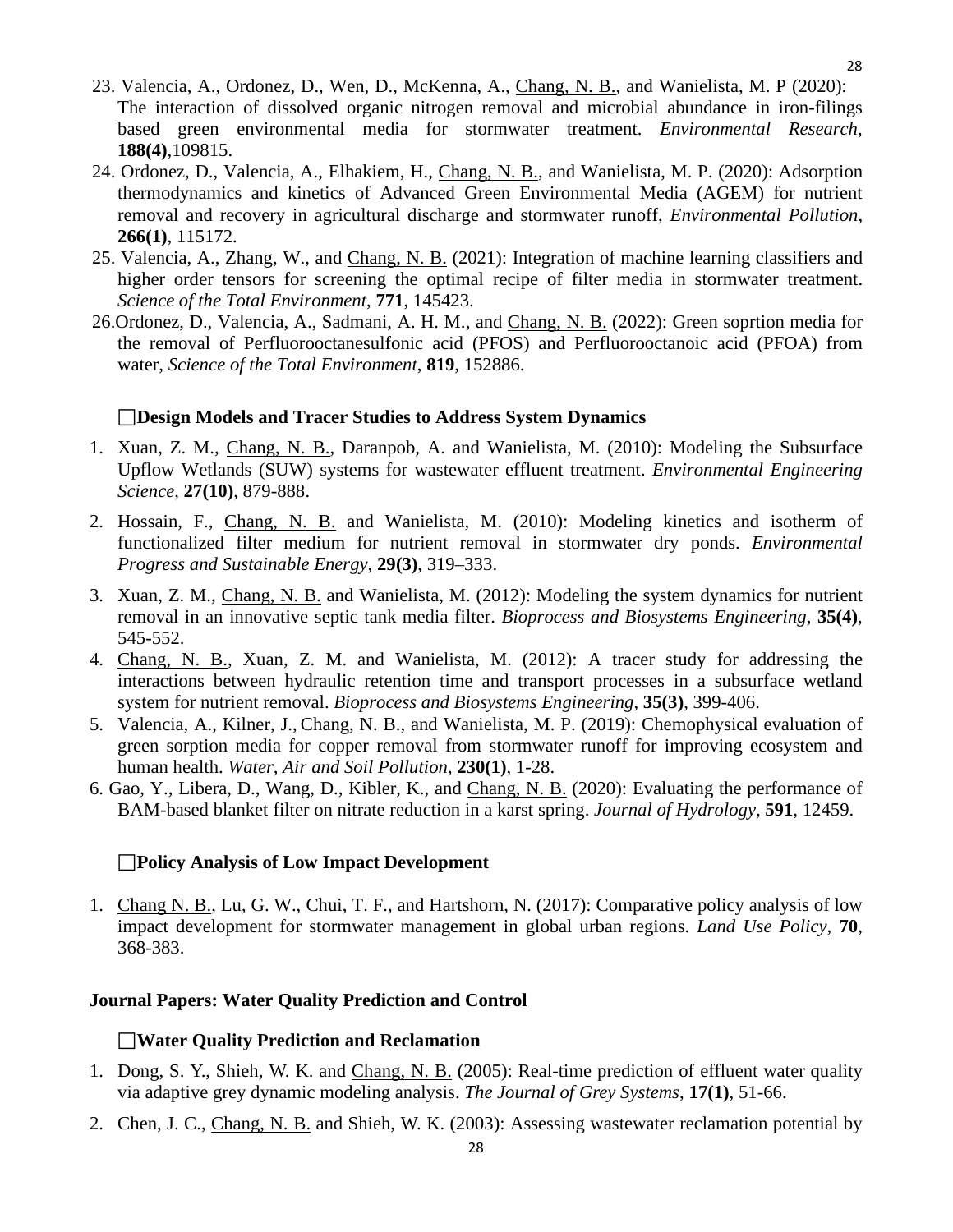23. Valencia, A., Ordonez, D., Wen, D., McKenna, A., Chang, N. B., and Wanielista, M. P (2020): The interaction of dissolved organic nitrogen removal and microbial abundance in iron-filings based green environmental media for stormwater treatment. *Environmental Research*, **188(4)**,109815.
24. Ordonez, D., Valencia, A., Elhakiem, H., Chang, N. B., and Wanielista, M. P. (2020): Adsorption thermodynamics and kinetics of Advanced Green Environmental Media (AGEM) for nutrient removal and recovery in agricultural discharge and stormwater runoff, *Environmental Pollution*, **266(1)**, 115172.
25. Valencia, A., Zhang, W., and Chang, N. B. (2021): Integration of machine learning classifiers and higher order tensors for screening the optimal recipe of filter media in stormwater treatment. *Science of the Total Environment*, **771**, 145423.
26. Ordonez, D., Valencia, A., Sadmani, A. H. M., and Chang, N. B. (2022): Green soprtion media for the removal of Perfluorooctanesulfonic acid (PFOS) and Perfluorooctanoic acid (PFOA) from water, *Science of the Total Environment*, **819**, 152886.

### ☐Design Models and Tracer Studies to Address System Dynamics

1. Xuan, Z. M., Chang, N. B., Daranpob, A. and Wanielista, M. (2010): Modeling the Subsurface Upflow Wetlands (SUW) systems for wastewater effluent treatment. *Environmental Engineering Science*, **27(10)**, 879-888.
2. Hossain, F., Chang, N. B. and Wanielista, M. (2010): Modeling kinetics and isotherm of functionalized filter medium for nutrient removal in stormwater dry ponds. *Environmental Progress and Sustainable Energy*, **29(3)**, 319–333.
3. Xuan, Z. M., Chang, N. B. and Wanielista, M. (2012): Modeling the system dynamics for nutrient removal in an innovative septic tank media filter. *Bioprocess and Biosystems Engineering*, **35(4)**, 545-552.
4. Chang, N. B., Xuan, Z. M. and Wanielista, M. (2012): A tracer study for addressing the interactions between hydraulic retention time and transport processes in a subsurface wetland system for nutrient removal. *Bioprocess and Biosystems Engineering*, **35(3)**, 399-406.
5. Valencia, A., Kilner, J., Chang, N. B., and Wanielista, M. P. (2019): Chemophysical evaluation of green sorption media for copper removal from stormwater runoff for improving ecosystem and human health. *Water, Air and Soil Pollution*, **230(1)**, 1-28.
6. Gao, Y., Libera, D., Wang, D., Kibler, K., and Chang, N. B. (2020): Evaluating the performance of BAM-based blanket filter on nitrate reduction in a karst spring. *Journal of Hydrology*, **591**, 12459.

### ☐Policy Analysis of Low Impact Development

1. Chang N. B., Lu, G. W., Chui, T. F., and Hartshorn, N. (2017): Comparative policy analysis of low impact development for stormwater management in global urban regions. *Land Use Policy*, **70**, 368-383.

## Journal Papers: Water Quality Prediction and Control

### ☐Water Quality Prediction and Reclamation

1. Dong, S. Y., Shieh, W. K. and Chang, N. B. (2005): Real-time prediction of effluent water quality via adaptive grey dynamic modeling analysis. *The Journal of Grey Systems*, **17(1)**, 51-66.
2. Chen, J. C., Chang, N. B. and Shieh, W. K. (2003): Assessing wastewater reclamation potential by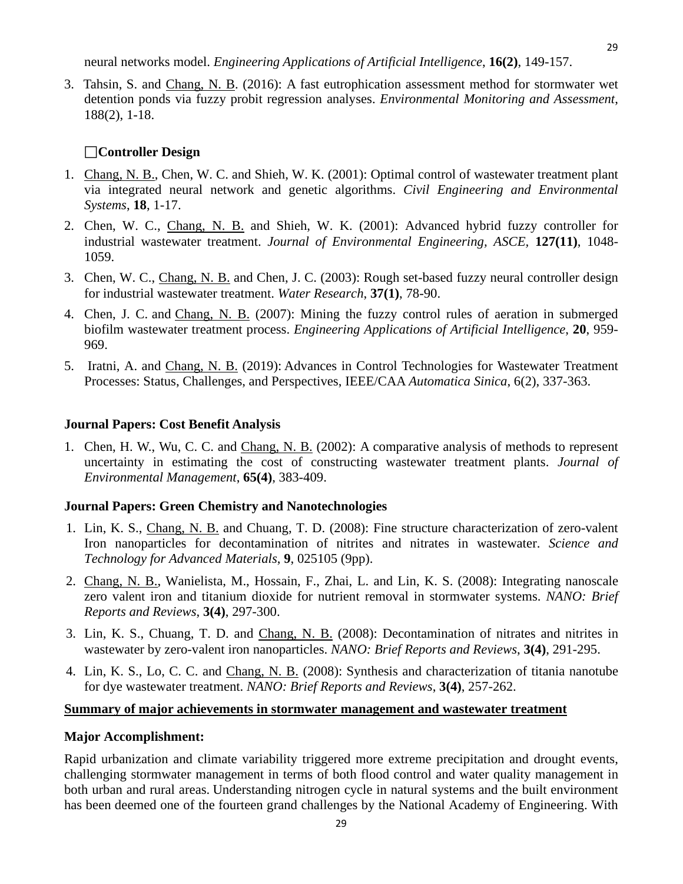neural networks model. *Engineering Applications of Artificial Intelligence*, **16(2)**, 149-157.

3. Tahsin, S. and Chang, N. B. (2016): A fast eutrophication assessment method for stormwater wet detention ponds via fuzzy probit regression analyses. *Environmental Monitoring and Assessment*, 188(2), 1-18.

☐**Controller Design**

1. Chang, N. B., Chen, W. C. and Shieh, W. K. (2001): Optimal control of wastewater treatment plant via integrated neural network and genetic algorithms. *Civil Engineering and Environmental Systems*, **18**, 1-17.
2. Chen, W. C., Chang, N. B. and Shieh, W. K. (2001): Advanced hybrid fuzzy controller for industrial wastewater treatment. *Journal of Environmental Engineering, ASCE*, **127(11)**, 1048-1059.
3. Chen, W. C., Chang, N. B. and Chen, J. C. (2003): Rough set-based fuzzy neural controller design for industrial wastewater treatment. *Water Research*, **37(1)**, 78-90.
4. Chen, J. C. and Chang, N. B. (2007): Mining the fuzzy control rules of aeration in submerged biofilm wastewater treatment process. *Engineering Applications of Artificial Intelligence*, **20**, 959-969.
5. Iratni, A. and Chang, N. B. (2019): Advances in Control Technologies for Wastewater Treatment Processes: Status, Challenges, and Perspectives, IEEE/CAA *Automatica Sinica*, 6(2), 337-363.

**Journal Papers: Cost Benefit Analysis**

1. Chen, H. W., Wu, C. C. and Chang, N. B. (2002): A comparative analysis of methods to represent uncertainty in estimating the cost of constructing wastewater treatment plants. *Journal of Environmental Management*, **65(4)**, 383-409.

**Journal Papers: Green Chemistry and Nanotechnologies**

1. Lin, K. S., Chang, N. B. and Chuang, T. D. (2008): Fine structure characterization of zero-valent Iron nanoparticles for decontamination of nitrites and nitrates in wastewater. *Science and Technology for Advanced Materials*, **9**, 025105 (9pp).
2. Chang, N. B., Wanielista, M., Hossain, F., Zhai, L. and Lin, K. S. (2008): Integrating nanoscale zero valent iron and titanium dioxide for nutrient removal in stormwater systems. *NANO: Brief Reports and Reviews*, **3(4)**, 297-300.
3. Lin, K. S., Chuang, T. D. and Chang, N. B. (2008): Decontamination of nitrates and nitrites in wastewater by zero-valent iron nanoparticles. *NANO: Brief Reports and Reviews*, **3(4)**, 291-295.
4. Lin, K. S., Lo, C. C. and Chang, N. B. (2008): Synthesis and characterization of titania nanotube for dye wastewater treatment. *NANO: Brief Reports and Reviews*, **3(4)**, 257-262.

**Summary of major achievements in stormwater management and wastewater treatment**

**Major Accomplishment:**

Rapid urbanization and climate variability triggered more extreme precipitation and drought events, challenging stormwater management in terms of both flood control and water quality management in both urban and rural areas. Understanding nitrogen cycle in natural systems and the built environment has been deemed one of the fourteen grand challenges by the National Academy of Engineering. With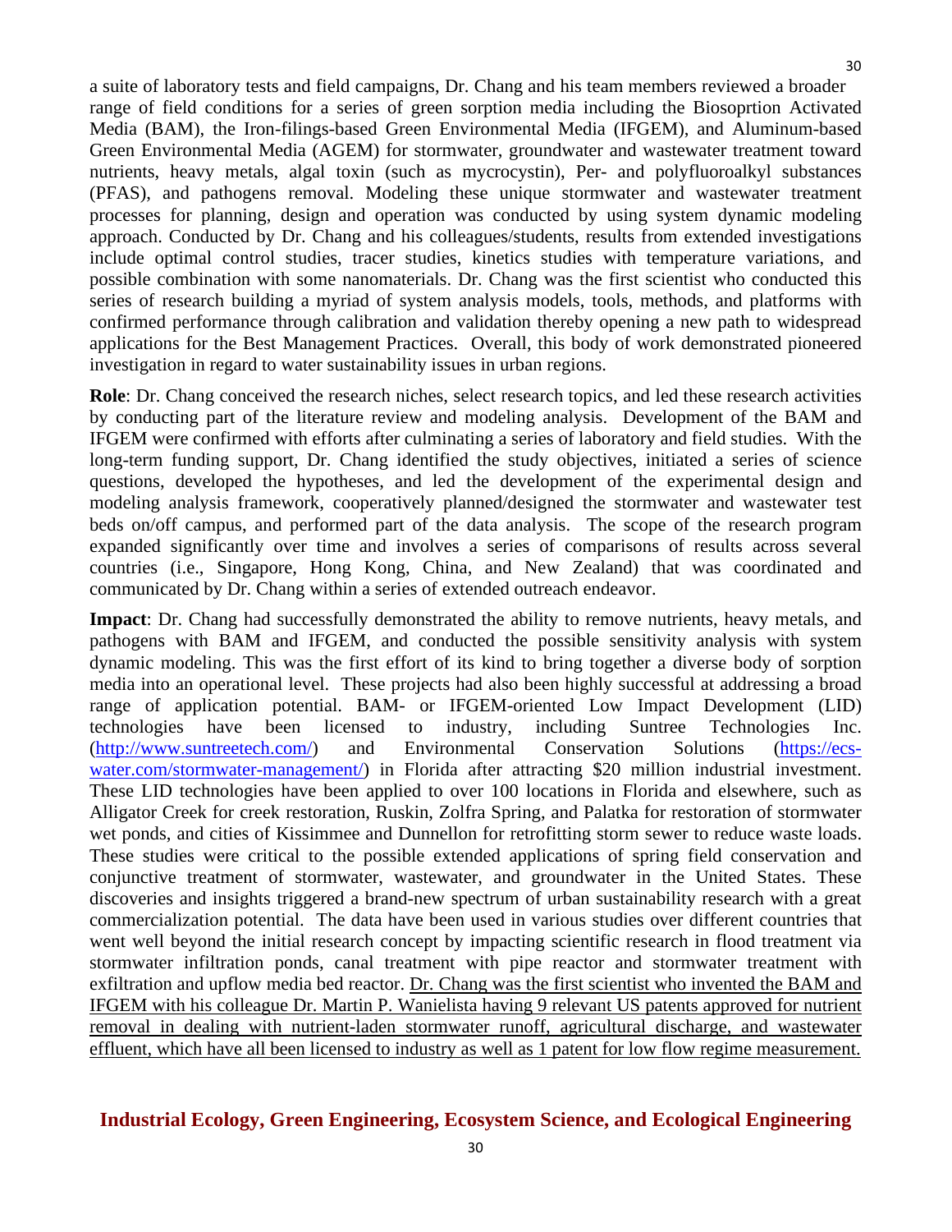a suite of laboratory tests and field campaigns, Dr. Chang and his team members reviewed a broader range of field conditions for a series of green sorption media including the Biosoprtion Activated Media (BAM), the Iron-filings-based Green Environmental Media (IFGEM), and Aluminum-based Green Environmental Media (AGEM) for stormwater, groundwater and wastewater treatment toward nutrients, heavy metals, algal toxin (such as mycrocystin), Per- and polyfluoroalkyl substances (PFAS), and pathogens removal. Modeling these unique stormwater and wastewater treatment processes for planning, design and operation was conducted by using system dynamic modeling approach. Conducted by Dr. Chang and his colleagues/students, results from extended investigations include optimal control studies, tracer studies, kinetics studies with temperature variations, and possible combination with some nanomaterials. Dr. Chang was the first scientist who conducted this series of research building a myriad of system analysis models, tools, methods, and platforms with confirmed performance through calibration and validation thereby opening a new path to widespread applications for the Best Management Practices. Overall, this body of work demonstrated pioneered investigation in regard to water sustainability issues in urban regions.

**Role**: Dr. Chang conceived the research niches, select research topics, and led these research activities by conducting part of the literature review and modeling analysis. Development of the BAM and IFGEM were confirmed with efforts after culminating a series of laboratory and field studies. With the long-term funding support, Dr. Chang identified the study objectives, initiated a series of science questions, developed the hypotheses, and led the development of the experimental design and modeling analysis framework, cooperatively planned/designed the stormwater and wastewater test beds on/off campus, and performed part of the data analysis. The scope of the research program expanded significantly over time and involves a series of comparisons of results across several countries (i.e., Singapore, Hong Kong, China, and New Zealand) that was coordinated and communicated by Dr. Chang within a series of extended outreach endeavor.

**Impact**: Dr. Chang had successfully demonstrated the ability to remove nutrients, heavy metals, and pathogens with BAM and IFGEM, and conducted the possible sensitivity analysis with system dynamic modeling. This was the first effort of its kind to bring together a diverse body of sorption media into an operational level. These projects had also been highly successful at addressing a broad range of application potential. BAM- or IFGEM-oriented Low Impact Development (LID) technologies have been licensed to industry, including Suntree Technologies Inc. (http://www.suntreetech.com/) and Environmental Conservation Solutions (https://ecs-water.com/stormwater-management/) in Florida after attracting $20 million industrial investment. These LID technologies have been applied to over 100 locations in Florida and elsewhere, such as Alligator Creek for creek restoration, Ruskin, Zolfra Spring, and Palatka for restoration of stormwater wet ponds, and cities of Kissimmee and Dunnellon for retrofitting storm sewer to reduce waste loads. These studies were critical to the possible extended applications of spring field conservation and conjunctive treatment of stormwater, wastewater, and groundwater in the United States. These discoveries and insights triggered a brand-new spectrum of urban sustainability research with a great commercialization potential. The data have been used in various studies over different countries that went well beyond the initial research concept by impacting scientific research in flood treatment via stormwater infiltration ponds, canal treatment with pipe reactor and stormwater treatment with exfiltration and upflow media bed reactor. <u>Dr. Chang was the first scientist who invented the BAM and IFGEM with his colleague Dr. Martin P. Wanielista having 9 relevant US patents approved for nutrient removal in dealing with nutrient-laden stormwater runoff, agricultural discharge, and wastewater effluent, which have all been licensed to industry as well as 1 patent for low flow regime measurement.</u>

## Industrial Ecology, Green Engineering, Ecosystem Science, and Ecological Engineering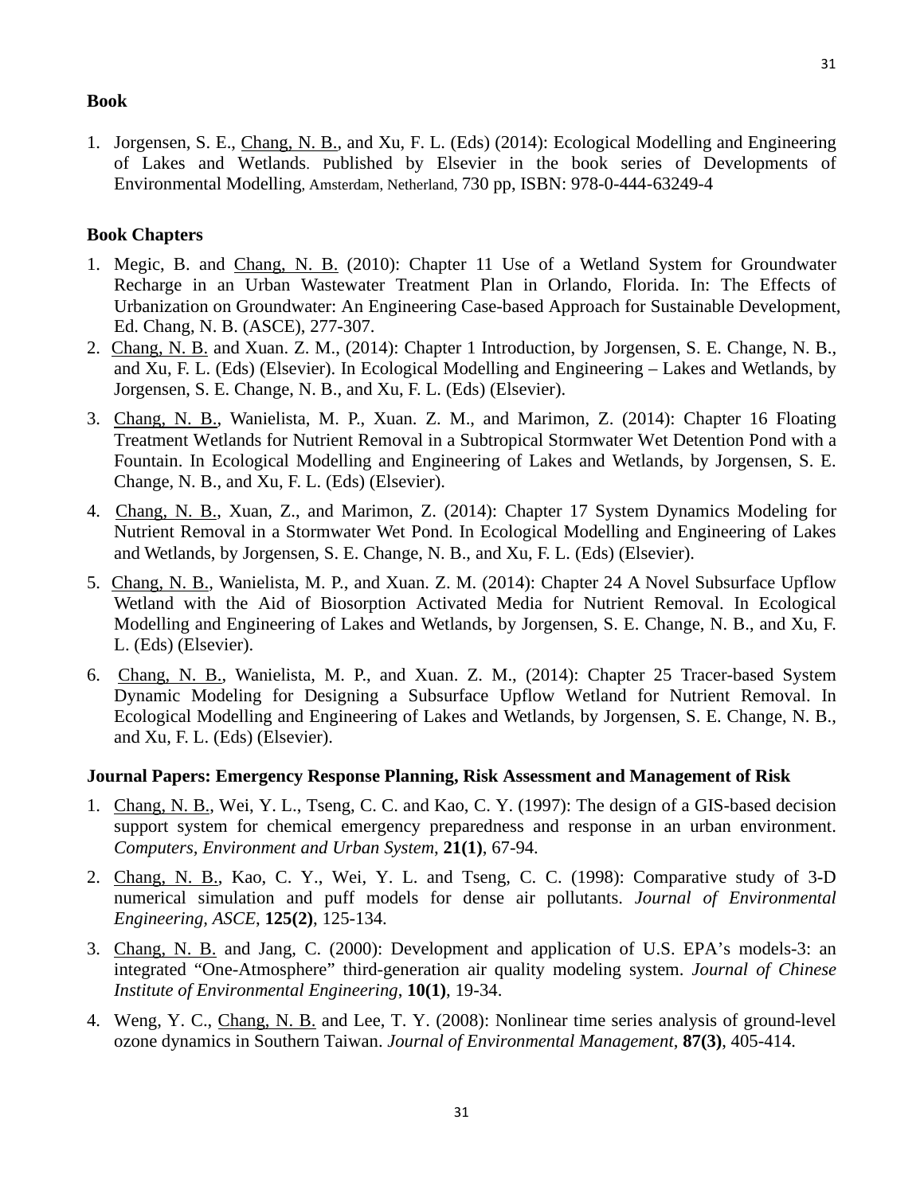**Book**

1. Jorgensen, S. E., Chang, N. B., and Xu, F. L. (Eds) (2014): Ecological Modelling and Engineering of Lakes and Wetlands. Published by Elsevier in the book series of Developments of Environmental Modelling, Amsterdam, Netherland, 730 pp, ISBN: 978-0-444-63249-4

**Book Chapters**

1. Megic, B. and Chang, N. B. (2010): Chapter 11 Use of a Wetland System for Groundwater Recharge in an Urban Wastewater Treatment Plan in Orlando, Florida. In: The Effects of Urbanization on Groundwater: An Engineering Case-based Approach for Sustainable Development, Ed. Chang, N. B. (ASCE), 277-307.
2. Chang, N. B. and Xuan. Z. M., (2014): Chapter 1 Introduction, by Jorgensen, S. E. Change, N. B., and Xu, F. L. (Eds) (Elsevier). In Ecological Modelling and Engineering – Lakes and Wetlands, by Jorgensen, S. E. Change, N. B., and Xu, F. L. (Eds) (Elsevier).
3. Chang, N. B., Wanielista, M. P., Xuan. Z. M., and Marimon, Z. (2014): Chapter 16 Floating Treatment Wetlands for Nutrient Removal in a Subtropical Stormwater Wet Detention Pond with a Fountain. In Ecological Modelling and Engineering of Lakes and Wetlands, by Jorgensen, S. E. Change, N. B., and Xu, F. L. (Eds) (Elsevier).
4. Chang, N. B., Xuan, Z., and Marimon, Z. (2014): Chapter 17 System Dynamics Modeling for Nutrient Removal in a Stormwater Wet Pond. In Ecological Modelling and Engineering of Lakes and Wetlands, by Jorgensen, S. E. Change, N. B., and Xu, F. L. (Eds) (Elsevier).
5. Chang, N. B., Wanielista, M. P., and Xuan. Z. M. (2014): Chapter 24 A Novel Subsurface Upflow Wetland with the Aid of Biosorption Activated Media for Nutrient Removal. In Ecological Modelling and Engineering of Lakes and Wetlands, by Jorgensen, S. E. Change, N. B., and Xu, F. L. (Eds) (Elsevier).
6. Chang, N. B., Wanielista, M. P., and Xuan. Z. M., (2014): Chapter 25 Tracer-based System Dynamic Modeling for Designing a Subsurface Upflow Wetland for Nutrient Removal. In Ecological Modelling and Engineering of Lakes and Wetlands, by Jorgensen, S. E. Change, N. B., and Xu, F. L. (Eds) (Elsevier).

**Journal Papers: Emergency Response Planning, Risk Assessment and Management of Risk**

1. Chang, N. B., Wei, Y. L., Tseng, C. C. and Kao, C. Y. (1997): The design of a GIS-based decision support system for chemical emergency preparedness and response in an urban environment. *Computers, Environment and Urban System*, **21(1)**, 67-94.
2. Chang, N. B., Kao, C. Y., Wei, Y. L. and Tseng, C. C. (1998): Comparative study of 3-D numerical simulation and puff models for dense air pollutants. *Journal of Environmental Engineering, ASCE*, **125(2)**, 125-134.
3. Chang, N. B. and Jang, C. (2000): Development and application of U.S. EPA's models-3: an integrated "One-Atmosphere" third-generation air quality modeling system. *Journal of Chinese Institute of Environmental Engineering*, **10(1)**, 19-34.
4. Weng, Y. C., Chang, N. B. and Lee, T. Y. (2008): Nonlinear time series analysis of ground-level ozone dynamics in Southern Taiwan. *Journal of Environmental Management*, **87(3)**, 405-414.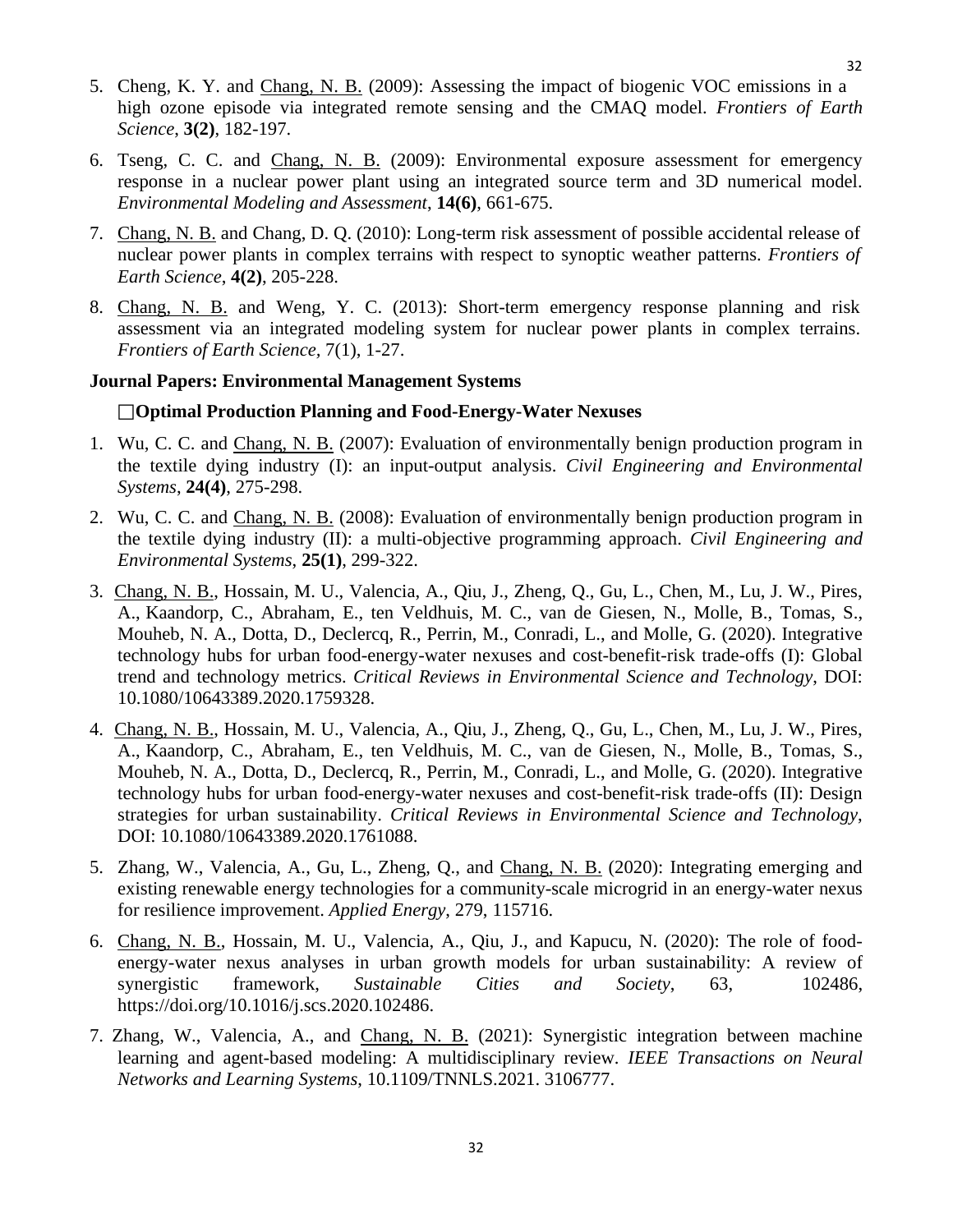5. Cheng, K. Y. and Chang, N. B. (2009): Assessing the impact of biogenic VOC emissions in a high ozone episode via integrated remote sensing and the CMAQ model. *Frontiers of Earth Science*, **3(2)**, 182-197.

6. Tseng, C. C. and Chang, N. B. (2009): Environmental exposure assessment for emergency response in a nuclear power plant using an integrated source term and 3D numerical model. *Environmental Modeling and Assessment*, **14(6)**, 661-675.

7. Chang, N. B. and Chang, D. Q. (2010): Long-term risk assessment of possible accidental release of nuclear power plants in complex terrains with respect to synoptic weather patterns. *Frontiers of Earth Science*, **4(2)**, 205-228.

8. Chang, N. B. and Weng, Y. C. (2013): Short-term emergency response planning and risk assessment via an integrated modeling system for nuclear power plants in complex terrains. *Frontiers of Earth Science,* 7(1), 1-27.

**Journal Papers: Environmental Management Systems**

**□Optimal Production Planning and Food-Energy-Water Nexuses**

1. Wu, C. C. and Chang, N. B. (2007): Evaluation of environmentally benign production program in the textile dying industry (I): an input-output analysis. *Civil Engineering and Environmental Systems*, **24(4)**, 275-298.

2. Wu, C. C. and Chang, N. B. (2008): Evaluation of environmentally benign production program in the textile dying industry (II): a multi-objective programming approach. *Civil Engineering and Environmental Systems*, **25(1)**, 299-322.

3. Chang, N. B., Hossain, M. U., Valencia, A., Qiu, J., Zheng, Q., Gu, L., Chen, M., Lu, J. W., Pires, A., Kaandorp, C., Abraham, E., ten Veldhuis, M. C., van de Giesen, N., Molle, B., Tomas, S., Mouheb, N. A., Dotta, D., Declercq, R., Perrin, M., Conradi, L., and Molle, G. (2020). Integrative technology hubs for urban food-energy-water nexuses and cost-benefit-risk trade-offs (I): Global trend and technology metrics. *Critical Reviews in Environmental Science and Technology*, DOI: 10.1080/10643389.2020.1759328.

4. Chang, N. B., Hossain, M. U., Valencia, A., Qiu, J., Zheng, Q., Gu, L., Chen, M., Lu, J. W., Pires, A., Kaandorp, C., Abraham, E., ten Veldhuis, M. C., van de Giesen, N., Molle, B., Tomas, S., Mouheb, N. A., Dotta, D., Declercq, R., Perrin, M., Conradi, L., and Molle, G. (2020). Integrative technology hubs for urban food-energy-water nexuses and cost-benefit-risk trade-offs (II): Design strategies for urban sustainability. *Critical Reviews in Environmental Science and Technology*, DOI: 10.1080/10643389.2020.1761088.

5. Zhang, W., Valencia, A., Gu, L., Zheng, Q., and Chang, N. B. (2020): Integrating emerging and existing renewable energy technologies for a community-scale microgrid in an energy-water nexus for resilience improvement. *Applied Energy*, 279, 115716.

6. Chang, N. B., Hossain, M. U., Valencia, A., Qiu, J., and Kapucu, N. (2020): The role of food-energy-water nexus analyses in urban growth models for urban sustainability: A review of synergistic framework, *Sustainable Cities and Society*, 63, 102486, https://doi.org/10.1016/j.scs.2020.102486.

7. Zhang, W., Valencia, A., and Chang, N. B. (2021): Synergistic integration between machine learning and agent-based modeling: A multidisciplinary review. *IEEE Transactions on Neural Networks and Learning Systems*, 10.1109/TNNLS.2021. 3106777.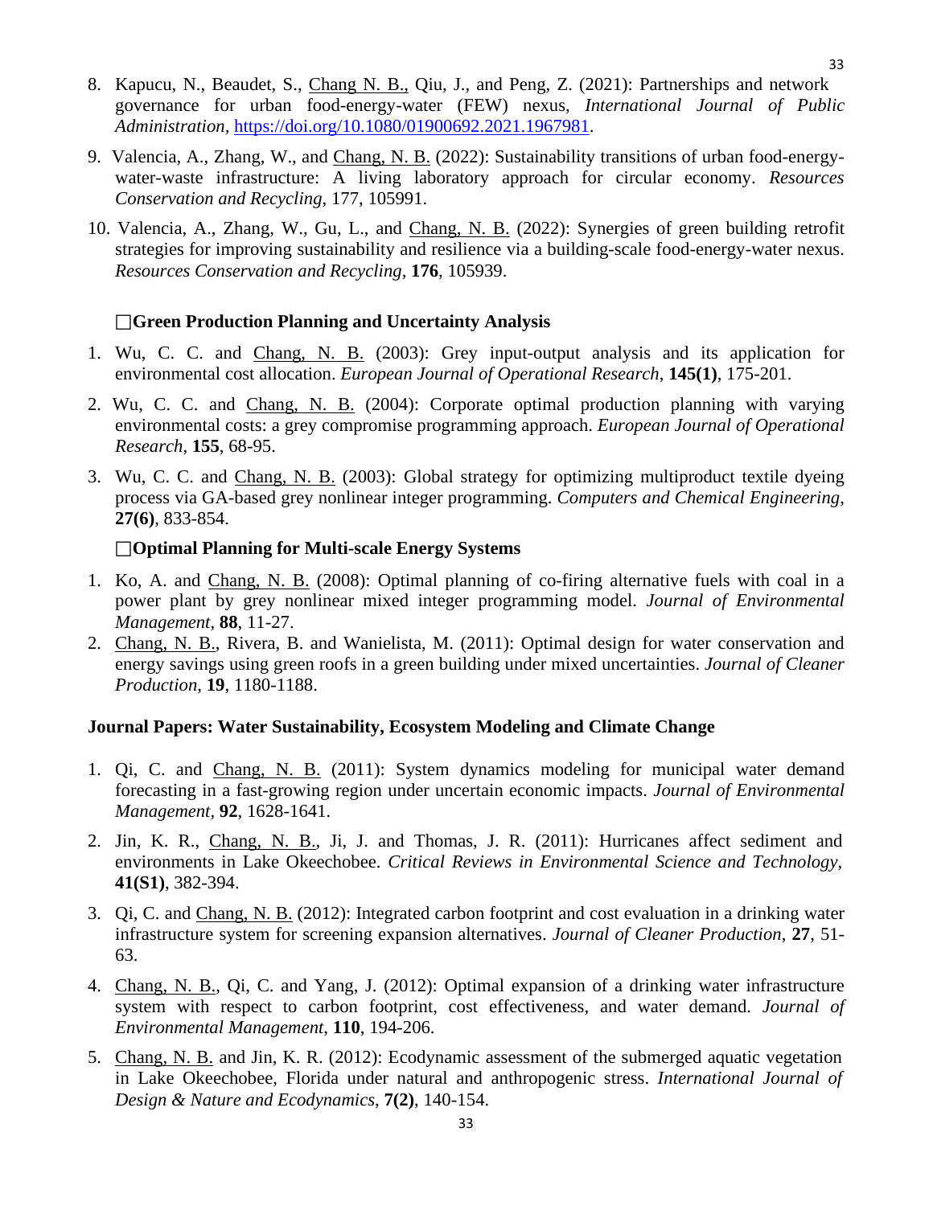8. Kapucu, N., Beaudet, S., Chang N. B., Qiu, J., and Peng, Z. (2021): Partnerships and network governance for urban food-energy-water (FEW) nexus, *International Journal of Public Administration*, https://doi.org/10.1080/01900692.2021.1967981.

9. Valencia, A., Zhang, W., and Chang, N. B. (2022): Sustainability transitions of urban food-energy-water-waste infrastructure: A living laboratory approach for circular economy. *Resources Conservation and Recycling*, 177, 105991.

10. Valencia, A., Zhang, W., Gu, L., and Chang, N. B. (2022): Synergies of green building retrofit strategies for improving sustainability and resilience via a building-scale food-energy-water nexus. *Resources Conservation and Recycling*, **176**, 105939.

**□Green Production Planning and Uncertainty Analysis**

1. Wu, C. C. and Chang, N. B. (2003): Grey input-output analysis and its application for environmental cost allocation. *European Journal of Operational Research*, **145(1)**, 175-201.

2. Wu, C. C. and Chang, N. B. (2004): Corporate optimal production planning with varying environmental costs: a grey compromise programming approach. *European Journal of Operational Research*, **155**, 68-95.

3. Wu, C. C. and Chang, N. B. (2003): Global strategy for optimizing multiproduct textile dyeing process via GA-based grey nonlinear integer programming. *Computers and Chemical Engineering*, **27(6)**, 833-854.

**□Optimal Planning for Multi-scale Energy Systems**

1. Ko, A. and Chang, N. B. (2008): Optimal planning of co-firing alternative fuels with coal in a power plant by grey nonlinear mixed integer programming model. *Journal of Environmental Management*, **88**, 11-27.
2. Chang, N. B., Rivera, B. and Wanielista, M. (2011): Optimal design for water conservation and energy savings using green roofs in a green building under mixed uncertainties. *Journal of Cleaner Production*, **19**, 1180-1188.

**Journal Papers: Water Sustainability, Ecosystem Modeling and Climate Change**

1. Qi, C. and Chang, N. B. (2011): System dynamics modeling for municipal water demand forecasting in a fast-growing region under uncertain economic impacts. *Journal of Environmental Management*, **92**, 1628-1641.

2. Jin, K. R., Chang, N. B., Ji, J. and Thomas, J. R. (2011): Hurricanes affect sediment and environments in Lake Okeechobee. *Critical Reviews in Environmental Science and Technology*, **41(S1)**, 382-394.

3. Qi, C. and Chang, N. B. (2012): Integrated carbon footprint and cost evaluation in a drinking water infrastructure system for screening expansion alternatives. *Journal of Cleaner Production*, **27**, 51-63.

4. Chang, N. B., Qi, C. and Yang, J. (2012): Optimal expansion of a drinking water infrastructure system with respect to carbon footprint, cost effectiveness, and water demand. *Journal of Environmental Management*, **110**, 194-206.

5. Chang, N. B. and Jin, K. R. (2012): Ecodynamic assessment of the submerged aquatic vegetation in Lake Okeechobee, Florida under natural and anthropogenic stress. *International Journal of Design & Nature and Ecodynamics*, **7(2)**, 140-154.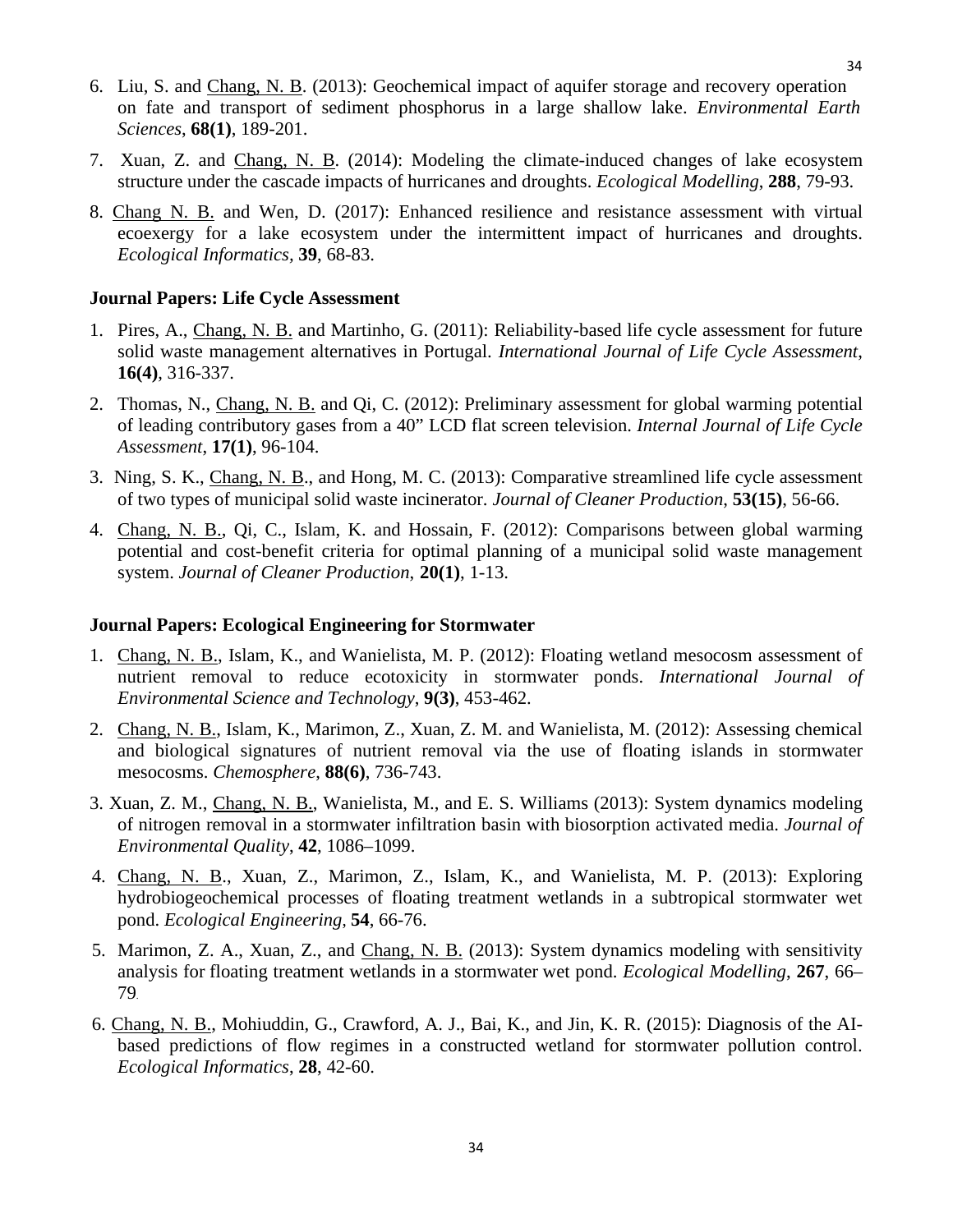6. Liu, S. and Chang, N. B. (2013): Geochemical impact of aquifer storage and recovery operation on fate and transport of sediment phosphorus in a large shallow lake. *Environmental Earth Sciences*, **68(1)**, 189-201.

7. Xuan, Z. and Chang, N. B. (2014): Modeling the climate-induced changes of lake ecosystem structure under the cascade impacts of hurricanes and droughts. *Ecological Modelling*, **288**, 79-93.

8. Chang N. B. and Wen, D. (2017): Enhanced resilience and resistance assessment with virtual ecoexergy for a lake ecosystem under the intermittent impact of hurricanes and droughts. *Ecological Informatics*, **39**, 68-83.

**Journal Papers: Life Cycle Assessment**

1. Pires, A., Chang, N. B. and Martinho, G. (2011): Reliability-based life cycle assessment for future solid waste management alternatives in Portugal. *International Journal of Life Cycle Assessment*, **16(4)**, 316-337.

2. Thomas, N., Chang, N. B. and Qi, C. (2012): Preliminary assessment for global warming potential of leading contributory gases from a 40" LCD flat screen television. *Internal Journal of Life Cycle Assessment*, **17(1)**, 96-104.

3. Ning, S. K., Chang, N. B., and Hong, M. C. (2013): Comparative streamlined life cycle assessment of two types of municipal solid waste incinerator. *Journal of Cleaner Production*, **53(15)**, 56-66.

4. Chang, N. B., Qi, C., Islam, K. and Hossain, F. (2012): Comparisons between global warming potential and cost-benefit criteria for optimal planning of a municipal solid waste management system. *Journal of Cleaner Production*, **20(1)**, 1-13.

**Journal Papers: Ecological Engineering for Stormwater**

1. Chang, N. B., Islam, K., and Wanielista, M. P. (2012): Floating wetland mesocosm assessment of nutrient removal to reduce ecotoxicity in stormwater ponds. *International Journal of Environmental Science and Technology*, **9(3)**, 453-462.

2. Chang, N. B., Islam, K., Marimon, Z., Xuan, Z. M. and Wanielista, M. (2012): Assessing chemical and biological signatures of nutrient removal via the use of floating islands in stormwater mesocosms. *Chemosphere*, **88(6)**, 736-743.

3. Xuan, Z. M., Chang, N. B., Wanielista, M., and E. S. Williams (2013): System dynamics modeling of nitrogen removal in a stormwater infiltration basin with biosorption activated media. *Journal of Environmental Quality*, **42**, 1086–1099.

4. Chang, N. B., Xuan, Z., Marimon, Z., Islam, K., and Wanielista, M. P. (2013): Exploring hydrobiogeochemical processes of floating treatment wetlands in a subtropical stormwater wet pond. *Ecological Engineering,* **54**, 66-76.

5. Marimon, Z. A., Xuan, Z., and Chang, N. B. (2013): System dynamics modeling with sensitivity analysis for floating treatment wetlands in a stormwater wet pond. *Ecological Modelling*, **267**, 66–79.

6. Chang, N. B., Mohiuddin, G., Crawford, A. J., Bai, K., and Jin, K. R. (2015): Diagnosis of the AI-based predictions of flow regimes in a constructed wetland for stormwater pollution control. *Ecological Informatics*, **28**, 42-60.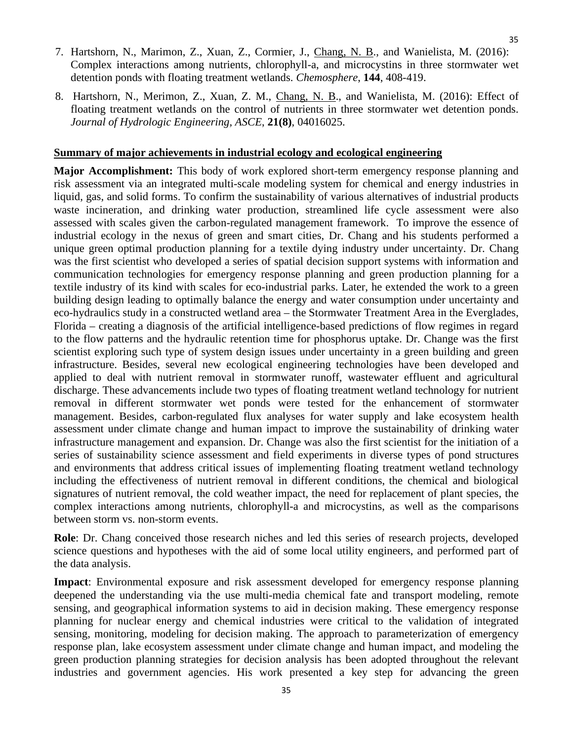7. Hartshorn, N., Marimon, Z., Xuan, Z., Cormier, J., Chang, N. B., and Wanielista, M. (2016): Complex interactions among nutrients, chlorophyll-a, and microcystins in three stormwater wet detention ponds with floating treatment wetlands. *Chemosphere*, **144**, 408-419.

8. Hartshorn, N., Merimon, Z., Xuan, Z. M., Chang, N. B., and Wanielista, M. (2016): Effect of floating treatment wetlands on the control of nutrients in three stormwater wet detention ponds. *Journal of Hydrologic Engineering, ASCE*, **21(8)**, 04016025.

**Summary of major achievements in industrial ecology and ecological engineering**

**Major Accomplishment:** This body of work explored short-term emergency response planning and risk assessment via an integrated multi-scale modeling system for chemical and energy industries in liquid, gas, and solid forms. To confirm the sustainability of various alternatives of industrial products waste incineration, and drinking water production, streamlined life cycle assessment were also assessed with scales given the carbon-regulated management framework. To improve the essence of industrial ecology in the nexus of green and smart cities, Dr. Chang and his students performed a unique green optimal production planning for a textile dying industry under uncertainty. Dr. Chang was the first scientist who developed a series of spatial decision support systems with information and communication technologies for emergency response planning and green production planning for a textile industry of its kind with scales for eco-industrial parks. Later, he extended the work to a green building design leading to optimally balance the energy and water consumption under uncertainty and eco-hydraulics study in a constructed wetland area – the Stormwater Treatment Area in the Everglades, Florida – creating a diagnosis of the artificial intelligence-based predictions of flow regimes in regard to the flow patterns and the hydraulic retention time for phosphorus uptake. Dr. Change was the first scientist exploring such type of system design issues under uncertainty in a green building and green infrastructure. Besides, several new ecological engineering technologies have been developed and applied to deal with nutrient removal in stormwater runoff, wastewater effluent and agricultural discharge. These advancements include two types of floating treatment wetland technology for nutrient removal in different stormwater wet ponds were tested for the enhancement of stormwater management. Besides, carbon-regulated flux analyses for water supply and lake ecosystem health assessment under climate change and human impact to improve the sustainability of drinking water infrastructure management and expansion. Dr. Change was also the first scientist for the initiation of a series of sustainability science assessment and field experiments in diverse types of pond structures and environments that address critical issues of implementing floating treatment wetland technology including the effectiveness of nutrient removal in different conditions, the chemical and biological signatures of nutrient removal, the cold weather impact, the need for replacement of plant species, the complex interactions among nutrients, chlorophyll-a and microcystins, as well as the comparisons between storm vs. non-storm events.

**Role**: Dr. Chang conceived those research niches and led this series of research projects, developed science questions and hypotheses with the aid of some local utility engineers, and performed part of the data analysis.

**Impact**: Environmental exposure and risk assessment developed for emergency response planning deepened the understanding via the use multi-media chemical fate and transport modeling, remote sensing, and geographical information systems to aid in decision making. These emergency response planning for nuclear energy and chemical industries were critical to the validation of integrated sensing, monitoring, modeling for decision making. The approach to parameterization of emergency response plan, lake ecosystem assessment under climate change and human impact, and modeling the green production planning strategies for decision analysis has been adopted throughout the relevant industries and government agencies. His work presented a key step for advancing the green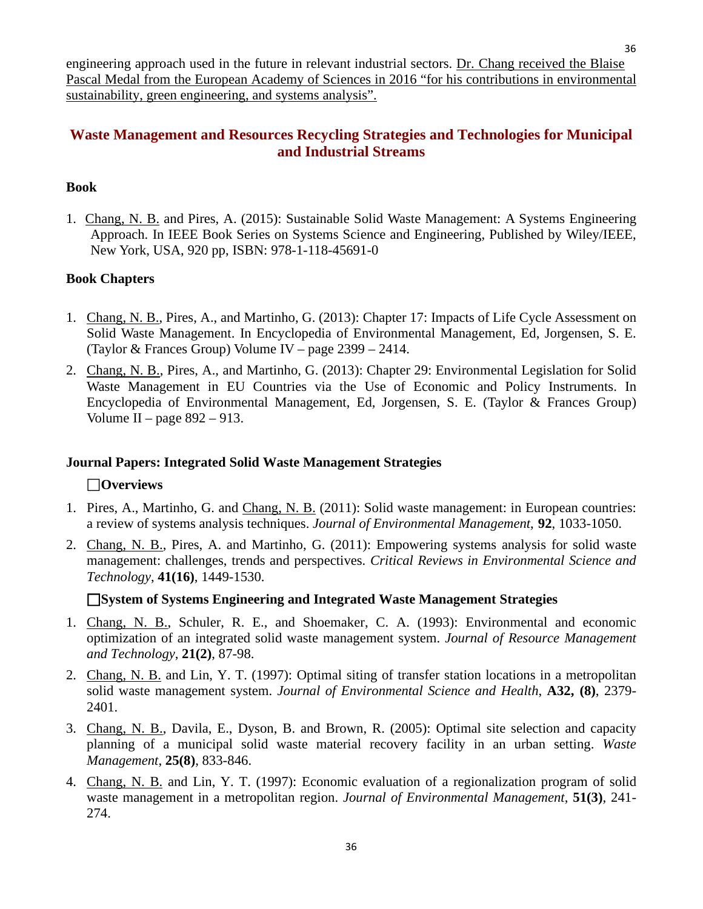engineering approach used in the future in relevant industrial sectors. Dr. Chang received the Blaise Pascal Medal from the European Academy of Sciences in 2016 "for his contributions in environmental sustainability, green engineering, and systems analysis".

## Waste Management and Resources Recycling Strategies and Technologies for Municipal and Industrial Streams

### Book

1. Chang, N. B. and Pires, A. (2015): Sustainable Solid Waste Management: A Systems Engineering Approach. In IEEE Book Series on Systems Science and Engineering, Published by Wiley/IEEE, New York, USA, 920 pp, ISBN: 978-1-118-45691-0

### Book Chapters

1. Chang, N. B., Pires, A., and Martinho, G. (2013): Chapter 17: Impacts of Life Cycle Assessment on Solid Waste Management. In Encyclopedia of Environmental Management, Ed, Jorgensen, S. E. (Taylor & Frances Group) Volume IV – page 2399 – 2414.
2. Chang, N. B., Pires, A., and Martinho, G. (2013): Chapter 29: Environmental Legislation for Solid Waste Management in EU Countries via the Use of Economic and Policy Instruments. In Encyclopedia of Environmental Management, Ed, Jorgensen, S. E. (Taylor & Frances Group) Volume II – page 892 – 913.

### Journal Papers: Integrated Solid Waste Management Strategies

**☐Overviews**

1. Pires, A., Martinho, G. and Chang, N. B. (2011): Solid waste management: in European countries: a review of systems analysis techniques. *Journal of Environmental Management*, **92**, 1033-1050.
2. Chang, N. B., Pires, A. and Martinho, G. (2011): Empowering systems analysis for solid waste management: challenges, trends and perspectives. *Critical Reviews in Environmental Science and Technology*, **41(16)**, 1449-1530.

**☐System of Systems Engineering and Integrated Waste Management Strategies**

1. Chang, N. B., Schuler, R. E., and Shoemaker, C. A. (1993): Environmental and economic optimization of an integrated solid waste management system. *Journal of Resource Management and Technology*, **21(2)**, 87-98.
2. Chang, N. B. and Lin, Y. T. (1997): Optimal siting of transfer station locations in a metropolitan solid waste management system. *Journal of Environmental Science and Health*, **A32, (8)**, 2379-2401.
3. Chang, N. B., Davila, E., Dyson, B. and Brown, R. (2005): Optimal site selection and capacity planning of a municipal solid waste material recovery facility in an urban setting. *Waste Management*, **25(8)**, 833-846.
4. Chang, N. B. and Lin, Y. T. (1997): Economic evaluation of a regionalization program of solid waste management in a metropolitan region. *Journal of Environmental Management*, **51(3)**, 241-274.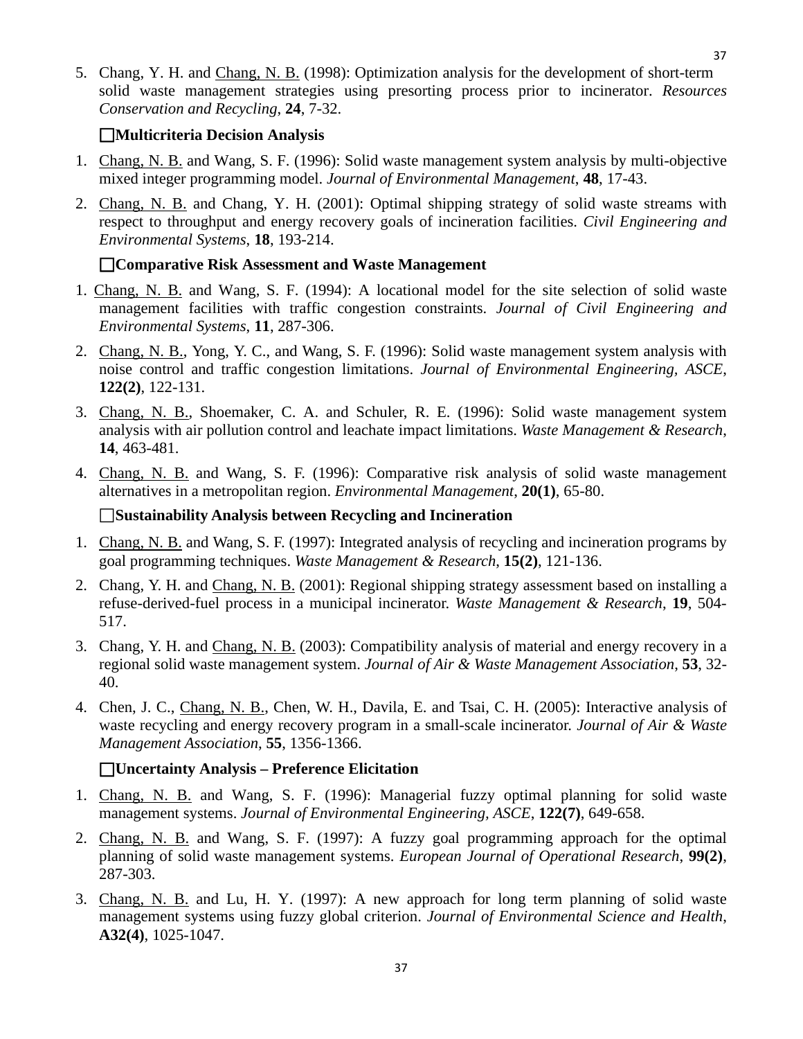5. Chang, Y. H. and Chang, N. B. (1998): Optimization analysis for the development of short-term solid waste management strategies using presorting process prior to incinerator. *Resources Conservation and Recycling*, **24**, 7-32.

### ☐Multicriteria Decision Analysis

1. Chang, N. B. and Wang, S. F. (1996): Solid waste management system analysis by multi-objective mixed integer programming model. *Journal of Environmental Management*, **48**, 17-43.
2. Chang, N. B. and Chang, Y. H. (2001): Optimal shipping strategy of solid waste streams with respect to throughput and energy recovery goals of incineration facilities. *Civil Engineering and Environmental Systems*, **18**, 193-214.

### ☐Comparative Risk Assessment and Waste Management

1. Chang, N. B. and Wang, S. F. (1994): A locational model for the site selection of solid waste management facilities with traffic congestion constraints. *Journal of Civil Engineering and Environmental Systems*, **11**, 287-306.
2. Chang, N. B., Yong, Y. C., and Wang, S. F. (1996): Solid waste management system analysis with noise control and traffic congestion limitations. *Journal of Environmental Engineering, ASCE*, **122(2)**, 122-131.
3. Chang, N. B., Shoemaker, C. A. and Schuler, R. E. (1996): Solid waste management system analysis with air pollution control and leachate impact limitations. *Waste Management & Research*, **14**, 463-481.
4. Chang, N. B. and Wang, S. F. (1996): Comparative risk analysis of solid waste management alternatives in a metropolitan region. *Environmental Management*, **20(1)**, 65-80.

### ☐Sustainability Analysis between Recycling and Incineration

1. Chang, N. B. and Wang, S. F. (1997): Integrated analysis of recycling and incineration programs by goal programming techniques. *Waste Management & Research*, **15(2)**, 121-136.
2. Chang, Y. H. and Chang, N. B. (2001): Regional shipping strategy assessment based on installing a refuse-derived-fuel process in a municipal incinerator. *Waste Management & Research*, **19**, 504-517.
3. Chang, Y. H. and Chang, N. B. (2003): Compatibility analysis of material and energy recovery in a regional solid waste management system. *Journal of Air & Waste Management Association*, **53**, 32-40.
4. Chen, J. C., Chang, N. B., Chen, W. H., Davila, E. and Tsai, C. H. (2005): Interactive analysis of waste recycling and energy recovery program in a small-scale incinerator. *Journal of Air & Waste Management Association*, **55**, 1356-1366.

### ☐Uncertainty Analysis – Preference Elicitation

1. Chang, N. B. and Wang, S. F. (1996): Managerial fuzzy optimal planning for solid waste management systems. *Journal of Environmental Engineering, ASCE*, **122(7)**, 649-658.
2. Chang, N. B. and Wang, S. F. (1997): A fuzzy goal programming approach for the optimal planning of solid waste management systems. *European Journal of Operational Research*, **99(2)**, 287-303.
3. Chang, N. B. and Lu, H. Y. (1997): A new approach for long term planning of solid waste management systems using fuzzy global criterion. *Journal of Environmental Science and Health*, **A32(4)**, 1025-1047.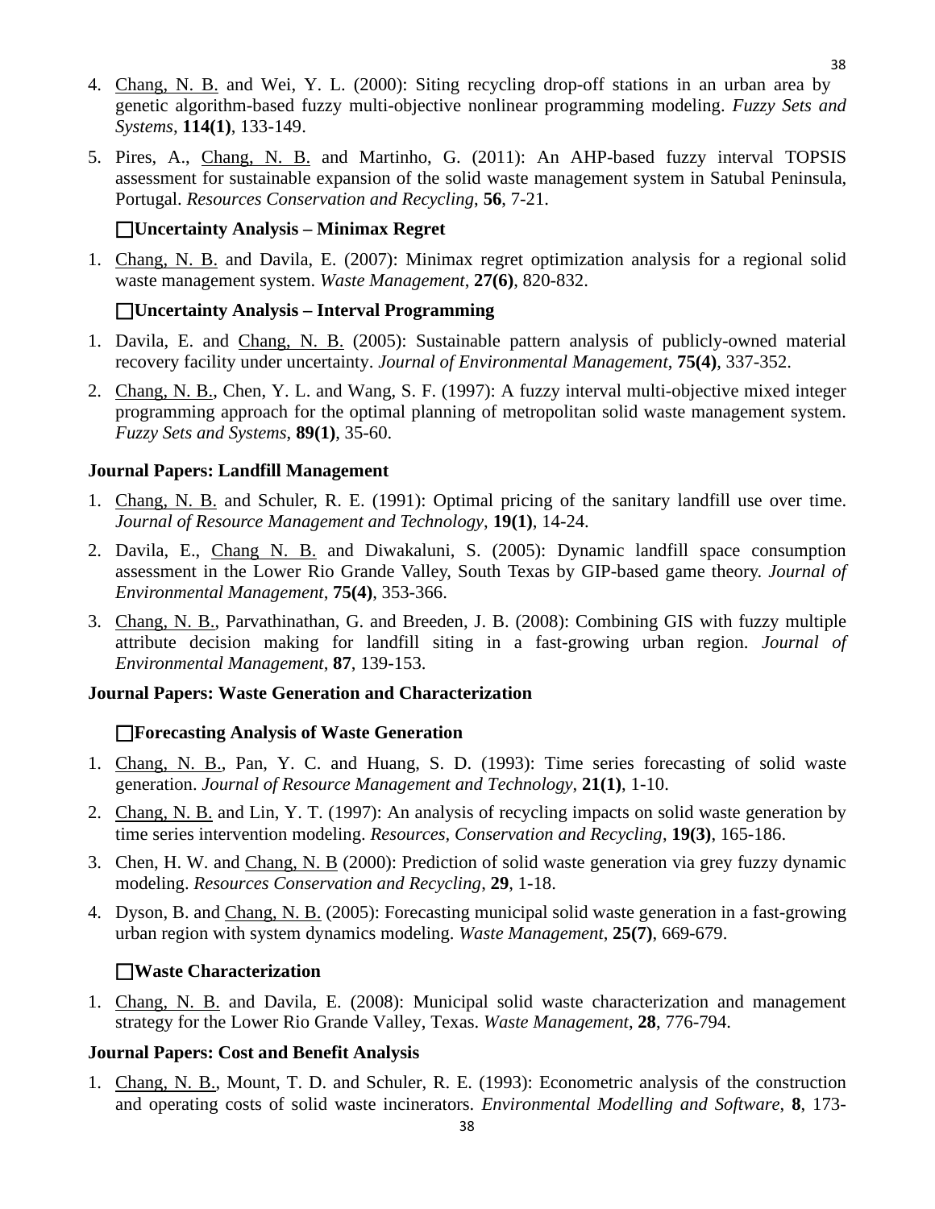4. Chang, N. B. and Wei, Y. L. (2000): Siting recycling drop-off stations in an urban area by genetic algorithm-based fuzzy multi-objective nonlinear programming modeling. *Fuzzy Sets and Systems*, **114(1)**, 133-149.

5. Pires, A., Chang, N. B. and Martinho, G. (2011): An AHP-based fuzzy interval TOPSIS assessment for sustainable expansion of the solid waste management system in Satubal Peninsula, Portugal. *Resources Conservation and Recycling*, **56**, 7-21.

**☐Uncertainty Analysis – Minimax Regret**

1. Chang, N. B. and Davila, E. (2007): Minimax regret optimization analysis for a regional solid waste management system. *Waste Management*, **27(6)**, 820-832.

**☐Uncertainty Analysis – Interval Programming**

1. Davila, E. and Chang, N. B. (2005): Sustainable pattern analysis of publicly-owned material recovery facility under uncertainty. *Journal of Environmental Management*, **75(4)**, 337-352.

2. Chang, N. B., Chen, Y. L. and Wang, S. F. (1997): A fuzzy interval multi-objective mixed integer programming approach for the optimal planning of metropolitan solid waste management system. *Fuzzy Sets and Systems*, **89(1)**, 35-60.

**Journal Papers: Landfill Management**

1. Chang, N. B. and Schuler, R. E. (1991): Optimal pricing of the sanitary landfill use over time. *Journal of Resource Management and Technology*, **19(1)**, 14-24.

2. Davila, E., Chang N. B. and Diwakaluni, S. (2005): Dynamic landfill space consumption assessment in the Lower Rio Grande Valley, South Texas by GIP-based game theory. *Journal of Environmental Management*, **75(4)**, 353-366.

3. Chang, N. B., Parvathinathan, G. and Breeden, J. B. (2008): Combining GIS with fuzzy multiple attribute decision making for landfill siting in a fast-growing urban region. *Journal of Environmental Management*, **87**, 139-153.

**Journal Papers: Waste Generation and Characterization**

**☐Forecasting Analysis of Waste Generation**

1. Chang, N. B., Pan, Y. C. and Huang, S. D. (1993): Time series forecasting of solid waste generation. *Journal of Resource Management and Technology*, **21(1)**, 1-10.

2. Chang, N. B. and Lin, Y. T. (1997): An analysis of recycling impacts on solid waste generation by time series intervention modeling. *Resources, Conservation and Recycling*, **19(3)**, 165-186.

3. Chen, H. W. and Chang, N. B (2000): Prediction of solid waste generation via grey fuzzy dynamic modeling. *Resources Conservation and Recycling*, **29**, 1-18.

4. Dyson, B. and Chang, N. B. (2005): Forecasting municipal solid waste generation in a fast-growing urban region with system dynamics modeling. *Waste Management*, **25(7)**, 669-679.

**☐Waste Characterization**

1. Chang, N. B. and Davila, E. (2008): Municipal solid waste characterization and management strategy for the Lower Rio Grande Valley, Texas. *Waste Management*, **28**, 776-794.

**Journal Papers: Cost and Benefit Analysis**

1. Chang, N. B., Mount, T. D. and Schuler, R. E. (1993): Econometric analysis of the construction and operating costs of solid waste incinerators. *Environmental Modelling and Software*, **8**, 173-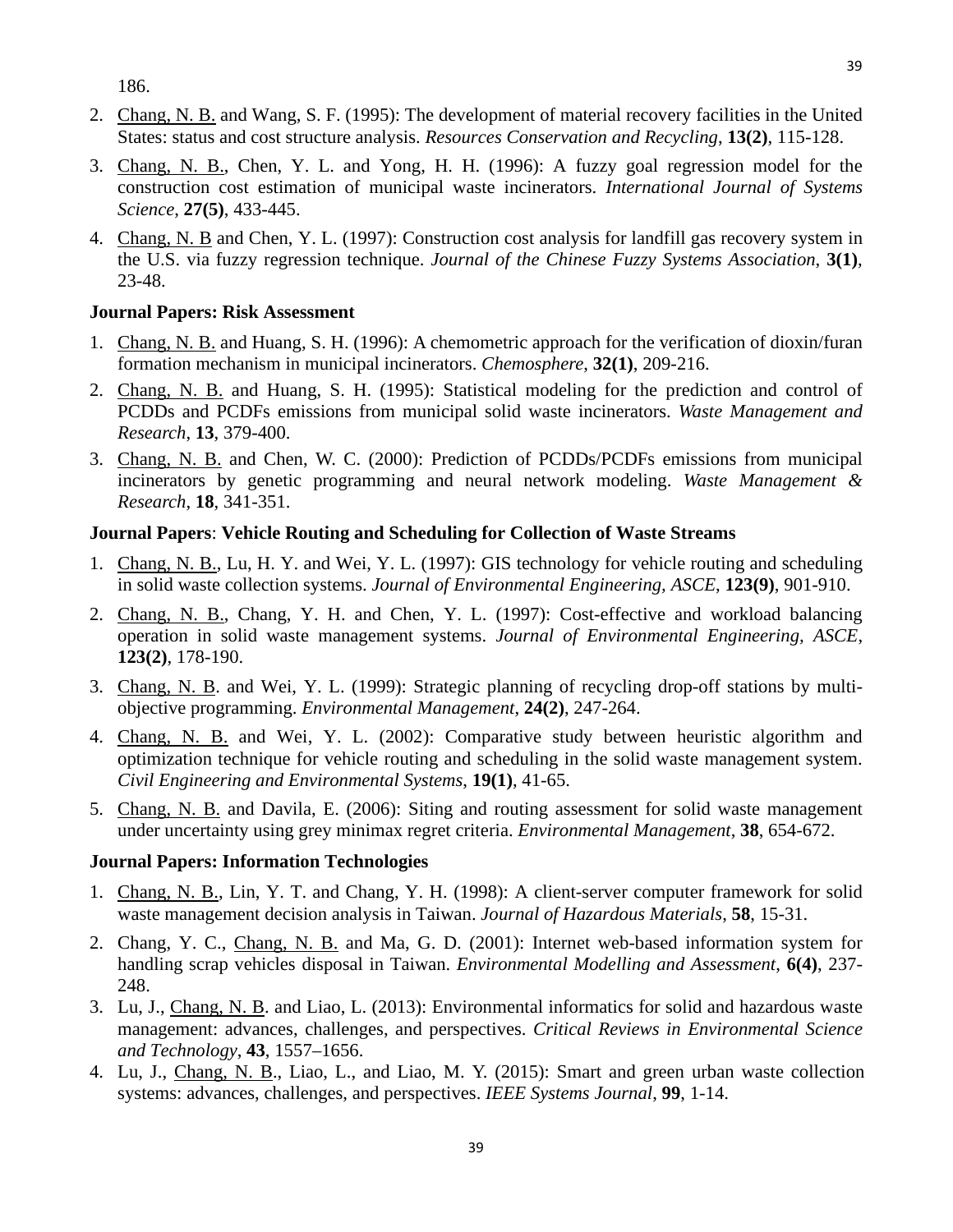186.

2. <u>Chang, N. B.</u> and Wang, S. F. (1995): The development of material recovery facilities in the United States: status and cost structure analysis. *Resources Conservation and Recycling*, **13(2)**, 115-128.
3. <u>Chang, N. B.</u>, Chen, Y. L. and Yong, H. H. (1996): A fuzzy goal regression model for the construction cost estimation of municipal waste incinerators. *International Journal of Systems Science*, **27(5)**, 433-445.
4. <u>Chang, N. B</u> and Chen, Y. L. (1997): Construction cost analysis for landfill gas recovery system in the U.S. via fuzzy regression technique. *Journal of the Chinese Fuzzy Systems Association*, **3(1)**, 23-48.

**Journal Papers: Risk Assessment**

1. <u>Chang, N. B.</u> and Huang, S. H. (1996): A chemometric approach for the verification of dioxin/furan formation mechanism in municipal incinerators. *Chemosphere*, **32(1)**, 209-216.
2. <u>Chang, N. B.</u> and Huang, S. H. (1995): Statistical modeling for the prediction and control of PCDDs and PCDFs emissions from municipal solid waste incinerators. *Waste Management and Research*, **13**, 379-400.
3. <u>Chang, N. B.</u> and Chen, W. C. (2000): Prediction of PCDDs/PCDFs emissions from municipal incinerators by genetic programming and neural network modeling. *Waste Management & Research*, **18**, 341-351.

**Journal Papers**: **Vehicle Routing and Scheduling for Collection of Waste Streams**

1. <u>Chang, N. B.</u>, Lu, H. Y. and Wei, Y. L. (1997): GIS technology for vehicle routing and scheduling in solid waste collection systems. *Journal of Environmental Engineering, ASCE*, **123(9)**, 901-910.
2. <u>Chang, N. B.</u>, Chang, Y. H. and Chen, Y. L. (1997): Cost-effective and workload balancing operation in solid waste management systems. *Journal of Environmental Engineering, ASCE*, **123(2)**, 178-190.
3. <u>Chang, N. B</u>. and Wei, Y. L. (1999): Strategic planning of recycling drop-off stations by multi-objective programming. *Environmental Management*, **24(2)**, 247-264.
4. <u>Chang, N. B.</u> and Wei, Y. L. (2002): Comparative study between heuristic algorithm and optimization technique for vehicle routing and scheduling in the solid waste management system. *Civil Engineering and Environmental Systems*, **19(1)**, 41-65.
5. <u>Chang, N. B.</u> and Davila, E. (2006): Siting and routing assessment for solid waste management under uncertainty using grey minimax regret criteria. *Environmental Management*, **38**, 654-672.

**Journal Papers: Information Technologies**

1. <u>Chang, N. B.</u>, Lin, Y. T. and Chang, Y. H. (1998): A client-server computer framework for solid waste management decision analysis in Taiwan. *Journal of Hazardous Materials*, **58**, 15-31.
2. Chang, Y. C., <u>Chang, N. B.</u> and Ma, G. D. (2001): Internet web-based information system for handling scrap vehicles disposal in Taiwan. *Environmental Modelling and Assessment*, **6(4)**, 237-248.
3. Lu, J., <u>Chang, N. B</u>. and Liao, L. (2013): Environmental informatics for solid and hazardous waste management: advances, challenges, and perspectives. *Critical Reviews in Environmental Science and Technology*, **43**, 1557–1656.
4. Lu, J., <u>Chang, N. B</u>., Liao, L., and Liao, M. Y. (2015): Smart and green urban waste collection systems: advances, challenges, and perspectives. *IEEE Systems Journal*, **99**, 1-14.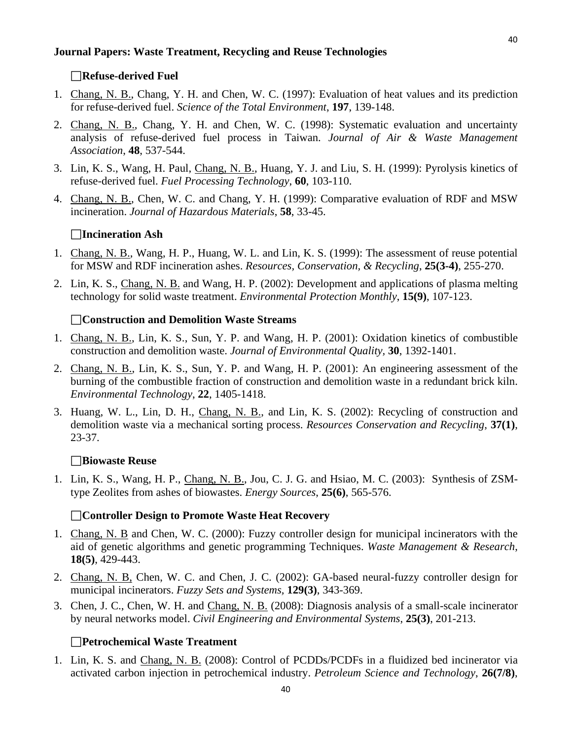**Journal Papers: Waste Treatment, Recycling and Reuse Technologies**

### ☐Refuse-derived Fuel

1. Chang, N. B., Chang, Y. H. and Chen, W. C. (1997): Evaluation of heat values and its prediction for refuse-derived fuel. *Science of the Total Environment*, **197**, 139-148.
2. Chang, N. B., Chang, Y. H. and Chen, W. C. (1998): Systematic evaluation and uncertainty analysis of refuse-derived fuel process in Taiwan. *Journal of Air & Waste Management Association*, **48**, 537-544.
3. Lin, K. S., Wang, H. Paul, Chang, N. B., Huang, Y. J. and Liu, S. H. (1999): Pyrolysis kinetics of refuse-derived fuel. *Fuel Processing Technology*, **60**, 103-110.
4. Chang, N. B., Chen, W. C. and Chang, Y. H. (1999): Comparative evaluation of RDF and MSW incineration. *Journal of Hazardous Materials*, **58**, 33-45.

### ☐Incineration Ash

1. Chang, N. B., Wang, H. P., Huang, W. L. and Lin, K. S. (1999): The assessment of reuse potential for MSW and RDF incineration ashes. *Resources, Conservation, & Recycling*, **25(3-4)**, 255-270.
2. Lin, K. S., Chang, N. B. and Wang, H. P. (2002): Development and applications of plasma melting technology for solid waste treatment. *Environmental Protection Monthly*, **15(9)**, 107-123.

### ☐Construction and Demolition Waste Streams

1. Chang, N. B., Lin, K. S., Sun, Y. P. and Wang, H. P. (2001): Oxidation kinetics of combustible construction and demolition waste. *Journal of Environmental Quality*, **30**, 1392-1401.
2. Chang, N. B., Lin, K. S., Sun, Y. P. and Wang, H. P. (2001): An engineering assessment of the burning of the combustible fraction of construction and demolition waste in a redundant brick kiln. *Environmental Technology*, **22**, 1405-1418.
3. Huang, W. L., Lin, D. H., Chang, N. B., and Lin, K. S. (2002): Recycling of construction and demolition waste via a mechanical sorting process. *Resources Conservation and Recycling*, **37(1)**, 23-37.

### ☐Biowaste Reuse

1. Lin, K. S., Wang, H. P., Chang, N. B., Jou, C. J. G. and Hsiao, M. C. (2003): Synthesis of ZSM-type Zeolites from ashes of biowastes. *Energy Sources*, **25(6)**, 565-576.

### ☐Controller Design to Promote Waste Heat Recovery

1. Chang, N. B and Chen, W. C. (2000): Fuzzy controller design for municipal incinerators with the aid of genetic algorithms and genetic programming Techniques. *Waste Management & Research*, **18(5)**, 429-443.
2. Chang, N. B, Chen, W. C. and Chen, J. C. (2002): GA-based neural-fuzzy controller design for municipal incinerators. *Fuzzy Sets and Systems*, **129(3)**, 343-369.
3. Chen, J. C., Chen, W. H. and Chang, N. B. (2008): Diagnosis analysis of a small-scale incinerator by neural networks model. *Civil Engineering and Environmental Systems*, **25(3)**, 201-213.

### ☐Petrochemical Waste Treatment

1. Lin, K. S. and Chang, N. B. (2008): Control of PCDDs/PCDFs in a fluidized bed incinerator via activated carbon injection in petrochemical industry. *Petroleum Science and Technology*, **26(7/8)**,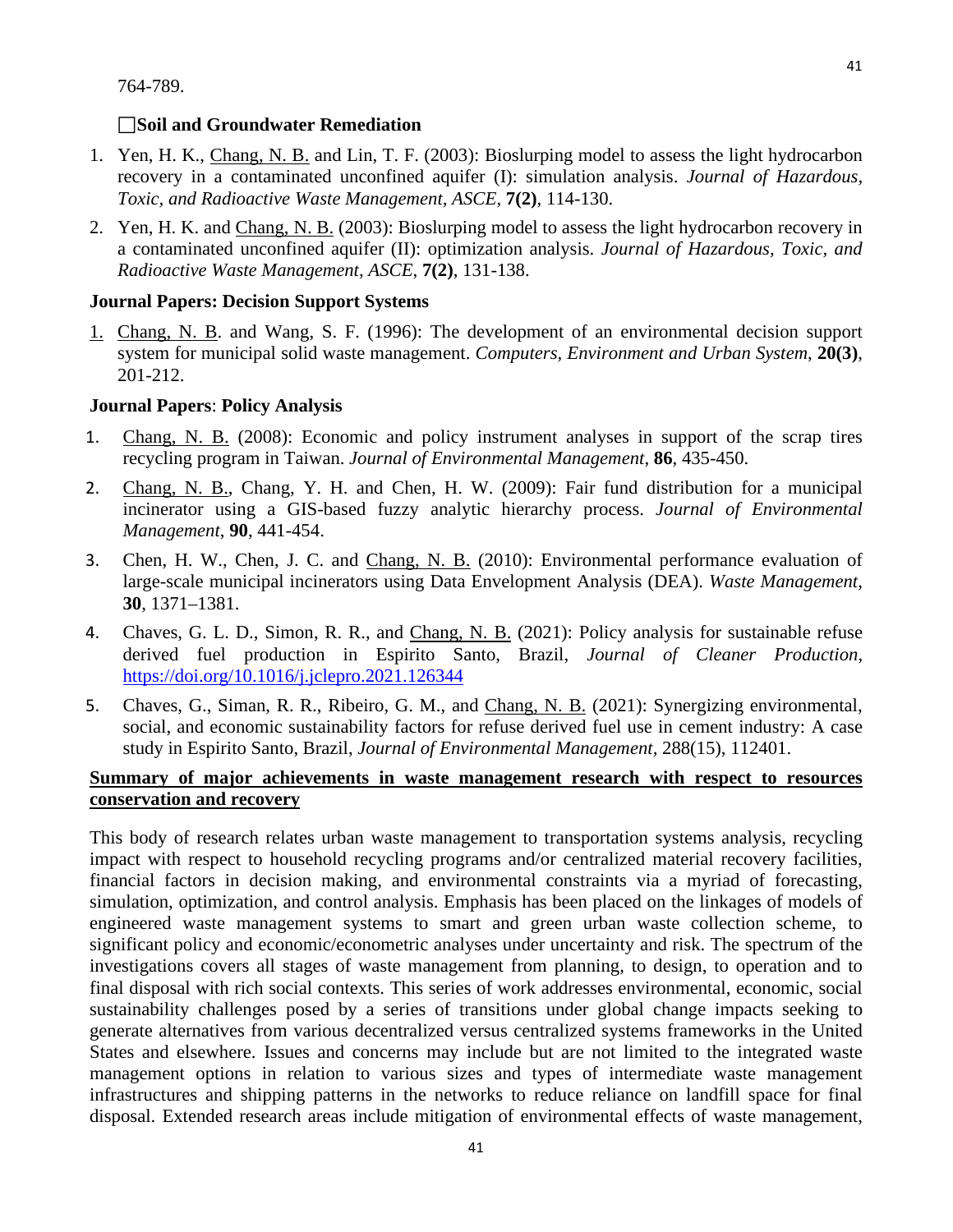764-789.

☐**Soil and Groundwater Remediation**

1. Yen, H. K., Chang, N. B. and Lin, T. F. (2003): Bioslurping model to assess the light hydrocarbon recovery in a contaminated unconfined aquifer (I): simulation analysis. *Journal of Hazardous, Toxic, and Radioactive Waste Management, ASCE*, **7(2)**, 114-130.
2. Yen, H. K. and Chang, N. B. (2003): Bioslurping model to assess the light hydrocarbon recovery in a contaminated unconfined aquifer (II): optimization analysis. *Journal of Hazardous, Toxic, and Radioactive Waste Management, ASCE*, **7(2)**, 131-138.

**Journal Papers: Decision Support Systems**

1. Chang, N. B. and Wang, S. F. (1996): The development of an environmental decision support system for municipal solid waste management. *Computers, Environment and Urban System*, **20(3)**, 201-212.

**Journal Papers**: **Policy Analysis**

1. Chang, N. B. (2008): Economic and policy instrument analyses in support of the scrap tires recycling program in Taiwan. *Journal of Environmental Management*, **86**, 435-450.
2. Chang, N. B., Chang, Y. H. and Chen, H. W. (2009): Fair fund distribution for a municipal incinerator using a GIS-based fuzzy analytic hierarchy process. *Journal of Environmental Management*, **90**, 441-454.
3. Chen, H. W., Chen, J. C. and Chang, N. B. (2010): Environmental performance evaluation of large-scale municipal incinerators using Data Envelopment Analysis (DEA). *Waste Management*, **30**, 1371–1381.
4. Chaves, G. L. D., Simon, R. R., and Chang, N. B. (2021): Policy analysis for sustainable refuse derived fuel production in Espirito Santo, Brazil, *Journal of Cleaner Production,* https://doi.org/10.1016/j.jclepro.2021.126344
5. Chaves, G., Siman, R. R., Ribeiro, G. M., and Chang, N. B. (2021): Synergizing environmental, social, and economic sustainability factors for refuse derived fuel use in cement industry: A case study in Espirito Santo, Brazil, *Journal of Environmental Management*, 288(15), 112401.

**Summary of major achievements in waste management research with respect to resources conservation and recovery**

This body of research relates urban waste management to transportation systems analysis, recycling impact with respect to household recycling programs and/or centralized material recovery facilities, financial factors in decision making, and environmental constraints via a myriad of forecasting, simulation, optimization, and control analysis. Emphasis has been placed on the linkages of models of engineered waste management systems to smart and green urban waste collection scheme, to significant policy and economic/econometric analyses under uncertainty and risk. The spectrum of the investigations covers all stages of waste management from planning, to design, to operation and to final disposal with rich social contexts. This series of work addresses environmental, economic, social sustainability challenges posed by a series of transitions under global change impacts seeking to generate alternatives from various decentralized versus centralized systems frameworks in the United States and elsewhere. Issues and concerns may include but are not limited to the integrated waste management options in relation to various sizes and types of intermediate waste management infrastructures and shipping patterns in the networks to reduce reliance on landfill space for final disposal. Extended research areas include mitigation of environmental effects of waste management,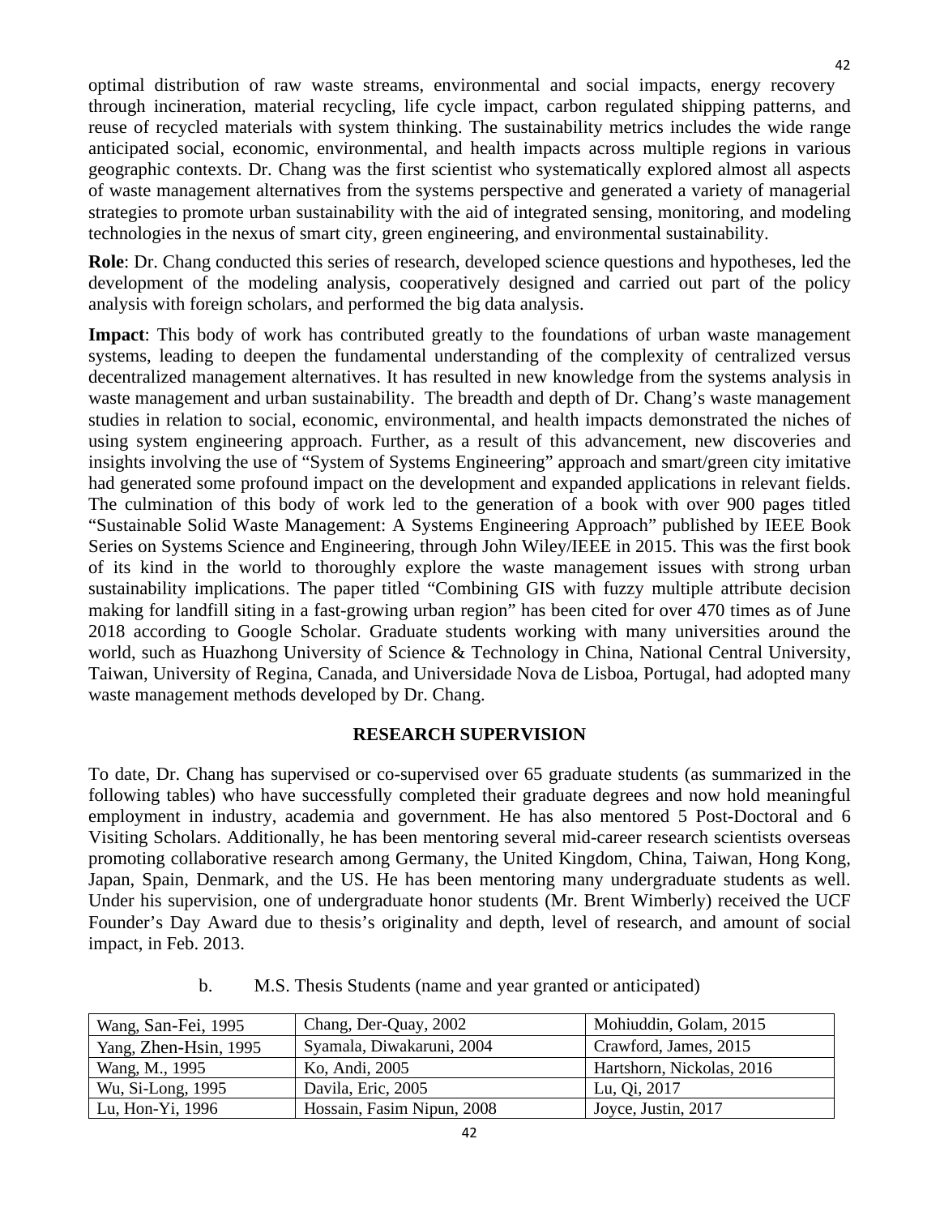optimal distribution of raw waste streams, environmental and social impacts, energy recovery through incineration, material recycling, life cycle impact, carbon regulated shipping patterns, and reuse of recycled materials with system thinking. The sustainability metrics includes the wide range anticipated social, economic, environmental, and health impacts across multiple regions in various geographic contexts. Dr. Chang was the first scientist who systematically explored almost all aspects of waste management alternatives from the systems perspective and generated a variety of managerial strategies to promote urban sustainability with the aid of integrated sensing, monitoring, and modeling technologies in the nexus of smart city, green engineering, and environmental sustainability.

**Role**: Dr. Chang conducted this series of research, developed science questions and hypotheses, led the development of the modeling analysis, cooperatively designed and carried out part of the policy analysis with foreign scholars, and performed the big data analysis.

**Impact**: This body of work has contributed greatly to the foundations of urban waste management systems, leading to deepen the fundamental understanding of the complexity of centralized versus decentralized management alternatives. It has resulted in new knowledge from the systems analysis in waste management and urban sustainability. The breadth and depth of Dr. Chang's waste management studies in relation to social, economic, environmental, and health impacts demonstrated the niches of using system engineering approach. Further, as a result of this advancement, new discoveries and insights involving the use of "System of Systems Engineering" approach and smart/green city imitative had generated some profound impact on the development and expanded applications in relevant fields. The culmination of this body of work led to the generation of a book with over 900 pages titled "Sustainable Solid Waste Management: A Systems Engineering Approach" published by IEEE Book Series on Systems Science and Engineering, through John Wiley/IEEE in 2015. This was the first book of its kind in the world to thoroughly explore the waste management issues with strong urban sustainability implications. The paper titled "Combining GIS with fuzzy multiple attribute decision making for landfill siting in a fast-growing urban region" has been cited for over 470 times as of June 2018 according to Google Scholar. Graduate students working with many universities around the world, such as Huazhong University of Science & Technology in China, National Central University, Taiwan, University of Regina, Canada, and Universidade Nova de Lisboa, Portugal, had adopted many waste management methods developed by Dr. Chang.

## RESEARCH SUPERVISION

To date, Dr. Chang has supervised or co-supervised over 65 graduate students (as summarized in the following tables) who have successfully completed their graduate degrees and now hold meaningful employment in industry, academia and government. He has also mentored 5 Post-Doctoral and 6 Visiting Scholars. Additionally, he has been mentoring several mid-career research scientists overseas promoting collaborative research among Germany, the United Kingdom, China, Taiwan, Hong Kong, Japan, Spain, Denmark, and the US. He has been mentoring many undergraduate students as well. Under his supervision, one of undergraduate honor students (Mr. Brent Wimberly) received the UCF Founder's Day Award due to thesis's originality and depth, level of research, and amount of social impact, in Feb. 2013.

b. M.S. Thesis Students (name and year granted or anticipated)

| | | |
|---|---|---|
| Wang, San-Fei, 1995 | Chang, Der-Quay, 2002 | Mohiuddin, Golam, 2015 |
| Yang, Zhen-Hsin, 1995 | Syamala, Diwakaruni, 2004 | Crawford, James, 2015 |
| Wang, M., 1995 | Ko, Andi, 2005 | Hartshorn, Nickolas, 2016 |
| Wu, Si-Long, 1995 | Davila, Eric, 2005 | Lu, Qi, 2017 |
| Lu, Hon-Yi, 1996 | Hossain, Fasim Nipun, 2008 | Joyce, Justin, 2017 |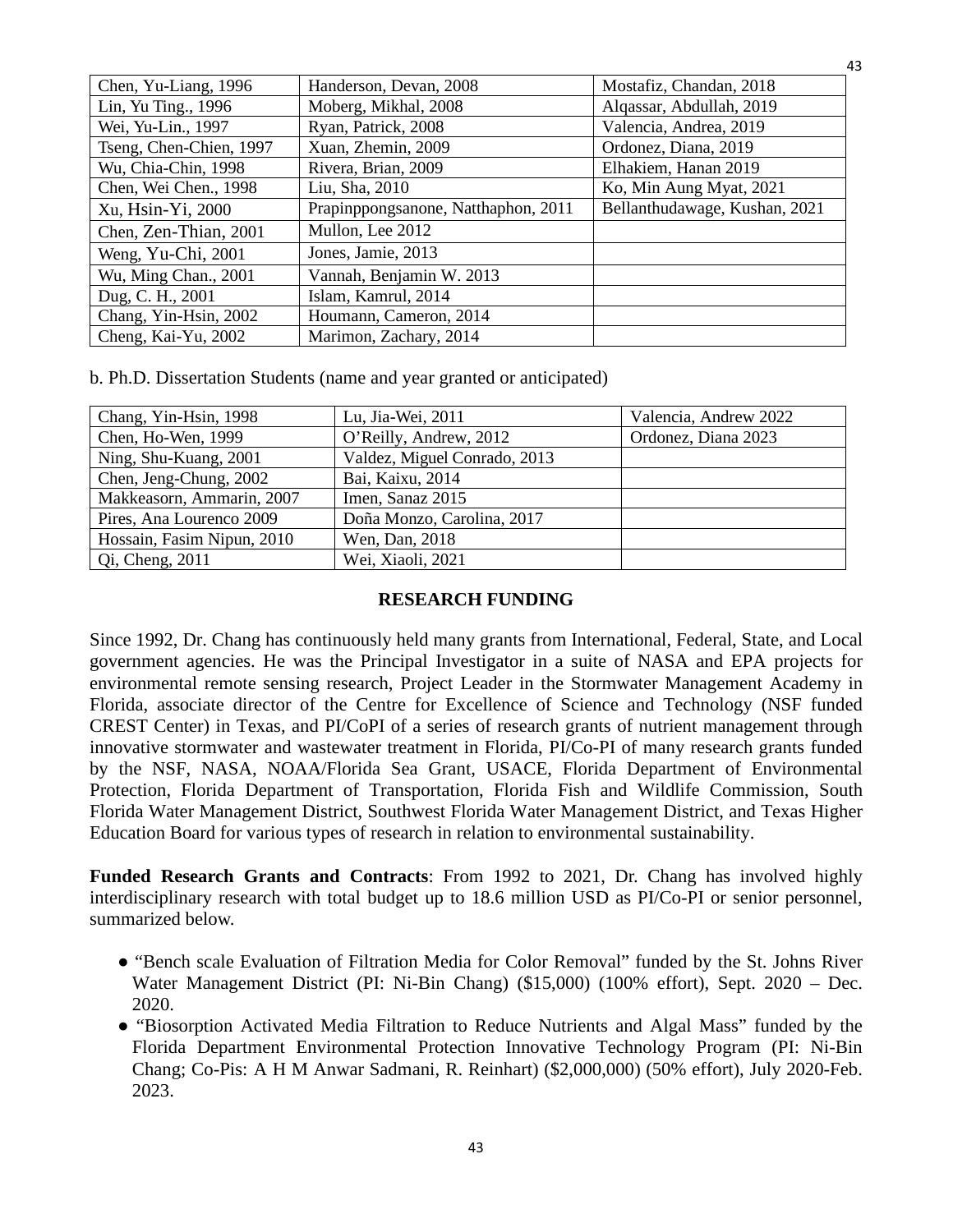| Chen, Yu-Liang, 1996 | Handerson, Devan, 2008 | Mostafiz, Chandan, 2018 |
|---|---|---|
| Lin, Yu Ting., 1996 | Moberg, Mikhal, 2008 | Alqassar, Abdullah, 2019 |
| Wei, Yu-Lin., 1997 | Ryan, Patrick, 2008 | Valencia, Andrea, 2019 |
| Tseng, Chen-Chien, 1997 | Xuan, Zhemin, 2009 | Ordonez, Diana, 2019 |
| Wu, Chia-Chin, 1998 | Rivera, Brian, 2009 | Elhakiem, Hanan 2019 |
| Chen, Wei Chen., 1998 | Liu, Sha, 2010 | Ko, Min Aung Myat, 2021 |
| Xu, Hsin-Yi, 2000 | Prapinppongsanone, Natthaphon, 2011 | Bellanthudawage, Kushan, 2021 |
| Chen, Zen-Thian, 2001 | Mullon, Lee 2012 | |
| Weng, Yu-Chi, 2001 | Jones, Jamie, 2013 | |
| Wu, Ming Chan., 2001 | Vannah, Benjamin W. 2013 | |
| Dug, C. H., 2001 | Islam, Kamrul, 2014 | |
| Chang, Yin-Hsin, 2002 | Houmann, Cameron, 2014 | |
| Cheng, Kai-Yu, 2002 | Marimon, Zachary, 2014 | |

b. Ph.D. Dissertation Students (name and year granted or anticipated)

| Chang, Yin-Hsin, 1998 | Lu, Jia-Wei, 2011 | Valencia, Andrew 2022 |
|---|---|---|
| Chen, Ho-Wen, 1999 | O'Reilly, Andrew, 2012 | Ordonez, Diana 2023 |
| Ning, Shu-Kuang, 2001 | Valdez, Miguel Conrado, 2013 | |
| Chen, Jeng-Chung, 2002 | Bai, Kaixu, 2014 | |
| Makkeasorn, Ammarin, 2007 | Imen, Sanaz 2015 | |
| Pires, Ana Lourenco 2009 | Doña Monzo, Carolina, 2017 | |
| Hossain, Fasim Nipun, 2010 | Wen, Dan, 2018 | |
| Qi, Cheng, 2011 | Wei, Xiaoli, 2021 | |

## RESEARCH FUNDING

Since 1992, Dr. Chang has continuously held many grants from International, Federal, State, and Local government agencies. He was the Principal Investigator in a suite of NASA and EPA projects for environmental remote sensing research, Project Leader in the Stormwater Management Academy in Florida, associate director of the Centre for Excellence of Science and Technology (NSF funded CREST Center) in Texas, and PI/CoPI of a series of research grants of nutrient management through innovative stormwater and wastewater treatment in Florida, PI/Co-PI of many research grants funded by the NSF, NASA, NOAA/Florida Sea Grant, USACE, Florida Department of Environmental Protection, Florida Department of Transportation, Florida Fish and Wildlife Commission, South Florida Water Management District, Southwest Florida Water Management District, and Texas Higher Education Board for various types of research in relation to environmental sustainability.

**Funded Research Grants and Contracts**: From 1992 to 2021, Dr. Chang has involved highly interdisciplinary research with total budget up to 18.6 million USD as PI/Co-PI or senior personnel, summarized below.

- "Bench scale Evaluation of Filtration Media for Color Removal" funded by the St. Johns River Water Management District (PI: Ni-Bin Chang) ($15,000) (100% effort), Sept. 2020 – Dec. 2020.
- "Biosorption Activated Media Filtration to Reduce Nutrients and Algal Mass" funded by the Florida Department Environmental Protection Innovative Technology Program (PI: Ni-Bin Chang; Co-Pis: A H M Anwar Sadmani, R. Reinhart) ($2,000,000) (50% effort), July 2020-Feb. 2023.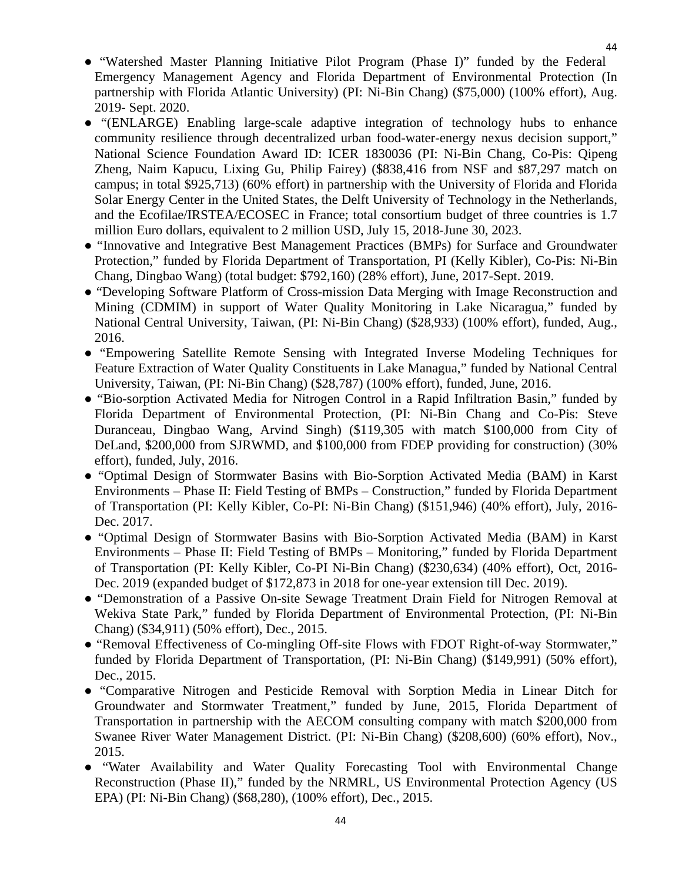- "Watershed Master Planning Initiative Pilot Program (Phase I)" funded by the Federal Emergency Management Agency and Florida Department of Environmental Protection (In partnership with Florida Atlantic University) (PI: Ni-Bin Chang) ($75,000) (100% effort), Aug. 2019- Sept. 2020.
- "(ENLARGE) Enabling large-scale adaptive integration of technology hubs to enhance community resilience through decentralized urban food-water-energy nexus decision support," National Science Foundation Award ID: ICER 1830036 (PI: Ni-Bin Chang, Co-Pis: Qipeng Zheng, Naim Kapucu, Lixing Gu, Philip Fairey) ($838,416 from NSF and $87,297 match on campus; in total $925,713) (60% effort) in partnership with the University of Florida and Florida Solar Energy Center in the United States, the Delft University of Technology in the Netherlands, and the Ecofilae/IRSTEA/ECOSEC in France; total consortium budget of three countries is 1.7 million Euro dollars, equivalent to 2 million USD, July 15, 2018-June 30, 2023.
- "Innovative and Integrative Best Management Practices (BMPs) for Surface and Groundwater Protection," funded by Florida Department of Transportation, PI (Kelly Kibler), Co-Pis: Ni-Bin Chang, Dingbao Wang) (total budget: $792,160) (28% effort), June, 2017-Sept. 2019.
- "Developing Software Platform of Cross-mission Data Merging with Image Reconstruction and Mining (CDMIM) in support of Water Quality Monitoring in Lake Nicaragua," funded by National Central University, Taiwan, (PI: Ni-Bin Chang) ($28,933) (100% effort), funded, Aug., 2016.
- "Empowering Satellite Remote Sensing with Integrated Inverse Modeling Techniques for Feature Extraction of Water Quality Constituents in Lake Managua," funded by National Central University, Taiwan, (PI: Ni-Bin Chang) ($28,787) (100% effort), funded, June, 2016.
- "Bio-sorption Activated Media for Nitrogen Control in a Rapid Infiltration Basin," funded by Florida Department of Environmental Protection, (PI: Ni-Bin Chang and Co-Pis: Steve Duranceau, Dingbao Wang, Arvind Singh) ($119,305 with match $100,000 from City of DeLand, $200,000 from SJRWMD, and $100,000 from FDEP providing for construction) (30% effort), funded, July, 2016.
- "Optimal Design of Stormwater Basins with Bio-Sorption Activated Media (BAM) in Karst Environments – Phase II: Field Testing of BMPs – Construction," funded by Florida Department of Transportation (PI: Kelly Kibler, Co-PI: Ni-Bin Chang) ($151,946) (40% effort), July, 2016-Dec. 2017.
- "Optimal Design of Stormwater Basins with Bio-Sorption Activated Media (BAM) in Karst Environments – Phase II: Field Testing of BMPs – Monitoring," funded by Florida Department of Transportation (PI: Kelly Kibler, Co-PI Ni-Bin Chang) ($230,634) (40% effort), Oct, 2016-Dec. 2019 (expanded budget of $172,873 in 2018 for one-year extension till Dec. 2019).
- "Demonstration of a Passive On-site Sewage Treatment Drain Field for Nitrogen Removal at Wekiva State Park," funded by Florida Department of Environmental Protection, (PI: Ni-Bin Chang) ($34,911) (50% effort), Dec., 2015.
- "Removal Effectiveness of Co-mingling Off-site Flows with FDOT Right-of-way Stormwater," funded by Florida Department of Transportation, (PI: Ni-Bin Chang) ($149,991) (50% effort), Dec., 2015.
- "Comparative Nitrogen and Pesticide Removal with Sorption Media in Linear Ditch for Groundwater and Stormwater Treatment," funded by June, 2015, Florida Department of Transportation in partnership with the AECOM consulting company with match $200,000 from Swanee River Water Management District. (PI: Ni-Bin Chang) ($208,600) (60% effort), Nov., 2015.
- "Water Availability and Water Quality Forecasting Tool with Environmental Change Reconstruction (Phase II)," funded by the NRMRL, US Environmental Protection Agency (US EPA) (PI: Ni-Bin Chang) ($68,280), (100% effort), Dec., 2015.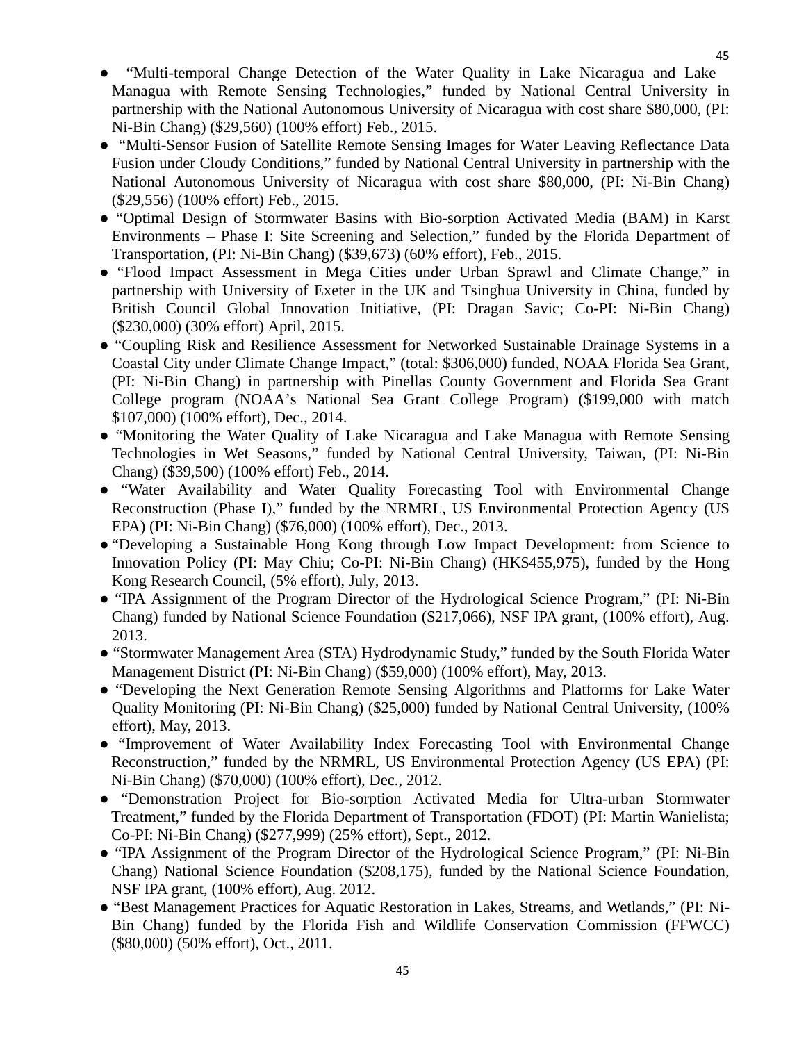- "Multi-temporal Change Detection of the Water Quality in Lake Nicaragua and Lake Managua with Remote Sensing Technologies," funded by National Central University in partnership with the National Autonomous University of Nicaragua with cost share $80,000, (PI: Ni-Bin Chang) ($29,560) (100% effort) Feb., 2015.
- "Multi-Sensor Fusion of Satellite Remote Sensing Images for Water Leaving Reflectance Data Fusion under Cloudy Conditions," funded by National Central University in partnership with the National Autonomous University of Nicaragua with cost share $80,000, (PI: Ni-Bin Chang) ($29,556) (100% effort) Feb., 2015.
- "Optimal Design of Stormwater Basins with Bio-sorption Activated Media (BAM) in Karst Environments – Phase I: Site Screening and Selection," funded by the Florida Department of Transportation, (PI: Ni-Bin Chang) ($39,673) (60% effort), Feb., 2015.
- "Flood Impact Assessment in Mega Cities under Urban Sprawl and Climate Change," in partnership with University of Exeter in the UK and Tsinghua University in China, funded by British Council Global Innovation Initiative, (PI: Dragan Savic; Co-PI: Ni-Bin Chang) ($230,000) (30% effort) April, 2015.
- "Coupling Risk and Resilience Assessment for Networked Sustainable Drainage Systems in a Coastal City under Climate Change Impact," (total: $306,000) funded, NOAA Florida Sea Grant, (PI: Ni-Bin Chang) in partnership with Pinellas County Government and Florida Sea Grant College program (NOAA's National Sea Grant College Program) ($199,000 with match $107,000) (100% effort), Dec., 2014.
- "Monitoring the Water Quality of Lake Nicaragua and Lake Managua with Remote Sensing Technologies in Wet Seasons," funded by National Central University, Taiwan, (PI: Ni-Bin Chang) ($39,500) (100% effort) Feb., 2014.
- "Water Availability and Water Quality Forecasting Tool with Environmental Change Reconstruction (Phase I)," funded by the NRMRL, US Environmental Protection Agency (US EPA) (PI: Ni-Bin Chang) ($76,000) (100% effort), Dec., 2013.
- "Developing a Sustainable Hong Kong through Low Impact Development: from Science to Innovation Policy (PI: May Chiu; Co-PI: Ni-Bin Chang) (HK$455,975), funded by the Hong Kong Research Council, (5% effort), July, 2013.
- "IPA Assignment of the Program Director of the Hydrological Science Program," (PI: Ni-Bin Chang) funded by National Science Foundation ($217,066), NSF IPA grant, (100% effort), Aug. 2013.
- "Stormwater Management Area (STA) Hydrodynamic Study," funded by the South Florida Water Management District (PI: Ni-Bin Chang) ($59,000) (100% effort), May, 2013.
- "Developing the Next Generation Remote Sensing Algorithms and Platforms for Lake Water Quality Monitoring (PI: Ni-Bin Chang) ($25,000) funded by National Central University, (100% effort), May, 2013.
- "Improvement of Water Availability Index Forecasting Tool with Environmental Change Reconstruction," funded by the NRMRL, US Environmental Protection Agency (US EPA) (PI: Ni-Bin Chang) ($70,000) (100% effort), Dec., 2012.
- "Demonstration Project for Bio-sorption Activated Media for Ultra-urban Stormwater Treatment," funded by the Florida Department of Transportation (FDOT) (PI: Martin Wanielista; Co-PI: Ni-Bin Chang) ($277,999) (25% effort), Sept., 2012.
- "IPA Assignment of the Program Director of the Hydrological Science Program," (PI: Ni-Bin Chang) National Science Foundation ($208,175), funded by the National Science Foundation, NSF IPA grant, (100% effort), Aug. 2012.
- "Best Management Practices for Aquatic Restoration in Lakes, Streams, and Wetlands," (PI: Ni-Bin Chang) funded by the Florida Fish and Wildlife Conservation Commission (FFWCC) ($80,000) (50% effort), Oct., 2011.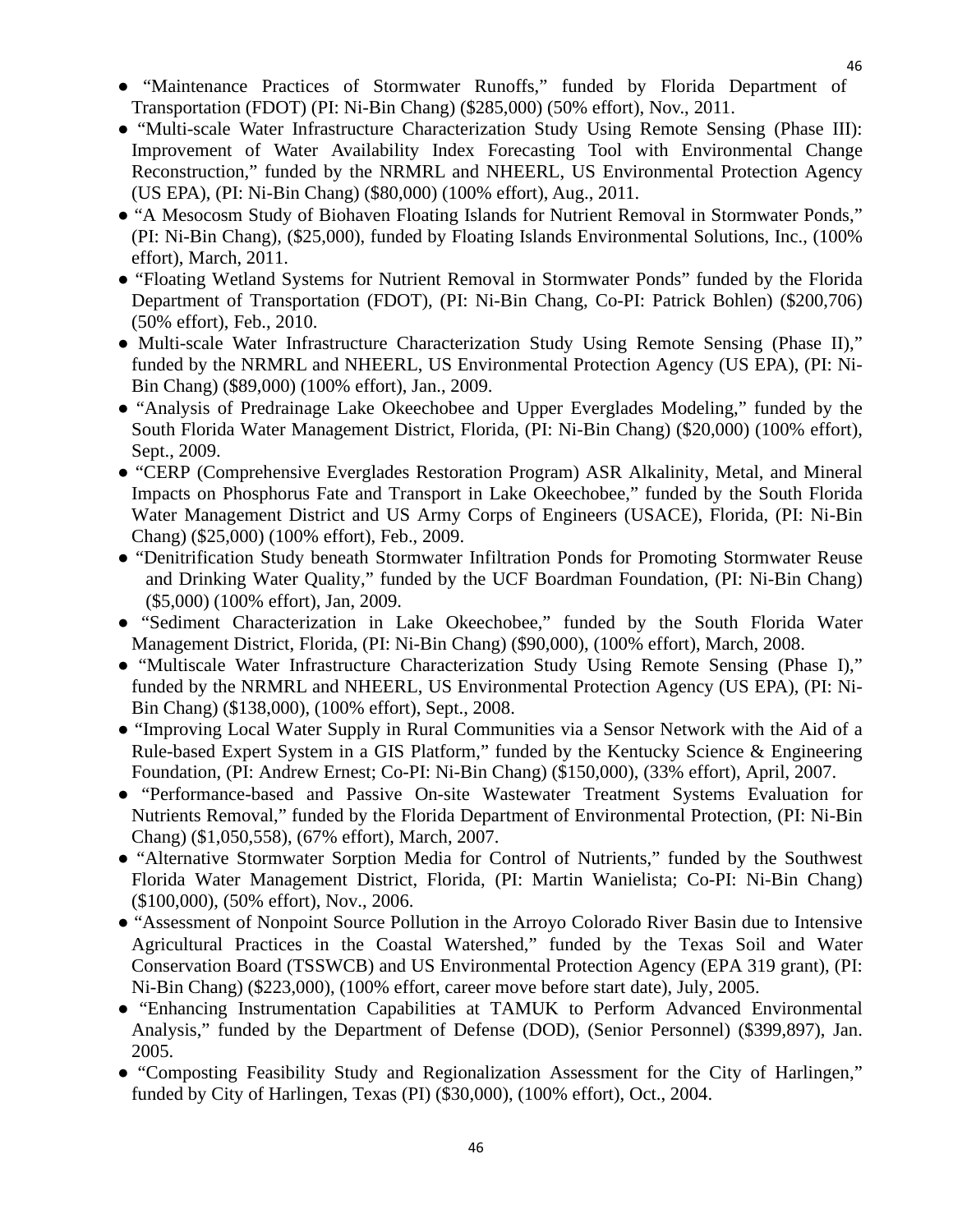- "Maintenance Practices of Stormwater Runoffs," funded by Florida Department of Transportation (FDOT) (PI: Ni-Bin Chang) ($285,000) (50% effort), Nov., 2011.
- "Multi-scale Water Infrastructure Characterization Study Using Remote Sensing (Phase III): Improvement of Water Availability Index Forecasting Tool with Environmental Change Reconstruction," funded by the NRMRL and NHEERL, US Environmental Protection Agency (US EPA), (PI: Ni-Bin Chang) ($80,000) (100% effort), Aug., 2011.
- "A Mesocosm Study of Biohaven Floating Islands for Nutrient Removal in Stormwater Ponds," (PI: Ni-Bin Chang), ($25,000), funded by Floating Islands Environmental Solutions, Inc., (100% effort), March, 2011.
- "Floating Wetland Systems for Nutrient Removal in Stormwater Ponds" funded by the Florida Department of Transportation (FDOT), (PI: Ni-Bin Chang, Co-PI: Patrick Bohlen) ($200,706) (50% effort), Feb., 2010.
- Multi-scale Water Infrastructure Characterization Study Using Remote Sensing (Phase II)," funded by the NRMRL and NHEERL, US Environmental Protection Agency (US EPA), (PI: Ni-Bin Chang) ($89,000) (100% effort), Jan., 2009.
- "Analysis of Predrainage Lake Okeechobee and Upper Everglades Modeling," funded by the South Florida Water Management District, Florida, (PI: Ni-Bin Chang) ($20,000) (100% effort), Sept., 2009.
- "CERP (Comprehensive Everglades Restoration Program) ASR Alkalinity, Metal, and Mineral Impacts on Phosphorus Fate and Transport in Lake Okeechobee," funded by the South Florida Water Management District and US Army Corps of Engineers (USACE), Florida, (PI: Ni-Bin Chang) ($25,000) (100% effort), Feb., 2009.
- "Denitrification Study beneath Stormwater Infiltration Ponds for Promoting Stormwater Reuse and Drinking Water Quality," funded by the UCF Boardman Foundation, (PI: Ni-Bin Chang) ($5,000) (100% effort), Jan, 2009.
- "Sediment Characterization in Lake Okeechobee," funded by the South Florida Water Management District, Florida, (PI: Ni-Bin Chang) ($90,000), (100% effort), March, 2008.
- "Multiscale Water Infrastructure Characterization Study Using Remote Sensing (Phase I)," funded by the NRMRL and NHEERL, US Environmental Protection Agency (US EPA), (PI: Ni-Bin Chang) ($138,000), (100% effort), Sept., 2008.
- "Improving Local Water Supply in Rural Communities via a Sensor Network with the Aid of a Rule-based Expert System in a GIS Platform," funded by the Kentucky Science & Engineering Foundation, (PI: Andrew Ernest; Co-PI: Ni-Bin Chang) ($150,000), (33% effort), April, 2007.
- "Performance-based and Passive On-site Wastewater Treatment Systems Evaluation for Nutrients Removal," funded by the Florida Department of Environmental Protection, (PI: Ni-Bin Chang) ($1,050,558), (67% effort), March, 2007.
- "Alternative Stormwater Sorption Media for Control of Nutrients," funded by the Southwest Florida Water Management District, Florida, (PI: Martin Wanielista; Co-PI: Ni-Bin Chang) ($100,000), (50% effort), Nov., 2006.
- "Assessment of Nonpoint Source Pollution in the Arroyo Colorado River Basin due to Intensive Agricultural Practices in the Coastal Watershed," funded by the Texas Soil and Water Conservation Board (TSSWCB) and US Environmental Protection Agency (EPA 319 grant), (PI: Ni-Bin Chang) ($223,000), (100% effort, career move before start date), July, 2005.
- "Enhancing Instrumentation Capabilities at TAMUK to Perform Advanced Environmental Analysis," funded by the Department of Defense (DOD), (Senior Personnel) ($399,897), Jan. 2005.
- "Composting Feasibility Study and Regionalization Assessment for the City of Harlingen," funded by City of Harlingen, Texas (PI) ($30,000), (100% effort), Oct., 2004.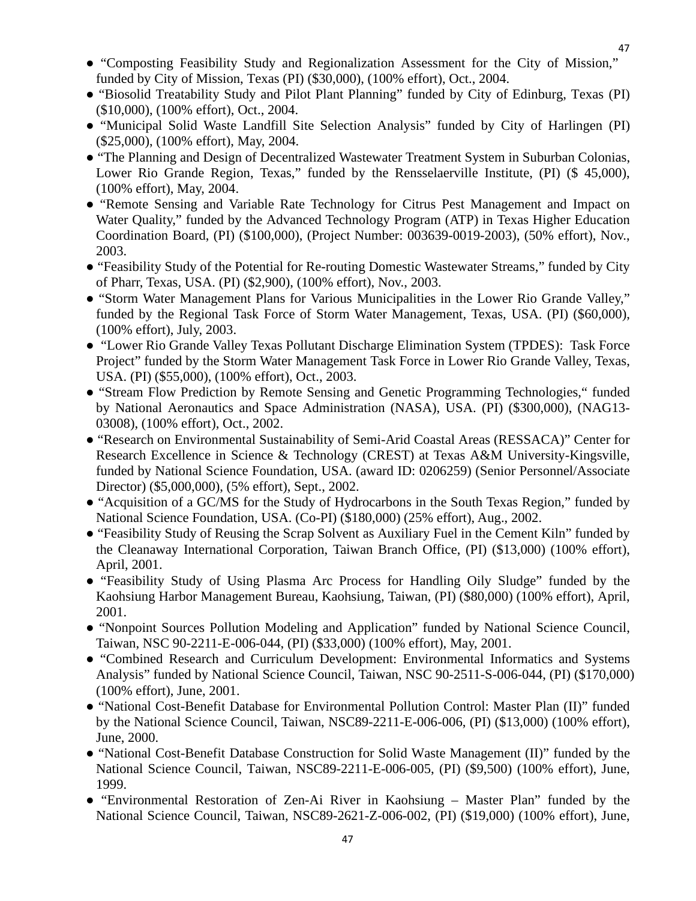- "Composting Feasibility Study and Regionalization Assessment for the City of Mission," funded by City of Mission, Texas (PI) ($30,000), (100% effort), Oct., 2004.
- "Biosolid Treatability Study and Pilot Plant Planning" funded by City of Edinburg, Texas (PI) ($10,000), (100% effort), Oct., 2004.
- "Municipal Solid Waste Landfill Site Selection Analysis" funded by City of Harlingen (PI) ($25,000), (100% effort), May, 2004.
- "The Planning and Design of Decentralized Wastewater Treatment System in Suburban Colonias, Lower Rio Grande Region, Texas," funded by the Rensselaerville Institute, (PI) ($ 45,000), (100% effort), May, 2004.
- "Remote Sensing and Variable Rate Technology for Citrus Pest Management and Impact on Water Quality," funded by the Advanced Technology Program (ATP) in Texas Higher Education Coordination Board, (PI) ($100,000), (Project Number: 003639-0019-2003), (50% effort), Nov., 2003.
- "Feasibility Study of the Potential for Re-routing Domestic Wastewater Streams," funded by City of Pharr, Texas, USA. (PI) ($2,900), (100% effort), Nov., 2003.
- "Storm Water Management Plans for Various Municipalities in the Lower Rio Grande Valley," funded by the Regional Task Force of Storm Water Management, Texas, USA. (PI) ($60,000), (100% effort), July, 2003.
- "Lower Rio Grande Valley Texas Pollutant Discharge Elimination System (TPDES): Task Force Project" funded by the Storm Water Management Task Force in Lower Rio Grande Valley, Texas, USA. (PI) ($55,000), (100% effort), Oct., 2003.
- "Stream Flow Prediction by Remote Sensing and Genetic Programming Technologies," funded by National Aeronautics and Space Administration (NASA), USA. (PI) ($300,000), (NAG13-03008), (100% effort), Oct., 2002.
- "Research on Environmental Sustainability of Semi-Arid Coastal Areas (RESSACA)" Center for Research Excellence in Science & Technology (CREST) at Texas A&M University-Kingsville, funded by National Science Foundation, USA. (award ID: 0206259) (Senior Personnel/Associate Director) ($5,000,000), (5% effort), Sept., 2002.
- "Acquisition of a GC/MS for the Study of Hydrocarbons in the South Texas Region," funded by National Science Foundation, USA. (Co-PI) ($180,000) (25% effort), Aug., 2002.
- "Feasibility Study of Reusing the Scrap Solvent as Auxiliary Fuel in the Cement Kiln" funded by the Cleanaway International Corporation, Taiwan Branch Office, (PI) ($13,000) (100% effort), April, 2001.
- "Feasibility Study of Using Plasma Arc Process for Handling Oily Sludge" funded by the Kaohsiung Harbor Management Bureau, Kaohsiung, Taiwan, (PI) ($80,000) (100% effort), April, 2001.
- "Nonpoint Sources Pollution Modeling and Application" funded by National Science Council, Taiwan, NSC 90-2211-E-006-044, (PI) ($33,000) (100% effort), May, 2001.
- "Combined Research and Curriculum Development: Environmental Informatics and Systems Analysis" funded by National Science Council, Taiwan, NSC 90-2511-S-006-044, (PI) ($170,000) (100% effort), June, 2001.
- "National Cost-Benefit Database for Environmental Pollution Control: Master Plan (II)" funded by the National Science Council, Taiwan, NSC89-2211-E-006-006, (PI) ($13,000) (100% effort), June, 2000.
- "National Cost-Benefit Database Construction for Solid Waste Management (II)" funded by the National Science Council, Taiwan, NSC89-2211-E-006-005, (PI) ($9,500) (100% effort), June, 1999.
- "Environmental Restoration of Zen-Ai River in Kaohsiung – Master Plan" funded by the National Science Council, Taiwan, NSC89-2621-Z-006-002, (PI) ($19,000) (100% effort), June,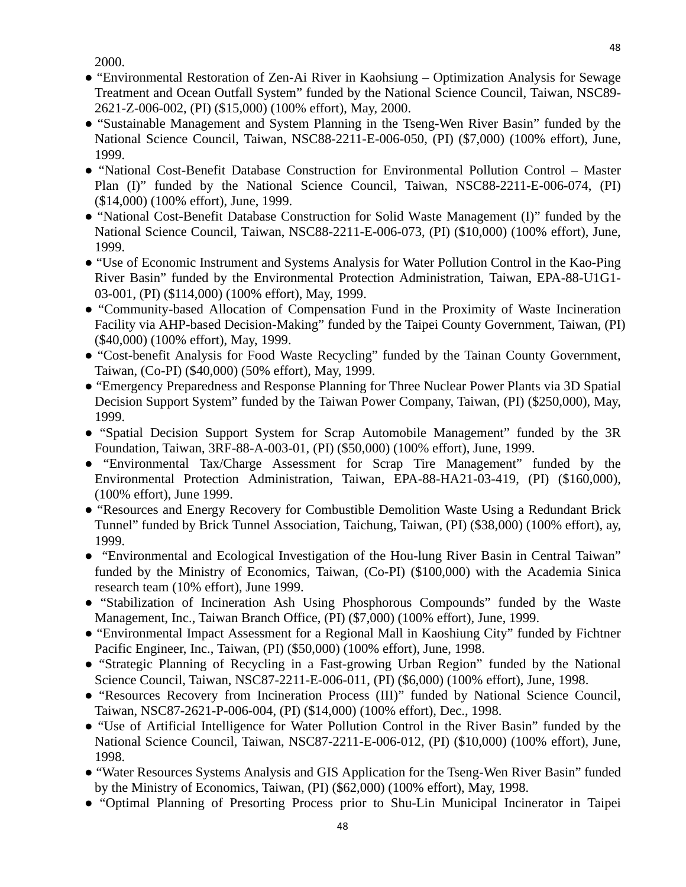2000.

- “Environmental Restoration of Zen-Ai River in Kaohsiung – Optimization Analysis for Sewage Treatment and Ocean Outfall System” funded by the National Science Council, Taiwan, NSC89-2621-Z-006-002, (PI) ($15,000) (100% effort), May, 2000.
- “Sustainable Management and System Planning in the Tseng-Wen River Basin” funded by the National Science Council, Taiwan, NSC88-2211-E-006-050, (PI) ($7,000) (100% effort), June, 1999.
- “National Cost-Benefit Database Construction for Environmental Pollution Control – Master Plan (I)” funded by the National Science Council, Taiwan, NSC88-2211-E-006-074, (PI) ($14,000) (100% effort), June, 1999.
- “National Cost-Benefit Database Construction for Solid Waste Management (I)” funded by the National Science Council, Taiwan, NSC88-2211-E-006-073, (PI) ($10,000) (100% effort), June, 1999.
- “Use of Economic Instrument and Systems Analysis for Water Pollution Control in the Kao-Ping River Basin” funded by the Environmental Protection Administration, Taiwan, EPA-88-U1G1-03-001, (PI) ($114,000) (100% effort), May, 1999.
- “Community-based Allocation of Compensation Fund in the Proximity of Waste Incineration Facility via AHP-based Decision-Making” funded by the Taipei County Government, Taiwan, (PI) ($40,000) (100% effort), May, 1999.
- “Cost-benefit Analysis for Food Waste Recycling” funded by the Tainan County Government, Taiwan, (Co-PI) ($40,000) (50% effort), May, 1999.
- “Emergency Preparedness and Response Planning for Three Nuclear Power Plants via 3D Spatial Decision Support System” funded by the Taiwan Power Company, Taiwan, (PI) ($250,000), May, 1999.
- “Spatial Decision Support System for Scrap Automobile Management” funded by the 3R Foundation, Taiwan, 3RF-88-A-003-01, (PI) ($50,000) (100% effort), June, 1999.
- “Environmental Tax/Charge Assessment for Scrap Tire Management” funded by the Environmental Protection Administration, Taiwan, EPA-88-HA21-03-419, (PI) ($160,000), (100% effort), June 1999.
- “Resources and Energy Recovery for Combustible Demolition Waste Using a Redundant Brick Tunnel” funded by Brick Tunnel Association, Taichung, Taiwan, (PI) ($38,000) (100% effort), ay, 1999.
- “Environmental and Ecological Investigation of the Hou-lung River Basin in Central Taiwan” funded by the Ministry of Economics, Taiwan, (Co-PI) ($100,000) with the Academia Sinica research team (10% effort), June 1999.
- “Stabilization of Incineration Ash Using Phosphorous Compounds” funded by the Waste Management, Inc., Taiwan Branch Office, (PI) ($7,000) (100% effort), June, 1999.
- “Environmental Impact Assessment for a Regional Mall in Kaoshiung City” funded by Fichtner Pacific Engineer, Inc., Taiwan, (PI) ($50,000) (100% effort), June, 1998.
- “Strategic Planning of Recycling in a Fast-growing Urban Region” funded by the National Science Council, Taiwan, NSC87-2211-E-006-011, (PI) ($6,000) (100% effort), June, 1998.
- “Resources Recovery from Incineration Process (III)” funded by National Science Council, Taiwan, NSC87-2621-P-006-004, (PI) ($14,000) (100% effort), Dec., 1998.
- “Use of Artificial Intelligence for Water Pollution Control in the River Basin” funded by the National Science Council, Taiwan, NSC87-2211-E-006-012, (PI) ($10,000) (100% effort), June, 1998.
- “Water Resources Systems Analysis and GIS Application for the Tseng-Wen River Basin” funded by the Ministry of Economics, Taiwan, (PI) ($62,000) (100% effort), May, 1998.
- “Optimal Planning of Presorting Process prior to Shu-Lin Municipal Incinerator in Taipei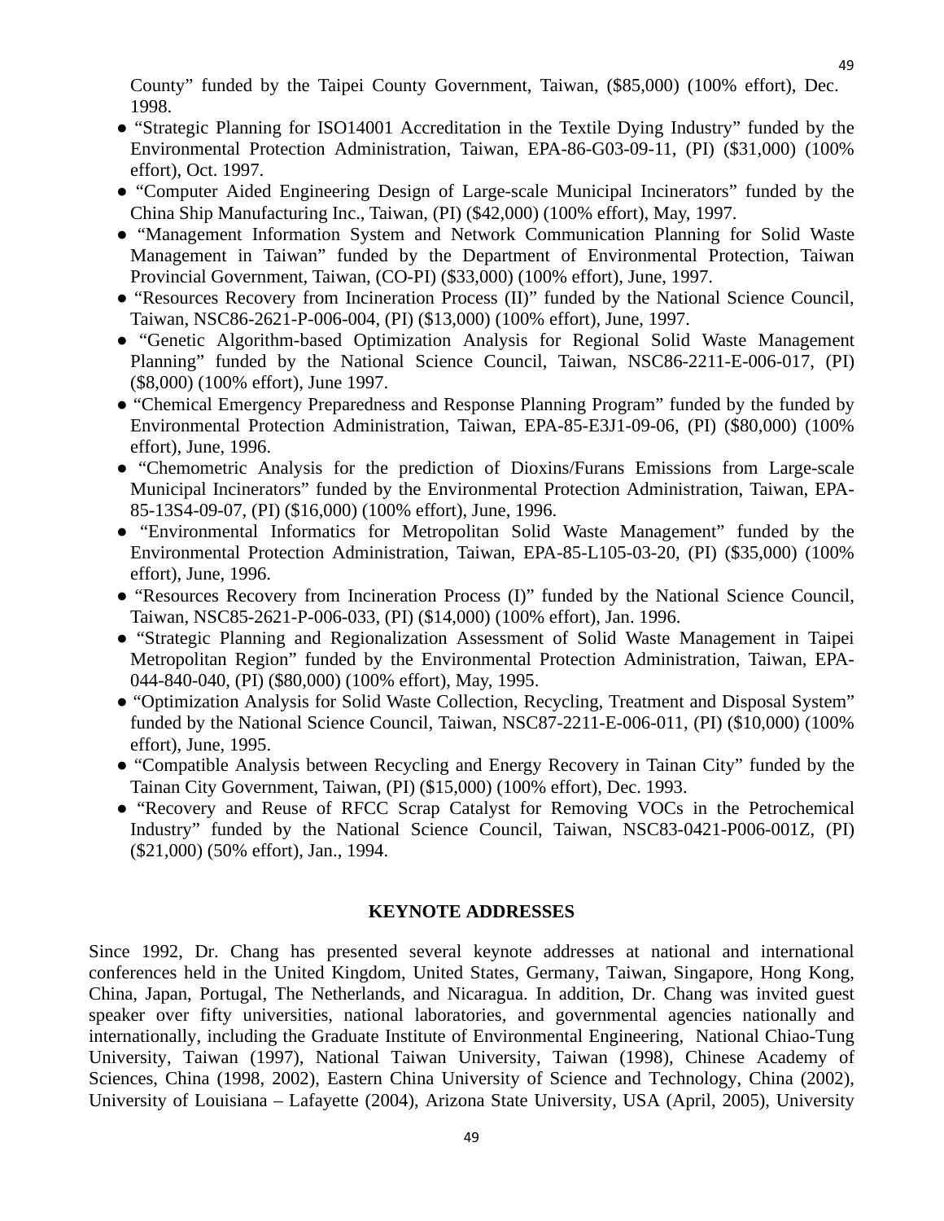County" funded by the Taipei County Government, Taiwan, ($85,000) (100% effort), Dec. 1998.

- "Strategic Planning for ISO14001 Accreditation in the Textile Dying Industry" funded by the Environmental Protection Administration, Taiwan, EPA-86-G03-09-11, (PI) ($31,000) (100% effort), Oct. 1997.
- "Computer Aided Engineering Design of Large-scale Municipal Incinerators" funded by the China Ship Manufacturing Inc., Taiwan, (PI) ($42,000) (100% effort), May, 1997.
- "Management Information System and Network Communication Planning for Solid Waste Management in Taiwan" funded by the Department of Environmental Protection, Taiwan Provincial Government, Taiwan, (CO-PI) ($33,000) (100% effort), June, 1997.
- "Resources Recovery from Incineration Process (II)" funded by the National Science Council, Taiwan, NSC86-2621-P-006-004, (PI) ($13,000) (100% effort), June, 1997.
- "Genetic Algorithm-based Optimization Analysis for Regional Solid Waste Management Planning" funded by the National Science Council, Taiwan, NSC86-2211-E-006-017, (PI) ($8,000) (100% effort), June 1997.
- "Chemical Emergency Preparedness and Response Planning Program" funded by the funded by Environmental Protection Administration, Taiwan, EPA-85-E3J1-09-06, (PI) ($80,000) (100% effort), June, 1996.
- "Chemometric Analysis for the prediction of Dioxins/Furans Emissions from Large-scale Municipal Incinerators" funded by the Environmental Protection Administration, Taiwan, EPA-85-13S4-09-07, (PI) ($16,000) (100% effort), June, 1996.
- "Environmental Informatics for Metropolitan Solid Waste Management" funded by the Environmental Protection Administration, Taiwan, EPA-85-L105-03-20, (PI) ($35,000) (100% effort), June, 1996.
- "Resources Recovery from Incineration Process (I)" funded by the National Science Council, Taiwan, NSC85-2621-P-006-033, (PI) ($14,000) (100% effort), Jan. 1996.
- "Strategic Planning and Regionalization Assessment of Solid Waste Management in Taipei Metropolitan Region" funded by the Environmental Protection Administration, Taiwan, EPA-044-840-040, (PI) ($80,000) (100% effort), May, 1995.
- "Optimization Analysis for Solid Waste Collection, Recycling, Treatment and Disposal System" funded by the National Science Council, Taiwan, NSC87-2211-E-006-011, (PI) ($10,000) (100% effort), June, 1995.
- "Compatible Analysis between Recycling and Energy Recovery in Tainan City" funded by the Tainan City Government, Taiwan, (PI) ($15,000) (100% effort), Dec. 1993.
- "Recovery and Reuse of RFCC Scrap Catalyst for Removing VOCs in the Petrochemical Industry" funded by the National Science Council, Taiwan, NSC83-0421-P006-001Z, (PI) ($21,000) (50% effort), Jan., 1994.

## KEYNOTE ADDRESSES

Since 1992, Dr. Chang has presented several keynote addresses at national and international conferences held in the United Kingdom, United States, Germany, Taiwan, Singapore, Hong Kong, China, Japan, Portugal, The Netherlands, and Nicaragua. In addition, Dr. Chang was invited guest speaker over fifty universities, national laboratories, and governmental agencies nationally and internationally, including the Graduate Institute of Environmental Engineering, National Chiao-Tung University, Taiwan (1997), National Taiwan University, Taiwan (1998), Chinese Academy of Sciences, China (1998, 2002), Eastern China University of Science and Technology, China (2002), University of Louisiana – Lafayette (2004), Arizona State University, USA (April, 2005), University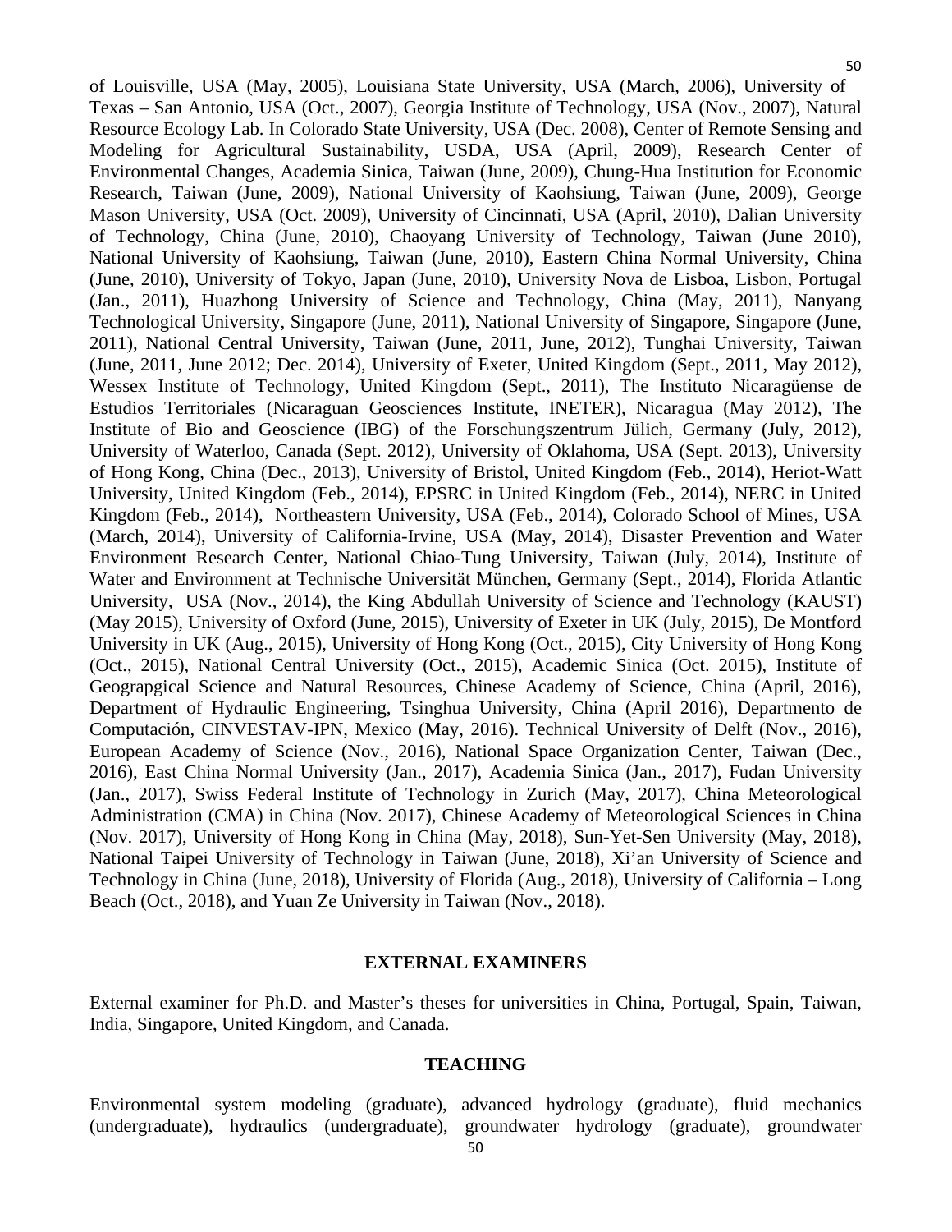of Louisville, USA (May, 2005), Louisiana State University, USA (March, 2006), University of Texas – San Antonio, USA (Oct., 2007), Georgia Institute of Technology, USA (Nov., 2007), Natural Resource Ecology Lab. In Colorado State University, USA (Dec. 2008), Center of Remote Sensing and Modeling for Agricultural Sustainability, USDA, USA (April, 2009), Research Center of Environmental Changes, Academia Sinica, Taiwan (June, 2009), Chung-Hua Institution for Economic Research, Taiwan (June, 2009), National University of Kaohsiung, Taiwan (June, 2009), George Mason University, USA (Oct. 2009), University of Cincinnati, USA (April, 2010), Dalian University of Technology, China (June, 2010), Chaoyang University of Technology, Taiwan (June 2010), National University of Kaohsiung, Taiwan (June, 2010), Eastern China Normal University, China (June, 2010), University of Tokyo, Japan (June, 2010), University Nova de Lisboa, Lisbon, Portugal (Jan., 2011), Huazhong University of Science and Technology, China (May, 2011), Nanyang Technological University, Singapore (June, 2011), National University of Singapore, Singapore (June, 2011), National Central University, Taiwan (June, 2011, June, 2012), Tunghai University, Taiwan (June, 2011, June 2012; Dec. 2014), University of Exeter, United Kingdom (Sept., 2011, May 2012), Wessex Institute of Technology, United Kingdom (Sept., 2011), The Instituto Nicaragüense de Estudios Territoriales (Nicaraguan Geosciences Institute, INETER), Nicaragua (May 2012), The Institute of Bio and Geoscience (IBG) of the Forschungszentrum Jülich, Germany (July, 2012), University of Waterloo, Canada (Sept. 2012), University of Oklahoma, USA (Sept. 2013), University of Hong Kong, China (Dec., 2013), University of Bristol, United Kingdom (Feb., 2014), Heriot-Watt University, United Kingdom (Feb., 2014), EPSRC in United Kingdom (Feb., 2014), NERC in United Kingdom (Feb., 2014), Northeastern University, USA (Feb., 2014), Colorado School of Mines, USA (March, 2014), University of California-Irvine, USA (May, 2014), Disaster Prevention and Water Environment Research Center, National Chiao-Tung University, Taiwan (July, 2014), Institute of Water and Environment at Technische Universität München, Germany (Sept., 2014), Florida Atlantic University, USA (Nov., 2014), the King Abdullah University of Science and Technology (KAUST) (May 2015), University of Oxford (June, 2015), University of Exeter in UK (July, 2015), De Montford University in UK (Aug., 2015), University of Hong Kong (Oct., 2015), City University of Hong Kong (Oct., 2015), National Central University (Oct., 2015), Academic Sinica (Oct. 2015), Institute of Geograpgical Science and Natural Resources, Chinese Academy of Science, China (April, 2016), Department of Hydraulic Engineering, Tsinghua University, China (April 2016), Departmento de Computación, CINVESTAV-IPN, Mexico (May, 2016). Technical University of Delft (Nov., 2016), European Academy of Science (Nov., 2016), National Space Organization Center, Taiwan (Dec., 2016), East China Normal University (Jan., 2017), Academia Sinica (Jan., 2017), Fudan University (Jan., 2017), Swiss Federal Institute of Technology in Zurich (May, 2017), China Meteorological Administration (CMA) in China (Nov. 2017), Chinese Academy of Meteorological Sciences in China (Nov. 2017), University of Hong Kong in China (May, 2018), Sun-Yet-Sen University (May, 2018), National Taipei University of Technology in Taiwan (June, 2018), Xi'an University of Science and Technology in China (June, 2018), University of Florida (Aug., 2018), University of California – Long Beach (Oct., 2018), and Yuan Ze University in Taiwan (Nov., 2018).

## EXTERNAL EXAMINERS

External examiner for Ph.D. and Master's theses for universities in China, Portugal, Spain, Taiwan, India, Singapore, United Kingdom, and Canada.

## TEACHING

Environmental system modeling (graduate), advanced hydrology (graduate), fluid mechanics (undergraduate), hydraulics (undergraduate), groundwater hydrology (graduate), groundwater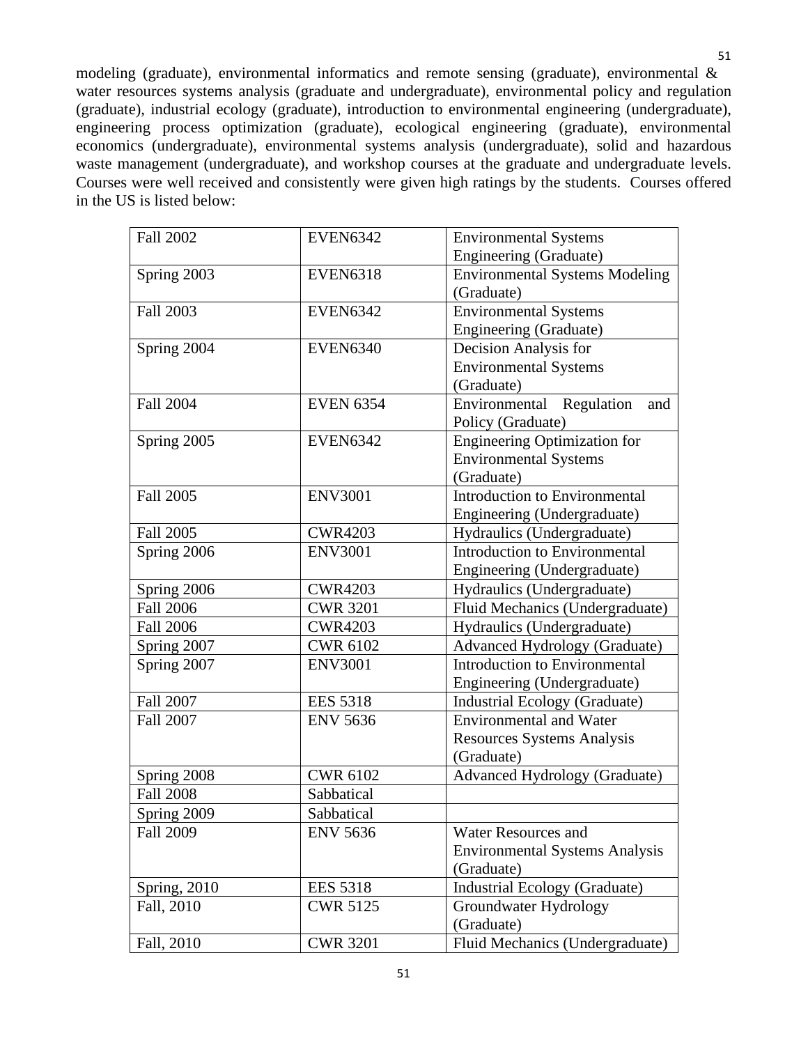modeling (graduate), environmental informatics and remote sensing (graduate), environmental & water resources systems analysis (graduate and undergraduate), environmental policy and regulation (graduate), industrial ecology (graduate), introduction to environmental engineering (undergraduate), engineering process optimization (graduate), ecological engineering (graduate), environmental economics (undergraduate), environmental systems analysis (undergraduate), solid and hazardous waste management (undergraduate), and workshop courses at the graduate and undergraduate levels. Courses were well received and consistently were given high ratings by the students. Courses offered in the US is listed below:

| | | |
|---|---|---|
| Fall 2002 | EVEN6342 | Environmental Systems Engineering (Graduate) |
| Spring 2003 | EVEN6318 | Environmental Systems Modeling (Graduate) |
| Fall 2003 | EVEN6342 | Environmental Systems Engineering (Graduate) |
| Spring 2004 | EVEN6340 | Decision Analysis for Environmental Systems (Graduate) |
| Fall 2004 | EVEN 6354 | Environmental Regulation and Policy (Graduate) |
| Spring 2005 | EVEN6342 | Engineering Optimization for Environmental Systems (Graduate) |
| Fall 2005 | ENV3001 | Introduction to Environmental Engineering (Undergraduate) |
| Fall 2005 | CWR4203 | Hydraulics (Undergraduate) |
| Spring 2006 | ENV3001 | Introduction to Environmental Engineering (Undergraduate) |
| Spring 2006 | CWR4203 | Hydraulics (Undergraduate) |
| Fall 2006 | CWR 3201 | Fluid Mechanics (Undergraduate) |
| Fall 2006 | CWR4203 | Hydraulics (Undergraduate) |
| Spring 2007 | CWR 6102 | Advanced Hydrology (Graduate) |
| Spring 2007 | ENV3001 | Introduction to Environmental Engineering (Undergraduate) |
| Fall 2007 | EES 5318 | Industrial Ecology (Graduate) |
| Fall 2007 | ENV 5636 | Environmental and Water Resources Systems Analysis (Graduate) |
| Spring 2008 | CWR 6102 | Advanced Hydrology (Graduate) |
| Fall 2008 | Sabbatical | |
| Spring 2009 | Sabbatical | |
| Fall 2009 | ENV 5636 | Water Resources and Environmental Systems Analysis (Graduate) |
| Spring, 2010 | EES 5318 | Industrial Ecology (Graduate) |
| Fall, 2010 | CWR 5125 | Groundwater Hydrology (Graduate) |
| Fall, 2010 | CWR 3201 | Fluid Mechanics (Undergraduate) |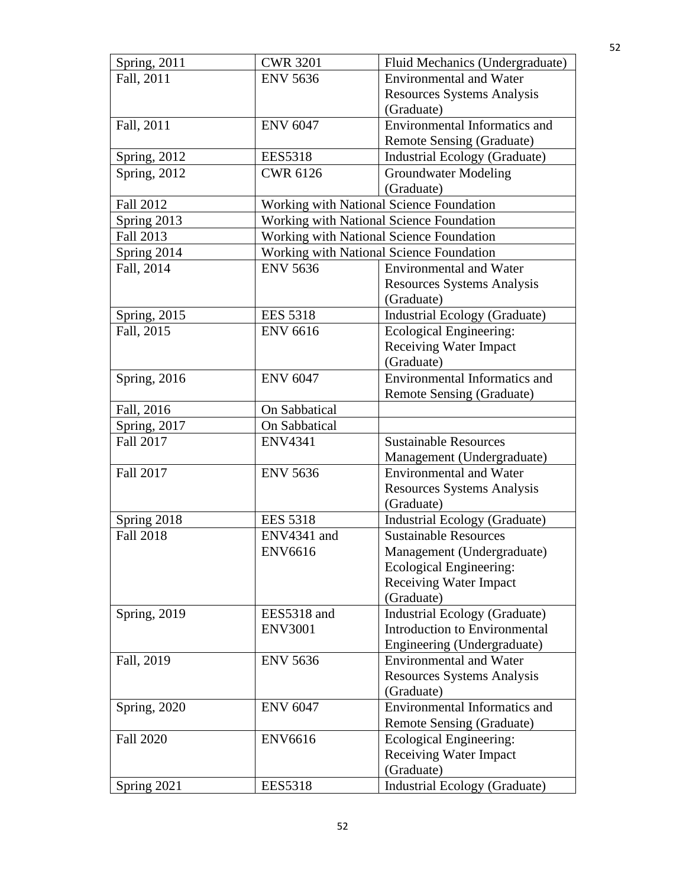| Spring, 2011 | CWR 3201 | Fluid Mechanics (Undergraduate) |
|---|---|---|
| Fall, 2011 | ENV 5636 | Environmental and Water Resources Systems Analysis (Graduate) |
| Fall, 2011 | ENV 6047 | Environmental Informatics and Remote Sensing (Graduate) |
| Spring, 2012 | EES5318 | Industrial Ecology (Graduate) |
| Spring, 2012 | CWR 6126 | Groundwater Modeling (Graduate) |
| Fall 2012 | Working with National Science Foundation | |
| Spring 2013 | Working with National Science Foundation | |
| Fall 2013 | Working with National Science Foundation | |
| Spring 2014 | Working with National Science Foundation | |
| Fall, 2014 | ENV 5636 | Environmental and Water Resources Systems Analysis (Graduate) |
| Spring, 2015 | EES 5318 | Industrial Ecology (Graduate) |
| Fall, 2015 | ENV 6616 | Ecological Engineering: Receiving Water Impact (Graduate) |
| Spring, 2016 | ENV 6047 | Environmental Informatics and Remote Sensing (Graduate) |
| Fall, 2016 | On Sabbatical | |
| Spring, 2017 | On Sabbatical | |
| Fall 2017 | ENV4341 | Sustainable Resources Management (Undergraduate) |
| Fall 2017 | ENV 5636 | Environmental and Water Resources Systems Analysis (Graduate) |
| Spring 2018 | EES 5318 | Industrial Ecology (Graduate) |
| Fall 2018 | ENV4341 and ENV6616 | Sustainable Resources Management (Undergraduate) Ecological Engineering: Receiving Water Impact (Graduate) |
| Spring, 2019 | EES5318 and ENV3001 | Industrial Ecology (Graduate) Introduction to Environmental Engineering (Undergraduate) |
| Fall, 2019 | ENV 5636 | Environmental and Water Resources Systems Analysis (Graduate) |
| Spring, 2020 | ENV 6047 | Environmental Informatics and Remote Sensing (Graduate) |
| Fall 2020 | ENV6616 | Ecological Engineering: Receiving Water Impact (Graduate) |
| Spring 2021 | EES5318 | Industrial Ecology (Graduate) |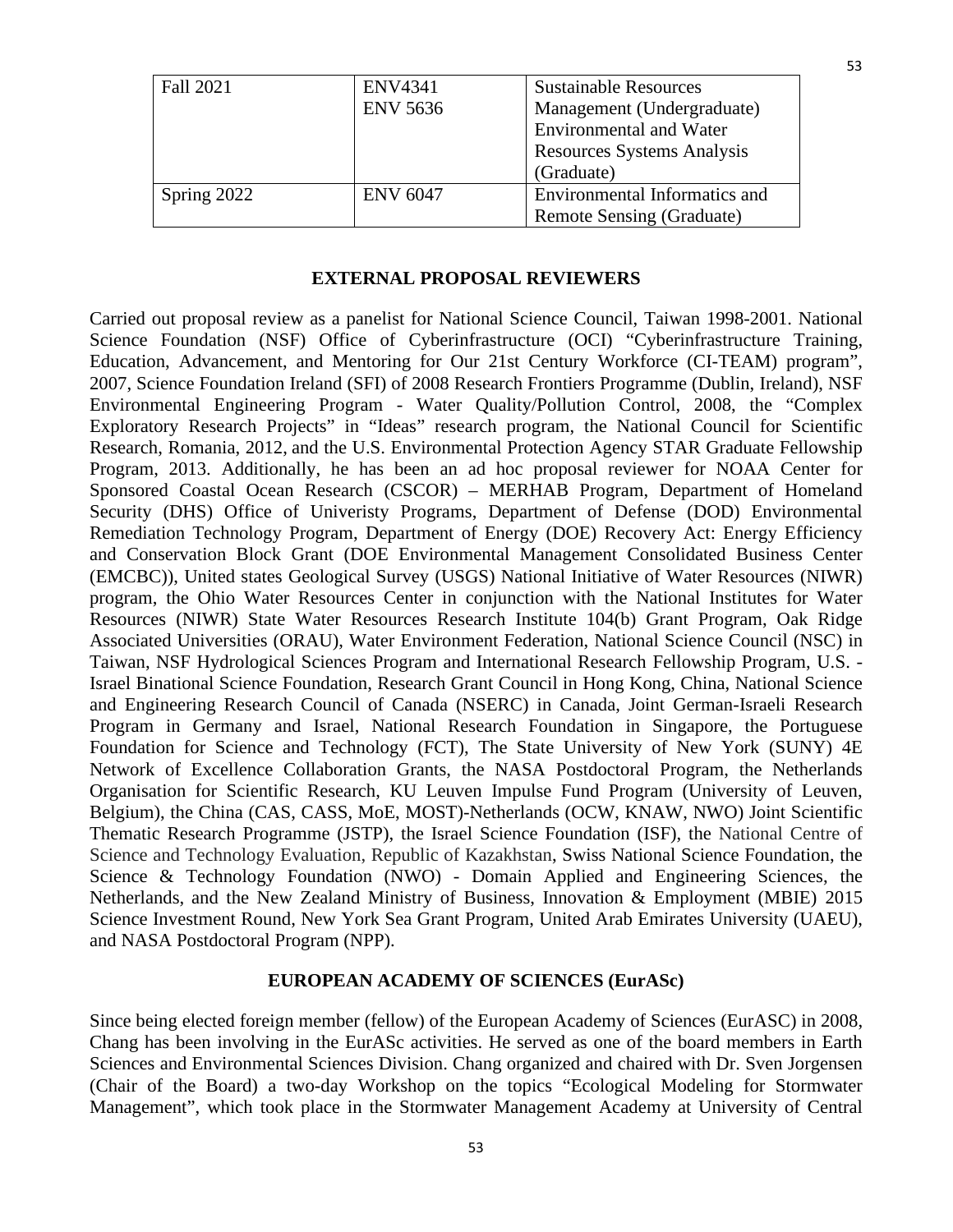| Fall 2021 | ENV4341<br>ENV 5636 | Sustainable Resources Management (Undergraduate)<br>Environmental and Water Resources Systems Analysis (Graduate) |
|---|---|---|
| Spring 2022 | ENV 6047 | Environmental Informatics and Remote Sensing (Graduate) |

## EXTERNAL PROPOSAL REVIEWERS

Carried out proposal review as a panelist for National Science Council, Taiwan 1998-2001. National Science Foundation (NSF) Office of Cyberinfrastructure (OCI) "Cyberinfrastructure Training, Education, Advancement, and Mentoring for Our 21st Century Workforce (CI-TEAM) program", 2007, Science Foundation Ireland (SFI) of 2008 Research Frontiers Programme (Dublin, Ireland), NSF Environmental Engineering Program - Water Quality/Pollution Control, 2008, the "Complex Exploratory Research Projects" in "Ideas" research program, the National Council for Scientific Research, Romania, 2012, and the U.S. Environmental Protection Agency STAR Graduate Fellowship Program, 2013. Additionally, he has been an ad hoc proposal reviewer for NOAA Center for Sponsored Coastal Ocean Research (CSCOR) – MERHAB Program, Department of Homeland Security (DHS) Office of Univeristy Programs, Department of Defense (DOD) Environmental Remediation Technology Program, Department of Energy (DOE) Recovery Act: Energy Efficiency and Conservation Block Grant (DOE Environmental Management Consolidated Business Center (EMCBC)), United states Geological Survey (USGS) National Initiative of Water Resources (NIWR) program, the Ohio Water Resources Center in conjunction with the National Institutes for Water Resources (NIWR) State Water Resources Research Institute 104(b) Grant Program, Oak Ridge Associated Universities (ORAU), Water Environment Federation, National Science Council (NSC) in Taiwan, NSF Hydrological Sciences Program and International Research Fellowship Program, U.S. - Israel Binational Science Foundation, Research Grant Council in Hong Kong, China, National Science and Engineering Research Council of Canada (NSERC) in Canada, Joint German-Israeli Research Program in Germany and Israel, National Research Foundation in Singapore, the Portuguese Foundation for Science and Technology (FCT), The State University of New York (SUNY) 4E Network of Excellence Collaboration Grants, the NASA Postdoctoral Program, the Netherlands Organisation for Scientific Research, KU Leuven Impulse Fund Program (University of Leuven, Belgium), the China (CAS, CASS, MoE, MOST)-Netherlands (OCW, KNAW, NWO) Joint Scientific Thematic Research Programme (JSTP), the Israel Science Foundation (ISF), the National Centre of Science and Technology Evaluation, Republic of Kazakhstan, Swiss National Science Foundation, the Science & Technology Foundation (NWO) - Domain Applied and Engineering Sciences, the Netherlands, and the New Zealand Ministry of Business, Innovation & Employment (MBIE) 2015 Science Investment Round, New York Sea Grant Program, United Arab Emirates University (UAEU), and NASA Postdoctoral Program (NPP).

## EUROPEAN ACADEMY OF SCIENCES (EurASc)

Since being elected foreign member (fellow) of the European Academy of Sciences (EurASC) in 2008, Chang has been involving in the EurASc activities. He served as one of the board members in Earth Sciences and Environmental Sciences Division. Chang organized and chaired with Dr. Sven Jorgensen (Chair of the Board) a two-day Workshop on the topics "Ecological Modeling for Stormwater Management", which took place in the Stormwater Management Academy at University of Central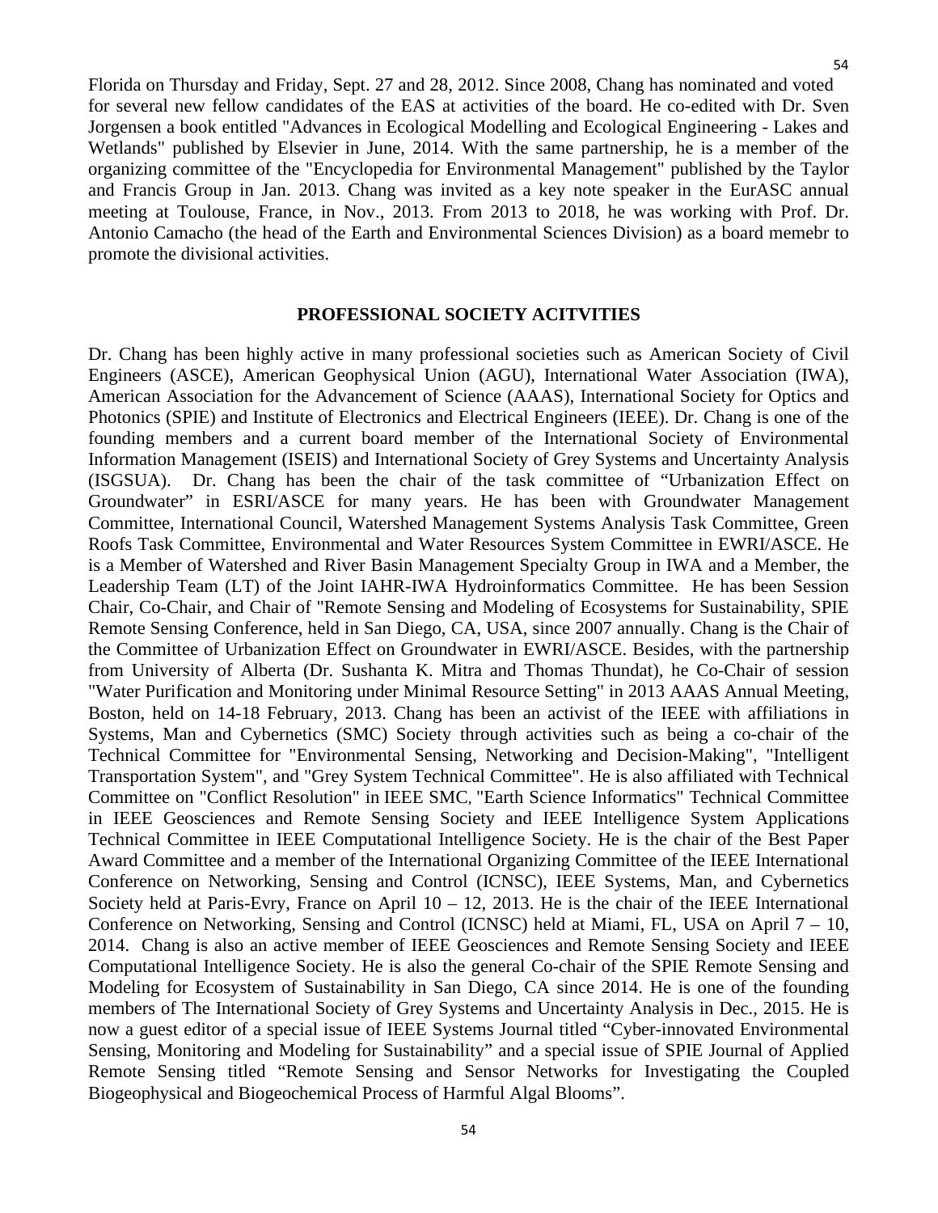Florida on Thursday and Friday, Sept. 27 and 28, 2012. Since 2008, Chang has nominated and voted for several new fellow candidates of the EAS at activities of the board. He co-edited with Dr. Sven Jorgensen a book entitled "Advances in Ecological Modelling and Ecological Engineering - Lakes and Wetlands" published by Elsevier in June, 2014. With the same partnership, he is a member of the organizing committee of the "Encyclopedia for Environmental Management" published by the Taylor and Francis Group in Jan. 2013. Chang was invited as a key note speaker in the EurASC annual meeting at Toulouse, France, in Nov., 2013. From 2013 to 2018, he was working with Prof. Dr. Antonio Camacho (the head of the Earth and Environmental Sciences Division) as a board memebr to promote the divisional activities.

## PROFESSIONAL SOCIETY ACITVITIES

Dr. Chang has been highly active in many professional societies such as American Society of Civil Engineers (ASCE), American Geophysical Union (AGU), International Water Association (IWA), American Association for the Advancement of Science (AAAS), International Society for Optics and Photonics (SPIE) and Institute of Electronics and Electrical Engineers (IEEE). Dr. Chang is one of the founding members and a current board member of the International Society of Environmental Information Management (ISEIS) and International Society of Grey Systems and Uncertainty Analysis (ISGSUA). Dr. Chang has been the chair of the task committee of "Urbanization Effect on Groundwater" in ESRI/ASCE for many years. He has been with Groundwater Management Committee, International Council, Watershed Management Systems Analysis Task Committee, Green Roofs Task Committee, Environmental and Water Resources System Committee in EWRI/ASCE. He is a Member of Watershed and River Basin Management Specialty Group in IWA and a Member, the Leadership Team (LT) of the Joint IAHR-IWA Hydroinformatics Committee. He has been Session Chair, Co-Chair, and Chair of "Remote Sensing and Modeling of Ecosystems for Sustainability, SPIE Remote Sensing Conference, held in San Diego, CA, USA, since 2007 annually. Chang is the Chair of the Committee of Urbanization Effect on Groundwater in EWRI/ASCE. Besides, with the partnership from University of Alberta (Dr. Sushanta K. Mitra and Thomas Thundat), he Co-Chair of session "Water Purification and Monitoring under Minimal Resource Setting" in 2013 AAAS Annual Meeting, Boston, held on 14-18 February, 2013. Chang has been an activist of the IEEE with affiliations in Systems, Man and Cybernetics (SMC) Society through activities such as being a co-chair of the Technical Committee for "Environmental Sensing, Networking and Decision-Making", "Intelligent Transportation System", and "Grey System Technical Committee". He is also affiliated with Technical Committee on "Conflict Resolution" in IEEE SMC, "Earth Science Informatics" Technical Committee in IEEE Geosciences and Remote Sensing Society and IEEE Intelligence System Applications Technical Committee in IEEE Computational Intelligence Society. He is the chair of the Best Paper Award Committee and a member of the International Organizing Committee of the IEEE International Conference on Networking, Sensing and Control (ICNSC), IEEE Systems, Man, and Cybernetics Society held at Paris-Evry, France on April 10 – 12, 2013. He is the chair of the IEEE International Conference on Networking, Sensing and Control (ICNSC) held at Miami, FL, USA on April 7 – 10, 2014. Chang is also an active member of IEEE Geosciences and Remote Sensing Society and IEEE Computational Intelligence Society. He is also the general Co-chair of the SPIE Remote Sensing and Modeling for Ecosystem of Sustainability in San Diego, CA since 2014. He is one of the founding members of The International Society of Grey Systems and Uncertainty Analysis in Dec., 2015. He is now a guest editor of a special issue of IEEE Systems Journal titled "Cyber-innovated Environmental Sensing, Monitoring and Modeling for Sustainability" and a special issue of SPIE Journal of Applied Remote Sensing titled "Remote Sensing and Sensor Networks for Investigating the Coupled Biogeophysical and Biogeochemical Process of Harmful Algal Blooms".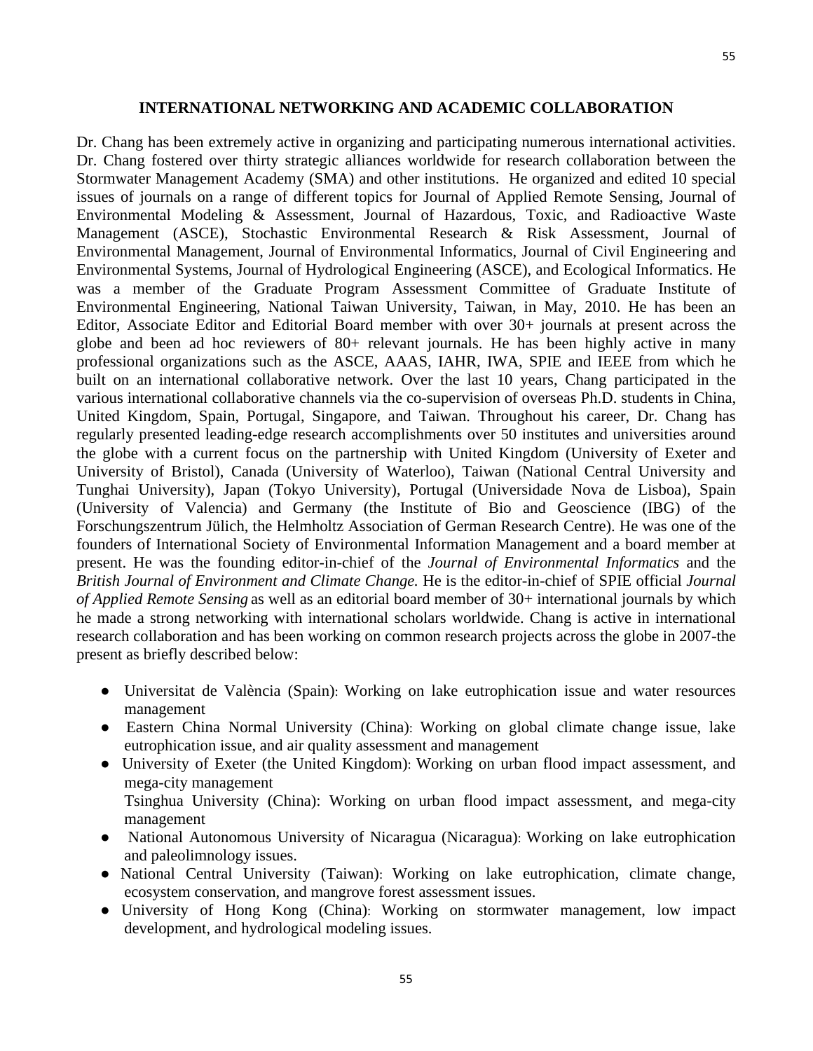## INTERNATIONAL NETWORKING AND ACADEMIC COLLABORATION

Dr. Chang has been extremely active in organizing and participating numerous international activities. Dr. Chang fostered over thirty strategic alliances worldwide for research collaboration between the Stormwater Management Academy (SMA) and other institutions. He organized and edited 10 special issues of journals on a range of different topics for Journal of Applied Remote Sensing, Journal of Environmental Modeling & Assessment, Journal of Hazardous, Toxic, and Radioactive Waste Management (ASCE), Stochastic Environmental Research & Risk Assessment, Journal of Environmental Management, Journal of Environmental Informatics, Journal of Civil Engineering and Environmental Systems, Journal of Hydrological Engineering (ASCE), and Ecological Informatics. He was a member of the Graduate Program Assessment Committee of Graduate Institute of Environmental Engineering, National Taiwan University, Taiwan, in May, 2010. He has been an Editor, Associate Editor and Editorial Board member with over 30+ journals at present across the globe and been ad hoc reviewers of 80+ relevant journals. He has been highly active in many professional organizations such as the ASCE, AAAS, IAHR, IWA, SPIE and IEEE from which he built on an international collaborative network. Over the last 10 years, Chang participated in the various international collaborative channels via the co-supervision of overseas Ph.D. students in China, United Kingdom, Spain, Portugal, Singapore, and Taiwan. Throughout his career, Dr. Chang has regularly presented leading-edge research accomplishments over 50 institutes and universities around the globe with a current focus on the partnership with United Kingdom (University of Exeter and University of Bristol), Canada (University of Waterloo), Taiwan (National Central University and Tunghai University), Japan (Tokyo University), Portugal (Universidade Nova de Lisboa), Spain (University of Valencia) and Germany (the Institute of Bio and Geoscience (IBG) of the Forschungszentrum Jülich, the Helmholtz Association of German Research Centre). He was one of the founders of International Society of Environmental Information Management and a board member at present. He was the founding editor-in-chief of the *Journal of Environmental Informatics* and the *British Journal of Environment and Climate Change.* He is the editor-in-chief of SPIE official *Journal of Applied Remote Sensing* as well as an editorial board member of 30+ international journals by which he made a strong networking with international scholars worldwide. Chang is active in international research collaboration and has been working on common research projects across the globe in 2007-the present as briefly described below:

- Universitat de València (Spain): Working on lake eutrophication issue and water resources management
- Eastern China Normal University (China): Working on global climate change issue, lake eutrophication issue, and air quality assessment and management
- University of Exeter (the United Kingdom): Working on urban flood impact assessment, and mega-city management

  Tsinghua University (China): Working on urban flood impact assessment, and mega-city management
- National Autonomous University of Nicaragua (Nicaragua): Working on lake eutrophication and paleolimnology issues.
- National Central University (Taiwan): Working on lake eutrophication, climate change, ecosystem conservation, and mangrove forest assessment issues.
- University of Hong Kong (China): Working on stormwater management, low impact development, and hydrological modeling issues.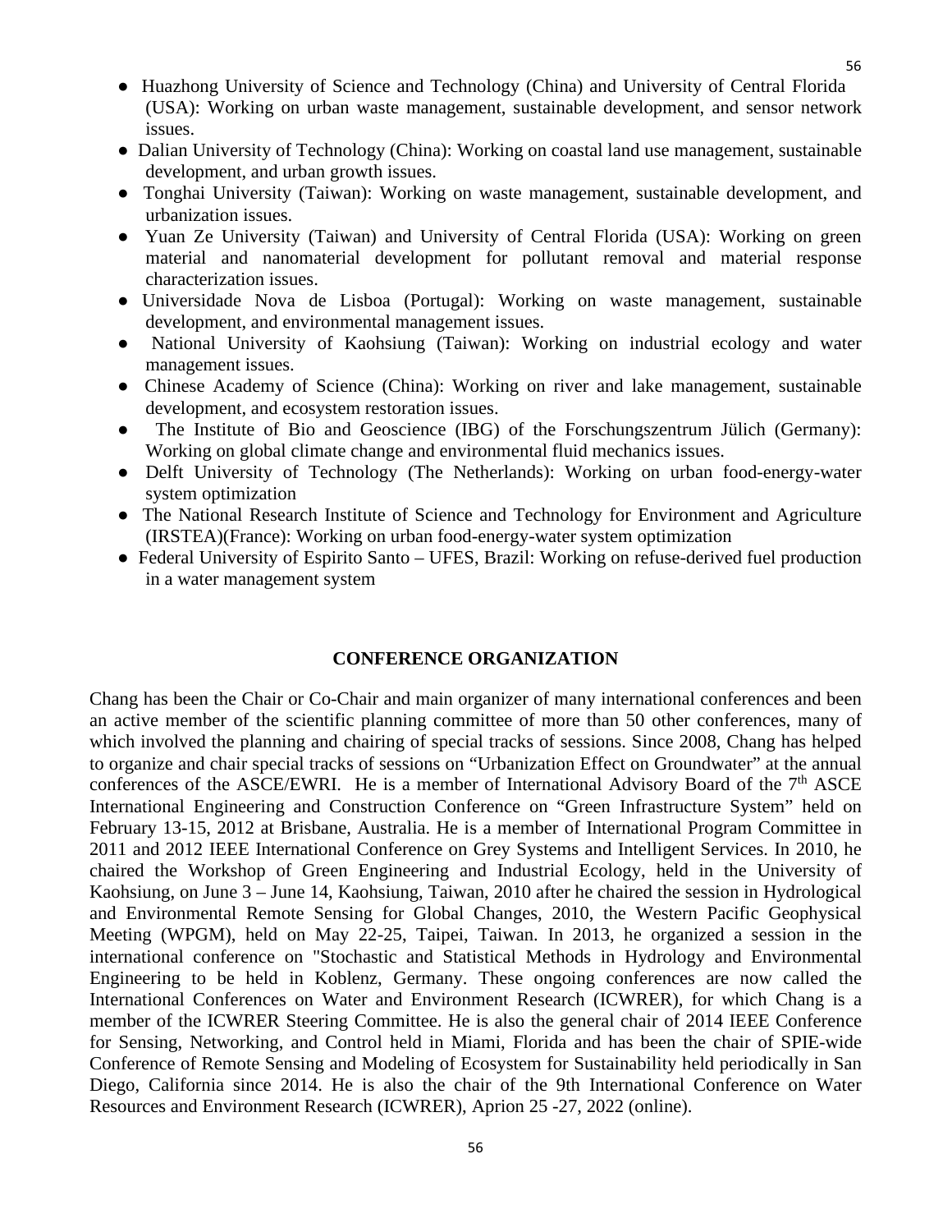- Huazhong University of Science and Technology (China) and University of Central Florida (USA): Working on urban waste management, sustainable development, and sensor network issues.
- Dalian University of Technology (China): Working on coastal land use management, sustainable development, and urban growth issues.
- Tonghai University (Taiwan): Working on waste management, sustainable development, and urbanization issues.
- Yuan Ze University (Taiwan) and University of Central Florida (USA): Working on green material and nanomaterial development for pollutant removal and material response characterization issues.
- Universidade Nova de Lisboa (Portugal): Working on waste management, sustainable development, and environmental management issues.
- National University of Kaohsiung (Taiwan): Working on industrial ecology and water management issues.
- Chinese Academy of Science (China): Working on river and lake management, sustainable development, and ecosystem restoration issues.
- The Institute of Bio and Geoscience (IBG) of the Forschungszentrum Jülich (Germany): Working on global climate change and environmental fluid mechanics issues.
- Delft University of Technology (The Netherlands): Working on urban food-energy-water system optimization
- The National Research Institute of Science and Technology for Environment and Agriculture (IRSTEA)(France): Working on urban food-energy-water system optimization
- Federal University of Espirito Santo – UFES, Brazil: Working on refuse-derived fuel production in a water management system

## CONFERENCE ORGANIZATION

Chang has been the Chair or Co-Chair and main organizer of many international conferences and been an active member of the scientific planning committee of more than 50 other conferences, many of which involved the planning and chairing of special tracks of sessions. Since 2008, Chang has helped to organize and chair special tracks of sessions on "Urbanization Effect on Groundwater" at the annual conferences of the ASCE/EWRI. He is a member of International Advisory Board of the 7th ASCE International Engineering and Construction Conference on "Green Infrastructure System" held on February 13-15, 2012 at Brisbane, Australia. He is a member of International Program Committee in 2011 and 2012 IEEE International Conference on Grey Systems and Intelligent Services. In 2010, he chaired the Workshop of Green Engineering and Industrial Ecology, held in the University of Kaohsiung, on June 3 – June 14, Kaohsiung, Taiwan, 2010 after he chaired the session in Hydrological and Environmental Remote Sensing for Global Changes, 2010, the Western Pacific Geophysical Meeting (WPGM), held on May 22-25, Taipei, Taiwan. In 2013, he organized a session in the international conference on "Stochastic and Statistical Methods in Hydrology and Environmental Engineering to be held in Koblenz, Germany. These ongoing conferences are now called the International Conferences on Water and Environment Research (ICWRER), for which Chang is a member of the ICWRER Steering Committee. He is also the general chair of 2014 IEEE Conference for Sensing, Networking, and Control held in Miami, Florida and has been the chair of SPIE-wide Conference of Remote Sensing and Modeling of Ecosystem for Sustainability held periodically in San Diego, California since 2014. He is also the chair of the 9th International Conference on Water Resources and Environment Research (ICWRER), Aprion 25 -27, 2022 (online).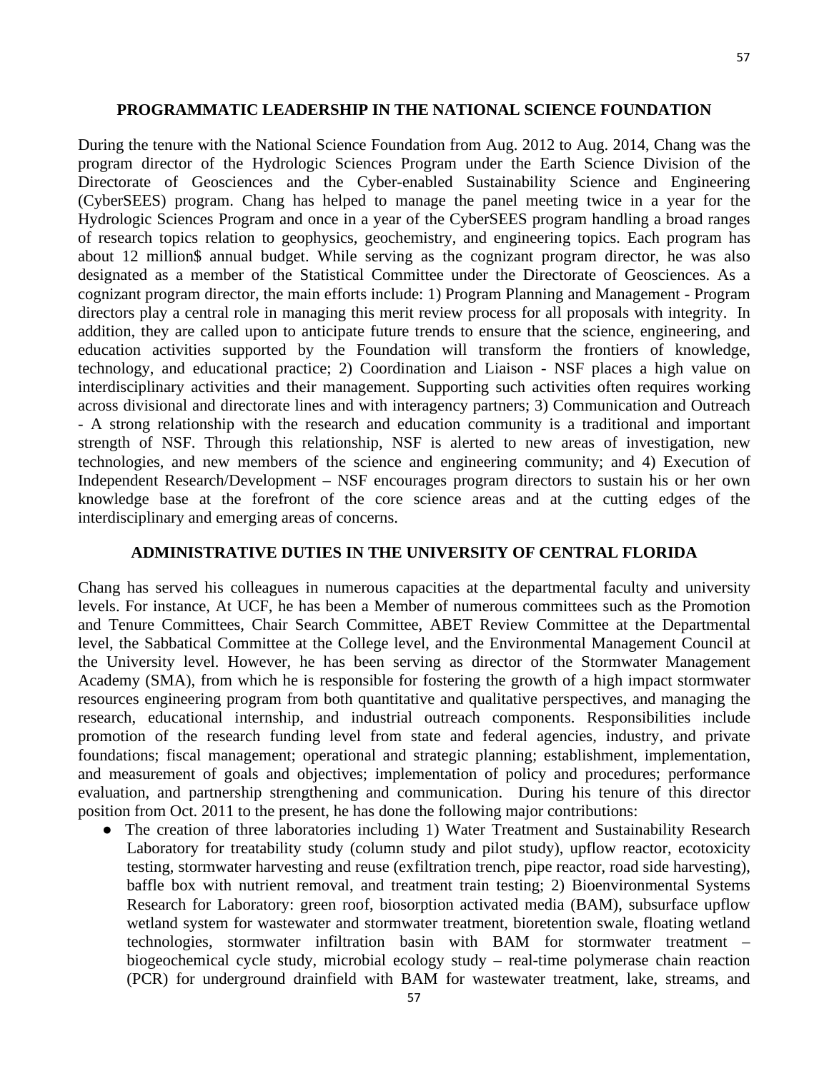## PROGRAMMATIC LEADERSHIP IN THE NATIONAL SCIENCE FOUNDATION

During the tenure with the National Science Foundation from Aug. 2012 to Aug. 2014, Chang was the program director of the Hydrologic Sciences Program under the Earth Science Division of the Directorate of Geosciences and the Cyber-enabled Sustainability Science and Engineering (CyberSEES) program. Chang has helped to manage the panel meeting twice in a year for the Hydrologic Sciences Program and once in a year of the CyberSEES program handling a broad ranges of research topics relation to geophysics, geochemistry, and engineering topics. Each program has about 12 million$ annual budget. While serving as the cognizant program director, he was also designated as a member of the Statistical Committee under the Directorate of Geosciences. As a cognizant program director, the main efforts include: 1) Program Planning and Management - Program directors play a central role in managing this merit review process for all proposals with integrity. In addition, they are called upon to anticipate future trends to ensure that the science, engineering, and education activities supported by the Foundation will transform the frontiers of knowledge, technology, and educational practice; 2) Coordination and Liaison - NSF places a high value on interdisciplinary activities and their management. Supporting such activities often requires working across divisional and directorate lines and with interagency partners; 3) Communication and Outreach - A strong relationship with the research and education community is a traditional and important strength of NSF. Through this relationship, NSF is alerted to new areas of investigation, new technologies, and new members of the science and engineering community; and 4) Execution of Independent Research/Development – NSF encourages program directors to sustain his or her own knowledge base at the forefront of the core science areas and at the cutting edges of the interdisciplinary and emerging areas of concerns.

## ADMINISTRATIVE DUTIES IN THE UNIVERSITY OF CENTRAL FLORIDA

Chang has served his colleagues in numerous capacities at the departmental faculty and university levels. For instance, At UCF, he has been a Member of numerous committees such as the Promotion and Tenure Committees, Chair Search Committee, ABET Review Committee at the Departmental level, the Sabbatical Committee at the College level, and the Environmental Management Council at the University level. However, he has been serving as director of the Stormwater Management Academy (SMA), from which he is responsible for fostering the growth of a high impact stormwater resources engineering program from both quantitative and qualitative perspectives, and managing the research, educational internship, and industrial outreach components. Responsibilities include promotion of the research funding level from state and federal agencies, industry, and private foundations; fiscal management; operational and strategic planning; establishment, implementation, and measurement of goals and objectives; implementation of policy and procedures; performance evaluation, and partnership strengthening and communication. During his tenure of this director position from Oct. 2011 to the present, he has done the following major contributions:

- The creation of three laboratories including 1) Water Treatment and Sustainability Research Laboratory for treatability study (column study and pilot study), upflow reactor, ecotoxicity testing, stormwater harvesting and reuse (exfiltration trench, pipe reactor, road side harvesting), baffle box with nutrient removal, and treatment train testing; 2) Bioenvironmental Systems Research for Laboratory: green roof, biosorption activated media (BAM), subsurface upflow wetland system for wastewater and stormwater treatment, bioretention swale, floating wetland technologies, stormwater infiltration basin with BAM for stormwater treatment – biogeochemical cycle study, microbial ecology study – real-time polymerase chain reaction (PCR) for underground drainfield with BAM for wastewater treatment, lake, streams, and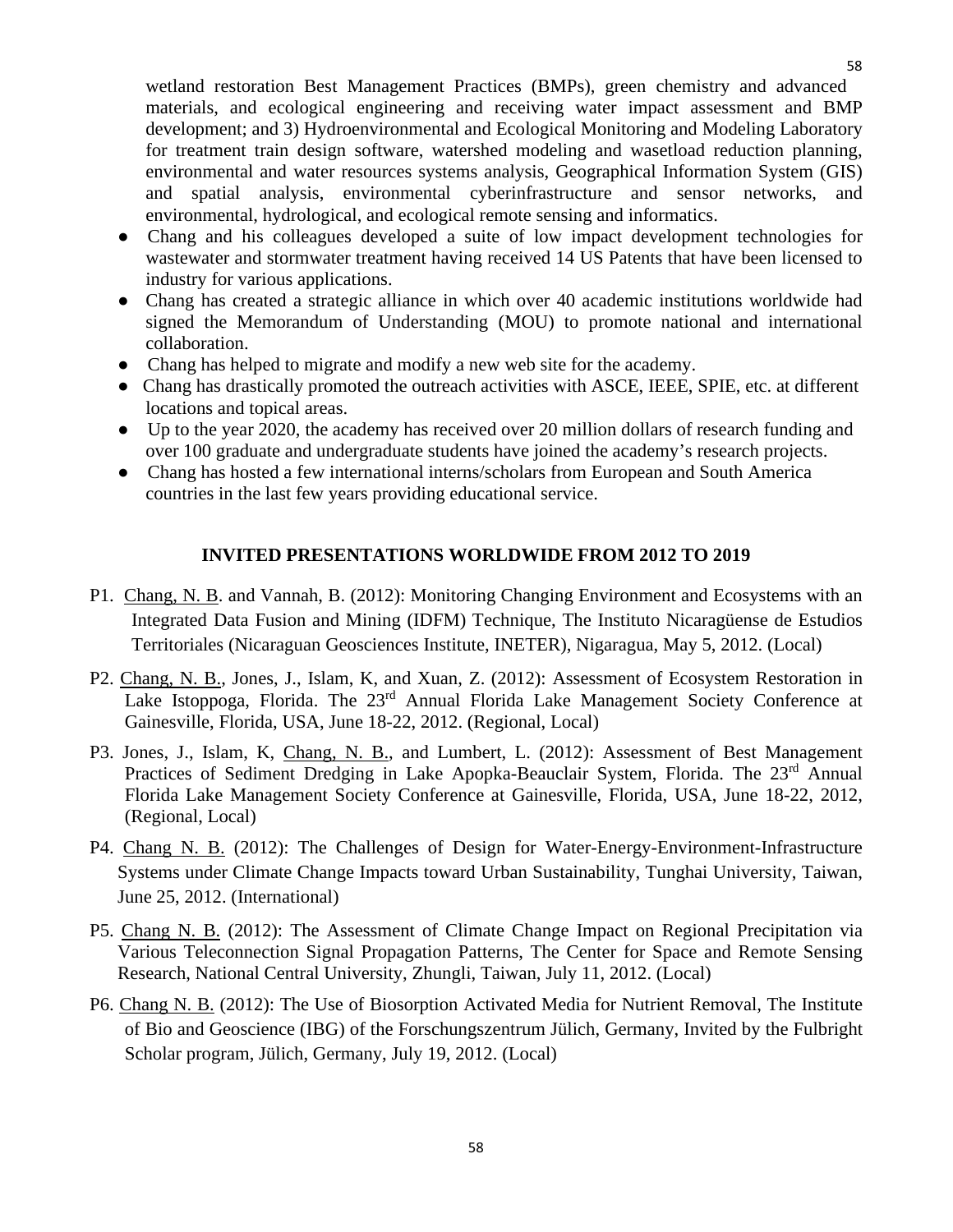wetland restoration Best Management Practices (BMPs), green chemistry and advanced materials, and ecological engineering and receiving water impact assessment and BMP development; and 3) Hydroenvironmental and Ecological Monitoring and Modeling Laboratory for treatment train design software, watershed modeling and wasetload reduction planning, environmental and water resources systems analysis, Geographical Information System (GIS) and spatial analysis, environmental cyberinfrastructure and sensor networks, and environmental, hydrological, and ecological remote sensing and informatics.

- Chang and his colleagues developed a suite of low impact development technologies for wastewater and stormwater treatment having received 14 US Patents that have been licensed to industry for various applications.
- Chang has created a strategic alliance in which over 40 academic institutions worldwide had signed the Memorandum of Understanding (MOU) to promote national and international collaboration.
- Chang has helped to migrate and modify a new web site for the academy.
- Chang has drastically promoted the outreach activities with ASCE, IEEE, SPIE, etc. at different locations and topical areas.
- Up to the year 2020, the academy has received over 20 million dollars of research funding and over 100 graduate and undergraduate students have joined the academy's research projects.
- Chang has hosted a few international interns/scholars from European and South America countries in the last few years providing educational service.

## INVITED PRESENTATIONS WORLDWIDE FROM 2012 TO 2019

P1. Chang, N. B. and Vannah, B. (2012): Monitoring Changing Environment and Ecosystems with an Integrated Data Fusion and Mining (IDFM) Technique, The Instituto Nicaragüense de Estudios Territoriales (Nicaraguan Geosciences Institute, INETER), Nigaragua, May 5, 2012. (Local)

P2. Chang, N. B., Jones, J., Islam, K, and Xuan, Z. (2012): Assessment of Ecosystem Restoration in Lake Istoppoga, Florida. The 23rd Annual Florida Lake Management Society Conference at Gainesville, Florida, USA, June 18-22, 2012. (Regional, Local)

P3. Jones, J., Islam, K, Chang, N. B., and Lumbert, L. (2012): Assessment of Best Management Practices of Sediment Dredging in Lake Apopka-Beauclair System, Florida. The 23rd Annual Florida Lake Management Society Conference at Gainesville, Florida, USA, June 18-22, 2012, (Regional, Local)

P4. Chang N. B. (2012): The Challenges of Design for Water-Energy-Environment-Infrastructure Systems under Climate Change Impacts toward Urban Sustainability, Tunghai University, Taiwan, June 25, 2012. (International)

P5. Chang N. B. (2012): The Assessment of Climate Change Impact on Regional Precipitation via Various Teleconnection Signal Propagation Patterns, The Center for Space and Remote Sensing Research, National Central University, Zhungli, Taiwan, July 11, 2012. (Local)

P6. Chang N. B. (2012): The Use of Biosorption Activated Media for Nutrient Removal, The Institute of Bio and Geoscience (IBG) of the Forschungszentrum Jülich, Germany, Invited by the Fulbright Scholar program, Jülich, Germany, July 19, 2012. (Local)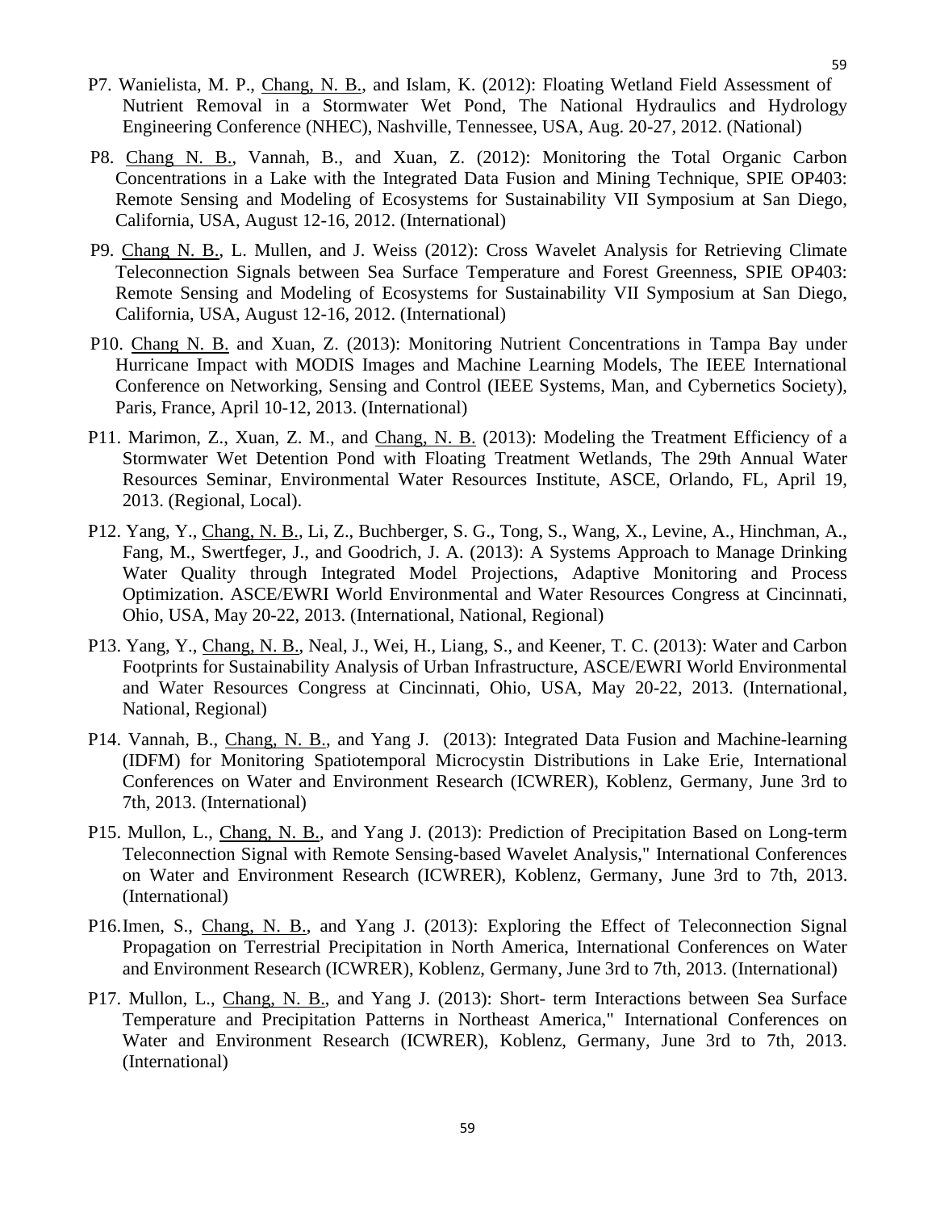P7. Wanielista, M. P., Chang, N. B., and Islam, K. (2012): Floating Wetland Field Assessment of Nutrient Removal in a Stormwater Wet Pond, The National Hydraulics and Hydrology Engineering Conference (NHEC), Nashville, Tennessee, USA, Aug. 20-27, 2012. (National)

P8. Chang N. B., Vannah, B., and Xuan, Z. (2012): Monitoring the Total Organic Carbon Concentrations in a Lake with the Integrated Data Fusion and Mining Technique, SPIE OP403: Remote Sensing and Modeling of Ecosystems for Sustainability VII Symposium at San Diego, California, USA, August 12-16, 2012. (International)

P9. Chang N. B., L. Mullen, and J. Weiss (2012): Cross Wavelet Analysis for Retrieving Climate Teleconnection Signals between Sea Surface Temperature and Forest Greenness, SPIE OP403: Remote Sensing and Modeling of Ecosystems for Sustainability VII Symposium at San Diego, California, USA, August 12-16, 2012. (International)

P10. Chang N. B. and Xuan, Z. (2013): Monitoring Nutrient Concentrations in Tampa Bay under Hurricane Impact with MODIS Images and Machine Learning Models, The IEEE International Conference on Networking, Sensing and Control (IEEE Systems, Man, and Cybernetics Society), Paris, France, April 10-12, 2013. (International)

P11. Marimon, Z., Xuan, Z. M., and Chang, N. B. (2013): Modeling the Treatment Efficiency of a Stormwater Wet Detention Pond with Floating Treatment Wetlands, The 29th Annual Water Resources Seminar, Environmental Water Resources Institute, ASCE, Orlando, FL, April 19, 2013. (Regional, Local).

P12. Yang, Y., Chang, N. B., Li, Z., Buchberger, S. G., Tong, S., Wang, X., Levine, A., Hinchman, A., Fang, M., Swertfeger, J., and Goodrich, J. A. (2013): A Systems Approach to Manage Drinking Water Quality through Integrated Model Projections, Adaptive Monitoring and Process Optimization. ASCE/EWRI World Environmental and Water Resources Congress at Cincinnati, Ohio, USA, May 20-22, 2013. (International, National, Regional)

P13. Yang, Y., Chang, N. B., Neal, J., Wei, H., Liang, S., and Keener, T. C. (2013): Water and Carbon Footprints for Sustainability Analysis of Urban Infrastructure, ASCE/EWRI World Environmental and Water Resources Congress at Cincinnati, Ohio, USA, May 20-22, 2013. (International, National, Regional)

P14. Vannah, B., Chang, N. B., and Yang J. (2013): Integrated Data Fusion and Machine-learning (IDFM) for Monitoring Spatiotemporal Microcystin Distributions in Lake Erie, International Conferences on Water and Environment Research (ICWRER), Koblenz, Germany, June 3rd to 7th, 2013. (International)

P15. Mullon, L., Chang, N. B., and Yang J. (2013): Prediction of Precipitation Based on Long-term Teleconnection Signal with Remote Sensing-based Wavelet Analysis," International Conferences on Water and Environment Research (ICWRER), Koblenz, Germany, June 3rd to 7th, 2013. (International)

P16. Imen, S., Chang, N. B., and Yang J. (2013): Exploring the Effect of Teleconnection Signal Propagation on Terrestrial Precipitation in North America, International Conferences on Water and Environment Research (ICWRER), Koblenz, Germany, June 3rd to 7th, 2013. (International)

P17. Mullon, L., Chang, N. B., and Yang J. (2013): Short- term Interactions between Sea Surface Temperature and Precipitation Patterns in Northeast America," International Conferences on Water and Environment Research (ICWRER), Koblenz, Germany, June 3rd to 7th, 2013. (International)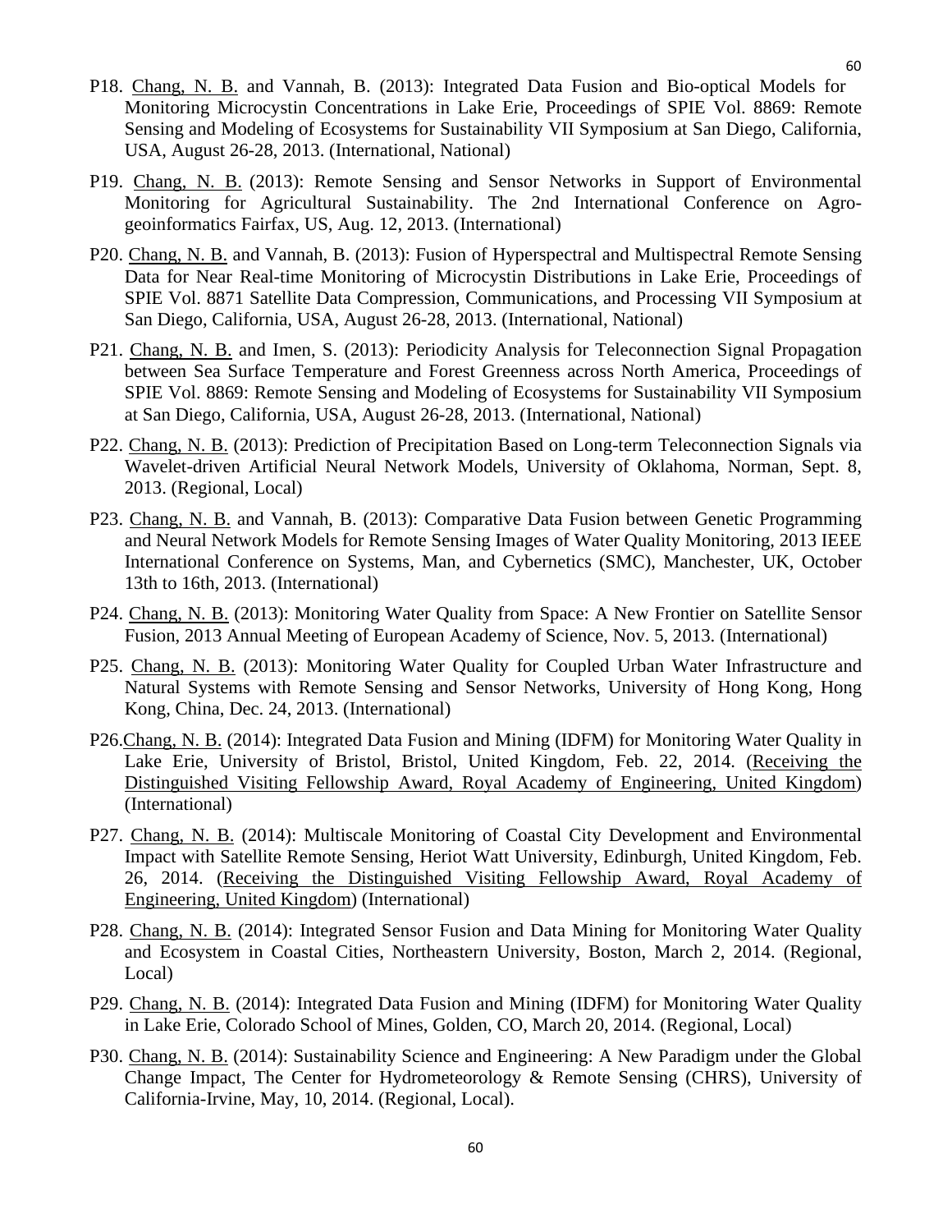P18. Chang, N. B. and Vannah, B. (2013): Integrated Data Fusion and Bio-optical Models for Monitoring Microcystin Concentrations in Lake Erie, Proceedings of SPIE Vol. 8869: Remote Sensing and Modeling of Ecosystems for Sustainability VII Symposium at San Diego, California, USA, August 26-28, 2013. (International, National)

P19. Chang, N. B. (2013): Remote Sensing and Sensor Networks in Support of Environmental Monitoring for Agricultural Sustainability. The 2nd International Conference on Agro-geoinformatics Fairfax, US, Aug. 12, 2013. (International)

P20. Chang, N. B. and Vannah, B. (2013): Fusion of Hyperspectral and Multispectral Remote Sensing Data for Near Real-time Monitoring of Microcystin Distributions in Lake Erie, Proceedings of SPIE Vol. 8871 Satellite Data Compression, Communications, and Processing VII Symposium at San Diego, California, USA, August 26-28, 2013. (International, National)

P21. Chang, N. B. and Imen, S. (2013): Periodicity Analysis for Teleconnection Signal Propagation between Sea Surface Temperature and Forest Greenness across North America, Proceedings of SPIE Vol. 8869: Remote Sensing and Modeling of Ecosystems for Sustainability VII Symposium at San Diego, California, USA, August 26-28, 2013. (International, National)

P22. Chang, N. B. (2013): Prediction of Precipitation Based on Long-term Teleconnection Signals via Wavelet-driven Artificial Neural Network Models, University of Oklahoma, Norman, Sept. 8, 2013. (Regional, Local)

P23. Chang, N. B. and Vannah, B. (2013): Comparative Data Fusion between Genetic Programming and Neural Network Models for Remote Sensing Images of Water Quality Monitoring, 2013 IEEE International Conference on Systems, Man, and Cybernetics (SMC), Manchester, UK, October 13th to 16th, 2013. (International)

P24. Chang, N. B. (2013): Monitoring Water Quality from Space: A New Frontier on Satellite Sensor Fusion, 2013 Annual Meeting of European Academy of Science, Nov. 5, 2013. (International)

P25. Chang, N. B. (2013): Monitoring Water Quality for Coupled Urban Water Infrastructure and Natural Systems with Remote Sensing and Sensor Networks, University of Hong Kong, Hong Kong, China, Dec. 24, 2013. (International)

P26. Chang, N. B. (2014): Integrated Data Fusion and Mining (IDFM) for Monitoring Water Quality in Lake Erie, University of Bristol, Bristol, United Kingdom, Feb. 22, 2014. (Receiving the Distinguished Visiting Fellowship Award, Royal Academy of Engineering, United Kingdom) (International)

P27. Chang, N. B. (2014): Multiscale Monitoring of Coastal City Development and Environmental Impact with Satellite Remote Sensing, Heriot Watt University, Edinburgh, United Kingdom, Feb. 26, 2014. (Receiving the Distinguished Visiting Fellowship Award, Royal Academy of Engineering, United Kingdom) (International)

P28. Chang, N. B. (2014): Integrated Sensor Fusion and Data Mining for Monitoring Water Quality and Ecosystem in Coastal Cities, Northeastern University, Boston, March 2, 2014. (Regional, Local)

P29. Chang, N. B. (2014): Integrated Data Fusion and Mining (IDFM) for Monitoring Water Quality in Lake Erie, Colorado School of Mines, Golden, CO, March 20, 2014. (Regional, Local)

P30. Chang, N. B. (2014): Sustainability Science and Engineering: A New Paradigm under the Global Change Impact, The Center for Hydrometeorology & Remote Sensing (CHRS), University of California-Irvine, May, 10, 2014. (Regional, Local).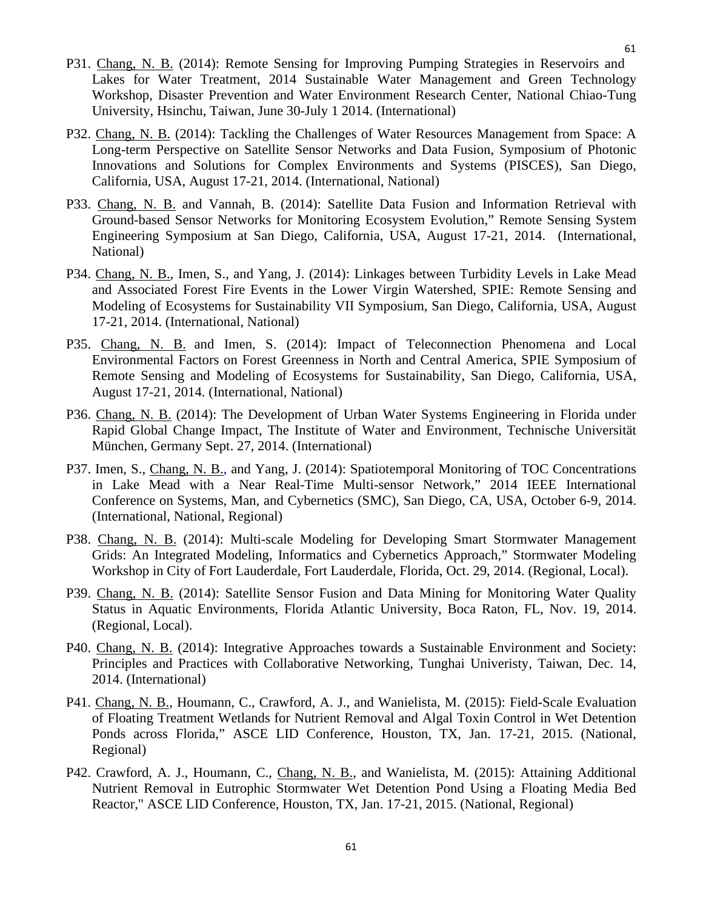P31. Chang, N. B. (2014): Remote Sensing for Improving Pumping Strategies in Reservoirs and Lakes for Water Treatment, 2014 Sustainable Water Management and Green Technology Workshop, Disaster Prevention and Water Environment Research Center, National Chiao-Tung University, Hsinchu, Taiwan, June 30-July 1 2014. (International)

P32. Chang, N. B. (2014): Tackling the Challenges of Water Resources Management from Space: A Long-term Perspective on Satellite Sensor Networks and Data Fusion, Symposium of Photonic Innovations and Solutions for Complex Environments and Systems (PISCES), San Diego, California, USA, August 17-21, 2014. (International, National)

P33. Chang, N. B. and Vannah, B. (2014): Satellite Data Fusion and Information Retrieval with Ground-based Sensor Networks for Monitoring Ecosystem Evolution," Remote Sensing System Engineering Symposium at San Diego, California, USA, August 17-21, 2014. (International, National)

P34. Chang, N. B., Imen, S., and Yang, J. (2014): Linkages between Turbidity Levels in Lake Mead and Associated Forest Fire Events in the Lower Virgin Watershed, SPIE: Remote Sensing and Modeling of Ecosystems for Sustainability VII Symposium, San Diego, California, USA, August 17-21, 2014. (International, National)

P35. Chang, N. B. and Imen, S. (2014): Impact of Teleconnection Phenomena and Local Environmental Factors on Forest Greenness in North and Central America, SPIE Symposium of Remote Sensing and Modeling of Ecosystems for Sustainability, San Diego, California, USA, August 17-21, 2014. (International, National)

P36. Chang, N. B. (2014): The Development of Urban Water Systems Engineering in Florida under Rapid Global Change Impact, The Institute of Water and Environment, Technische Universität München, Germany Sept. 27, 2014. (International)

P37. Imen, S., Chang, N. B., and Yang, J. (2014): Spatiotemporal Monitoring of TOC Concentrations in Lake Mead with a Near Real-Time Multi-sensor Network," 2014 IEEE International Conference on Systems, Man, and Cybernetics (SMC), San Diego, CA, USA, October 6-9, 2014. (International, National, Regional)

P38. Chang, N. B. (2014): Multi-scale Modeling for Developing Smart Stormwater Management Grids: An Integrated Modeling, Informatics and Cybernetics Approach," Stormwater Modeling Workshop in City of Fort Lauderdale, Fort Lauderdale, Florida, Oct. 29, 2014. (Regional, Local).

P39. Chang, N. B. (2014): Satellite Sensor Fusion and Data Mining for Monitoring Water Quality Status in Aquatic Environments, Florida Atlantic University, Boca Raton, FL, Nov. 19, 2014. (Regional, Local).

P40. Chang, N. B. (2014): Integrative Approaches towards a Sustainable Environment and Society: Principles and Practices with Collaborative Networking, Tunghai Univeristy, Taiwan, Dec. 14, 2014. (International)

P41. Chang, N. B., Houmann, C., Crawford, A. J., and Wanielista, M. (2015): Field-Scale Evaluation of Floating Treatment Wetlands for Nutrient Removal and Algal Toxin Control in Wet Detention Ponds across Florida," ASCE LID Conference, Houston, TX, Jan. 17-21, 2015. (National, Regional)

P42. Crawford, A. J., Houmann, C., Chang, N. B., and Wanielista, M. (2015): Attaining Additional Nutrient Removal in Eutrophic Stormwater Wet Detention Pond Using a Floating Media Bed Reactor," ASCE LID Conference, Houston, TX, Jan. 17-21, 2015. (National, Regional)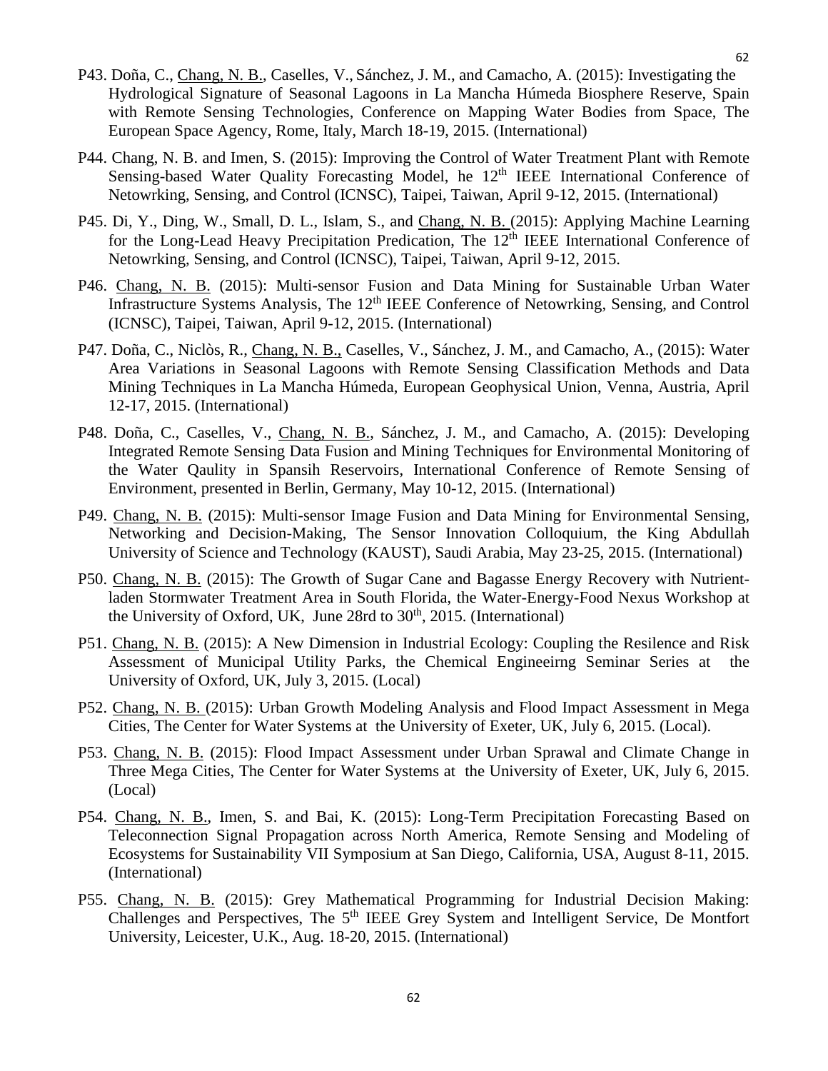P43. Doña, C., <u>Chang, N. B.</u>, Caselles, V., Sánchez, J. M., and Camacho, A. (2015): Investigating the Hydrological Signature of Seasonal Lagoons in La Mancha Húmeda Biosphere Reserve, Spain with Remote Sensing Technologies, Conference on Mapping Water Bodies from Space, The European Space Agency, Rome, Italy, March 18-19, 2015. (International)

P44. Chang, N. B. and Imen, S. (2015): Improving the Control of Water Treatment Plant with Remote Sensing-based Water Quality Forecasting Model, he 12th IEEE International Conference of Netowrking, Sensing, and Control (ICNSC), Taipei, Taiwan, April 9-12, 2015. (International)

P45. Di, Y., Ding, W., Small, D. L., Islam, S., and <u>Chang, N. B.</u> (2015): Applying Machine Learning for the Long-Lead Heavy Precipitation Predication, The 12th IEEE International Conference of Netowrking, Sensing, and Control (ICNSC), Taipei, Taiwan, April 9-12, 2015.

P46. <u>Chang, N. B.</u> (2015): Multi-sensor Fusion and Data Mining for Sustainable Urban Water Infrastructure Systems Analysis, The 12th IEEE Conference of Netowrking, Sensing, and Control (ICNSC), Taipei, Taiwan, April 9-12, 2015. (International)

P47. Doña, C., Niclòs, R., <u>Chang, N. B.,</u> Caselles, V., Sánchez, J. M., and Camacho, A., (2015): Water Area Variations in Seasonal Lagoons with Remote Sensing Classification Methods and Data Mining Techniques in La Mancha Húmeda, European Geophysical Union, Venna, Austria, April 12-17, 2015. (International)

P48. Doña, C., Caselles, V., <u>Chang, N. B.</u>, Sánchez, J. M., and Camacho, A. (2015): Developing Integrated Remote Sensing Data Fusion and Mining Techniques for Environmental Monitoring of the Water Qaulity in Spansih Reservoirs, International Conference of Remote Sensing of Environment, presented in Berlin, Germany, May 10-12, 2015. (International)

P49. <u>Chang, N. B.</u> (2015): Multi-sensor Image Fusion and Data Mining for Environmental Sensing, Networking and Decision-Making, The Sensor Innovation Colloquium, the King Abdullah University of Science and Technology (KAUST), Saudi Arabia, May 23-25, 2015. (International)

P50. <u>Chang, N. B.</u> (2015): The Growth of Sugar Cane and Bagasse Energy Recovery with Nutrient-laden Stormwater Treatment Area in South Florida, the Water-Energy-Food Nexus Workshop at the University of Oxford, UK, June 28rd to 30th, 2015. (International)

P51. <u>Chang, N. B.</u> (2015): A New Dimension in Industrial Ecology: Coupling the Resilence and Risk Assessment of Municipal Utility Parks, the Chemical Engineeirng Seminar Series at the University of Oxford, UK, July 3, 2015. (Local)

P52. <u>Chang, N. B.</u> (2015): Urban Growth Modeling Analysis and Flood Impact Assessment in Mega Cities, The Center for Water Systems at the University of Exeter, UK, July 6, 2015. (Local).

P53. <u>Chang, N. B.</u> (2015): Flood Impact Assessment under Urban Sprawal and Climate Change in Three Mega Cities, The Center for Water Systems at the University of Exeter, UK, July 6, 2015. (Local)

P54. <u>Chang, N. B.</u>, Imen, S. and Bai, K. (2015): Long-Term Precipitation Forecasting Based on Teleconnection Signal Propagation across North America, Remote Sensing and Modeling of Ecosystems for Sustainability VII Symposium at San Diego, California, USA, August 8-11, 2015. (International)

P55. <u>Chang, N. B.</u> (2015): Grey Mathematical Programming for Industrial Decision Making: Challenges and Perspectives, The 5th IEEE Grey System and Intelligent Service, De Montfort University, Leicester, U.K., Aug. 18-20, 2015. (International)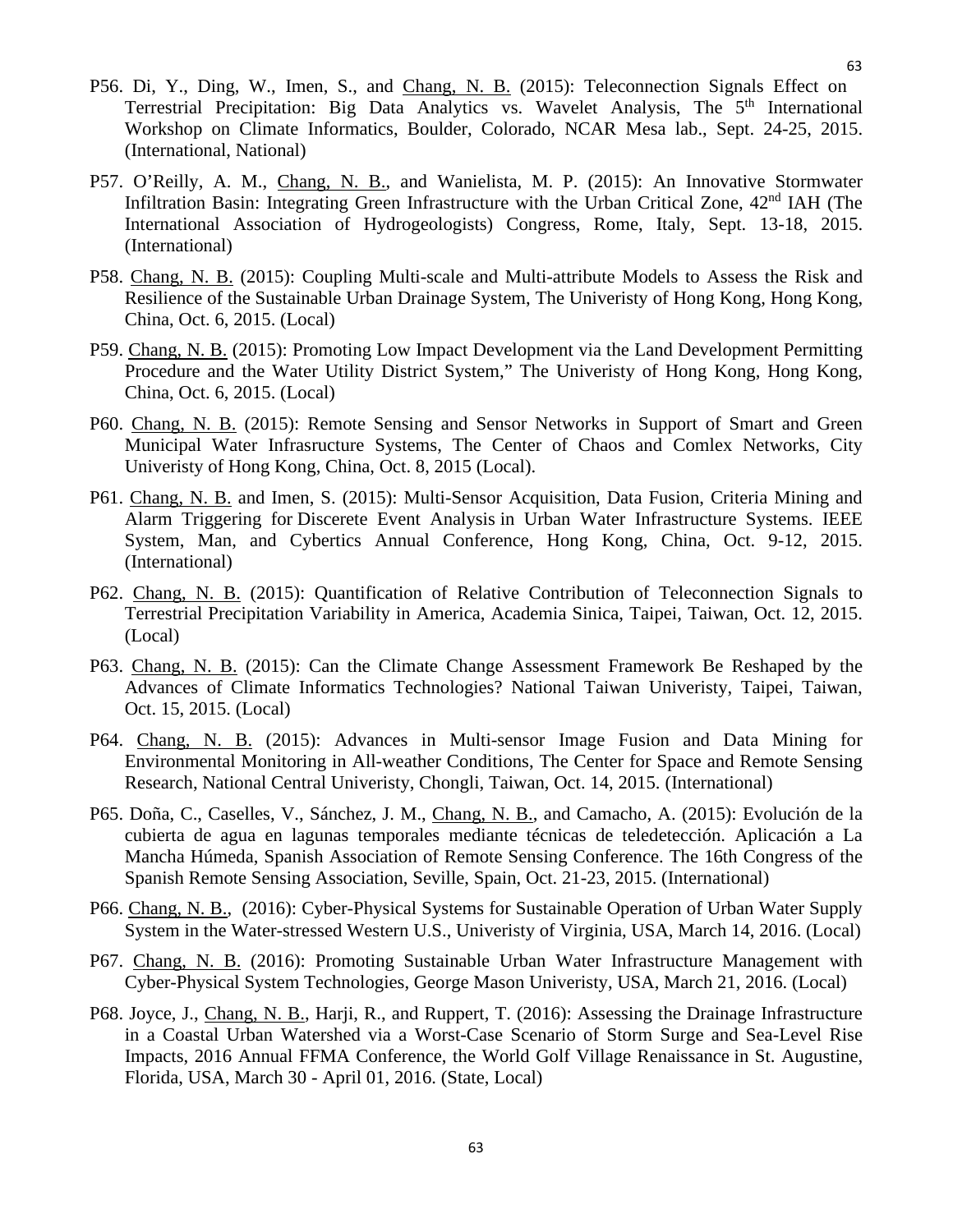P56. Di, Y., Ding, W., Imen, S., and Chang, N. B. (2015): Teleconnection Signals Effect on Terrestrial Precipitation: Big Data Analytics vs. Wavelet Analysis, The 5th International Workshop on Climate Informatics, Boulder, Colorado, NCAR Mesa lab., Sept. 24-25, 2015. (International, National)

P57. O'Reilly, A. M., Chang, N. B., and Wanielista, M. P. (2015): An Innovative Stormwater Infiltration Basin: Integrating Green Infrastructure with the Urban Critical Zone, 42nd IAH (The International Association of Hydrogeologists) Congress, Rome, Italy, Sept. 13-18, 2015. (International)

P58. Chang, N. B. (2015): Coupling Multi-scale and Multi-attribute Models to Assess the Risk and Resilience of the Sustainable Urban Drainage System, The Univeristy of Hong Kong, Hong Kong, China, Oct. 6, 2015. (Local)

P59. Chang, N. B. (2015): Promoting Low Impact Development via the Land Development Permitting Procedure and the Water Utility District System," The Univeristy of Hong Kong, Hong Kong, China, Oct. 6, 2015. (Local)

P60. Chang, N. B. (2015): Remote Sensing and Sensor Networks in Support of Smart and Green Municipal Water Infrasructure Systems, The Center of Chaos and Comlex Networks, City Univeristy of Hong Kong, China, Oct. 8, 2015 (Local).

P61. Chang, N. B. and Imen, S. (2015): Multi-Sensor Acquisition, Data Fusion, Criteria Mining and Alarm Triggering for Discerete Event Analysis in Urban Water Infrastructure Systems. IEEE System, Man, and Cybertics Annual Conference, Hong Kong, China, Oct. 9-12, 2015. (International)

P62. Chang, N. B. (2015): Quantification of Relative Contribution of Teleconnection Signals to Terrestrial Precipitation Variability in America, Academia Sinica, Taipei, Taiwan, Oct. 12, 2015. (Local)

P63. Chang, N. B. (2015): Can the Climate Change Assessment Framework Be Reshaped by the Advances of Climate Informatics Technologies? National Taiwan Univeristy, Taipei, Taiwan, Oct. 15, 2015. (Local)

P64. Chang, N. B. (2015): Advances in Multi-sensor Image Fusion and Data Mining for Environmental Monitoring in All-weather Conditions, The Center for Space and Remote Sensing Research, National Central Univeristy, Chongli, Taiwan, Oct. 14, 2015. (International)

P65. Doña, C., Caselles, V., Sánchez, J. M., Chang, N. B., and Camacho, A. (2015): Evolución de la cubierta de agua en lagunas temporales mediante técnicas de teledetección. Aplicación a La Mancha Húmeda, Spanish Association of Remote Sensing Conference. The 16th Congress of the Spanish Remote Sensing Association, Seville, Spain, Oct. 21-23, 2015. (International)

P66. Chang, N. B., (2016): Cyber-Physical Systems for Sustainable Operation of Urban Water Supply System in the Water-stressed Western U.S., Univeristy of Virginia, USA, March 14, 2016. (Local)

P67. Chang, N. B. (2016): Promoting Sustainable Urban Water Infrastructure Management with Cyber-Physical System Technologies, George Mason Univeristy, USA, March 21, 2016. (Local)

P68. Joyce, J., Chang, N. B., Harji, R., and Ruppert, T. (2016): Assessing the Drainage Infrastructure in a Coastal Urban Watershed via a Worst-Case Scenario of Storm Surge and Sea-Level Rise Impacts, 2016 Annual FFMA Conference, the World Golf Village Renaissance in St. Augustine, Florida, USA, March 30 - April 01, 2016. (State, Local)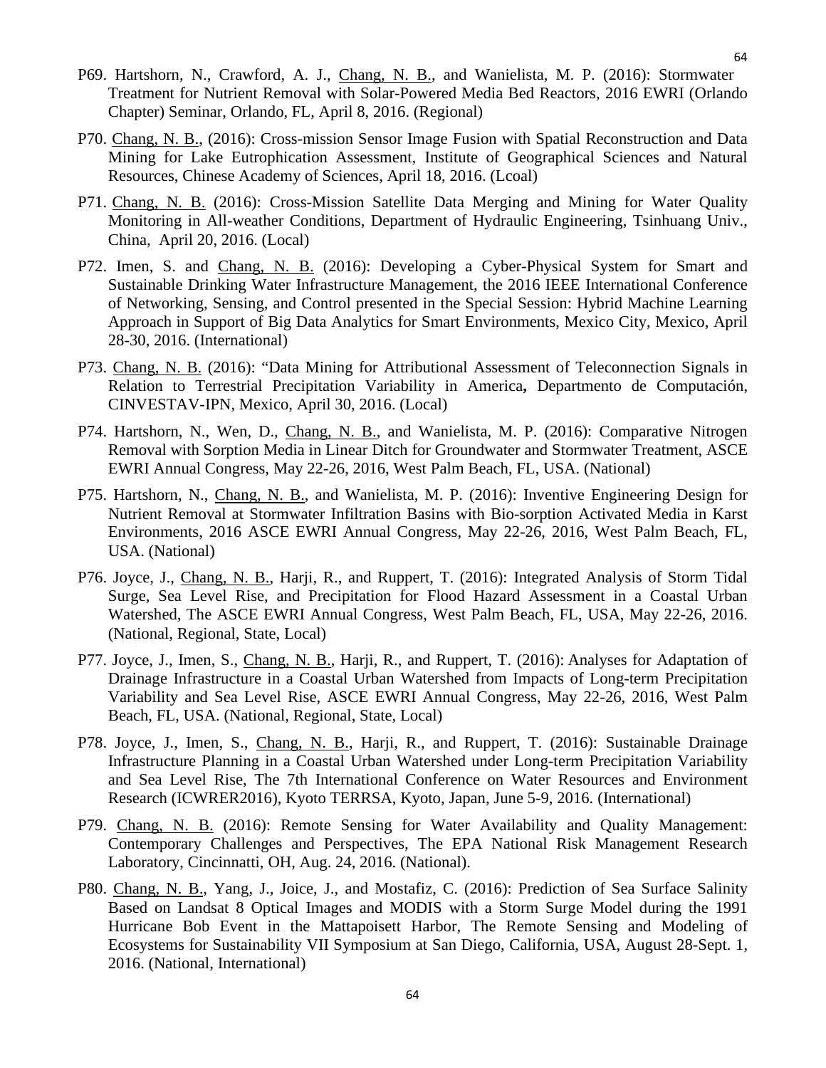P69. Hartshorn, N., Crawford, A. J., Chang, N. B., and Wanielista, M. P. (2016): Stormwater Treatment for Nutrient Removal with Solar-Powered Media Bed Reactors, 2016 EWRI (Orlando Chapter) Seminar, Orlando, FL, April 8, 2016. (Regional)

P70. Chang, N. B., (2016): Cross-mission Sensor Image Fusion with Spatial Reconstruction and Data Mining for Lake Eutrophication Assessment, Institute of Geographical Sciences and Natural Resources, Chinese Academy of Sciences, April 18, 2016. (Lcoal)

P71. Chang, N. B. (2016): Cross-Mission Satellite Data Merging and Mining for Water Quality Monitoring in All-weather Conditions, Department of Hydraulic Engineering, Tsinhuang Univ., China, April 20, 2016. (Local)

P72. Imen, S. and Chang, N. B. (2016): Developing a Cyber-Physical System for Smart and Sustainable Drinking Water Infrastructure Management, the 2016 IEEE International Conference of Networking, Sensing, and Control presented in the Special Session: Hybrid Machine Learning Approach in Support of Big Data Analytics for Smart Environments, Mexico City, Mexico, April 28-30, 2016. (International)

P73. Chang, N. B. (2016): "Data Mining for Attributional Assessment of Teleconnection Signals in Relation to Terrestrial Precipitation Variability in America**,** Departmento de Computación, CINVESTAV-IPN, Mexico, April 30, 2016. (Local)

P74. Hartshorn, N., Wen, D., Chang, N. B., and Wanielista, M. P. (2016): Comparative Nitrogen Removal with Sorption Media in Linear Ditch for Groundwater and Stormwater Treatment, ASCE EWRI Annual Congress, May 22-26, 2016, West Palm Beach, FL, USA. (National)

P75. Hartshorn, N., Chang, N. B., and Wanielista, M. P. (2016): Inventive Engineering Design for Nutrient Removal at Stormwater Infiltration Basins with Bio-sorption Activated Media in Karst Environments, 2016 ASCE EWRI Annual Congress, May 22-26, 2016, West Palm Beach, FL, USA. (National)

P76. Joyce, J., Chang, N. B., Harji, R., and Ruppert, T. (2016): Integrated Analysis of Storm Tidal Surge, Sea Level Rise, and Precipitation for Flood Hazard Assessment in a Coastal Urban Watershed, The ASCE EWRI Annual Congress, West Palm Beach, FL, USA, May 22-26, 2016. (National, Regional, State, Local)

P77. Joyce, J., Imen, S., Chang, N. B., Harji, R., and Ruppert, T. (2016): Analyses for Adaptation of Drainage Infrastructure in a Coastal Urban Watershed from Impacts of Long-term Precipitation Variability and Sea Level Rise, ASCE EWRI Annual Congress, May 22-26, 2016, West Palm Beach, FL, USA. (National, Regional, State, Local)

P78. Joyce, J., Imen, S., Chang, N. B., Harji, R., and Ruppert, T. (2016): Sustainable Drainage Infrastructure Planning in a Coastal Urban Watershed under Long-term Precipitation Variability and Sea Level Rise, The 7th International Conference on Water Resources and Environment Research (ICWRER2016), Kyoto TERRSA, Kyoto, Japan, June 5-9, 2016. (International)

P79. Chang, N. B. (2016): Remote Sensing for Water Availability and Quality Management: Contemporary Challenges and Perspectives, The EPA National Risk Management Research Laboratory, Cincinnatti, OH, Aug. 24, 2016. (National).

P80. Chang, N. B., Yang, J., Joice, J., and Mostafiz, C. (2016): Prediction of Sea Surface Salinity Based on Landsat 8 Optical Images and MODIS with a Storm Surge Model during the 1991 Hurricane Bob Event in the Mattapoisett Harbor, The Remote Sensing and Modeling of Ecosystems for Sustainability VII Symposium at San Diego, California, USA, August 28-Sept. 1, 2016. (National, International)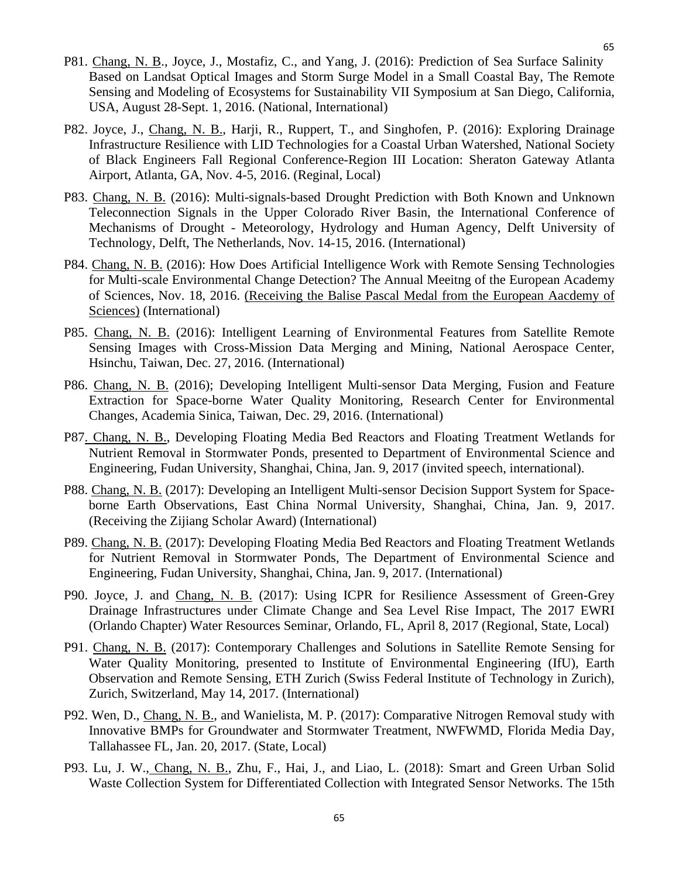P81. Chang, N. B., Joyce, J., Mostafiz, C., and Yang, J. (2016): Prediction of Sea Surface Salinity Based on Landsat Optical Images and Storm Surge Model in a Small Coastal Bay, The Remote Sensing and Modeling of Ecosystems for Sustainability VII Symposium at San Diego, California, USA, August 28-Sept. 1, 2016. (National, International)

P82. Joyce, J., Chang, N. B., Harji, R., Ruppert, T., and Singhofen, P. (2016): Exploring Drainage Infrastructure Resilience with LID Technologies for a Coastal Urban Watershed, National Society of Black Engineers Fall Regional Conference-Region III Location: Sheraton Gateway Atlanta Airport, Atlanta, GA, Nov. 4-5, 2016. (Reginal, Local)

P83. Chang, N. B. (2016): Multi-signals-based Drought Prediction with Both Known and Unknown Teleconnection Signals in the Upper Colorado River Basin, the International Conference of Mechanisms of Drought - Meteorology, Hydrology and Human Agency, Delft University of Technology, Delft, The Netherlands, Nov. 14-15, 2016. (International)

P84. Chang, N. B. (2016): How Does Artificial Intelligence Work with Remote Sensing Technologies for Multi-scale Environmental Change Detection? The Annual Meeitng of the European Academy of Sciences, Nov. 18, 2016. (Receiving the Balise Pascal Medal from the European Aacdemy of Sciences) (International)

P85. Chang, N. B. (2016): Intelligent Learning of Environmental Features from Satellite Remote Sensing Images with Cross-Mission Data Merging and Mining, National Aerospace Center, Hsinchu, Taiwan, Dec. 27, 2016. (International)

P86. Chang, N. B. (2016); Developing Intelligent Multi-sensor Data Merging, Fusion and Feature Extraction for Space-borne Water Quality Monitoring, Research Center for Environmental Changes, Academia Sinica, Taiwan, Dec. 29, 2016. (International)

P87. Chang, N. B., Developing Floating Media Bed Reactors and Floating Treatment Wetlands for Nutrient Removal in Stormwater Ponds, presented to Department of Environmental Science and Engineering, Fudan University, Shanghai, China, Jan. 9, 2017 (invited speech, international).

P88. Chang, N. B. (2017): Developing an Intelligent Multi-sensor Decision Support System for Space-borne Earth Observations, East China Normal University, Shanghai, China, Jan. 9, 2017. (Receiving the Zijiang Scholar Award) (International)

P89. Chang, N. B. (2017): Developing Floating Media Bed Reactors and Floating Treatment Wetlands for Nutrient Removal in Stormwater Ponds, The Department of Environmental Science and Engineering, Fudan University, Shanghai, China, Jan. 9, 2017. (International)

P90. Joyce, J. and Chang, N. B. (2017): Using ICPR for Resilience Assessment of Green-Grey Drainage Infrastructures under Climate Change and Sea Level Rise Impact, The 2017 EWRI (Orlando Chapter) Water Resources Seminar, Orlando, FL, April 8, 2017 (Regional, State, Local)

P91. Chang, N. B. (2017): Contemporary Challenges and Solutions in Satellite Remote Sensing for Water Quality Monitoring, presented to Institute of Environmental Engineering (IfU), Earth Observation and Remote Sensing, ETH Zurich (Swiss Federal Institute of Technology in Zurich), Zurich, Switzerland, May 14, 2017. (International)

P92. Wen, D., Chang, N. B., and Wanielista, M. P. (2017): Comparative Nitrogen Removal study with Innovative BMPs for Groundwater and Stormwater Treatment, NWFWMD, Florida Media Day, Tallahassee FL, Jan. 20, 2017. (State, Local)

P93. Lu, J. W., Chang, N. B., Zhu, F., Hai, J., and Liao, L. (2018): Smart and Green Urban Solid Waste Collection System for Differentiated Collection with Integrated Sensor Networks. The 15th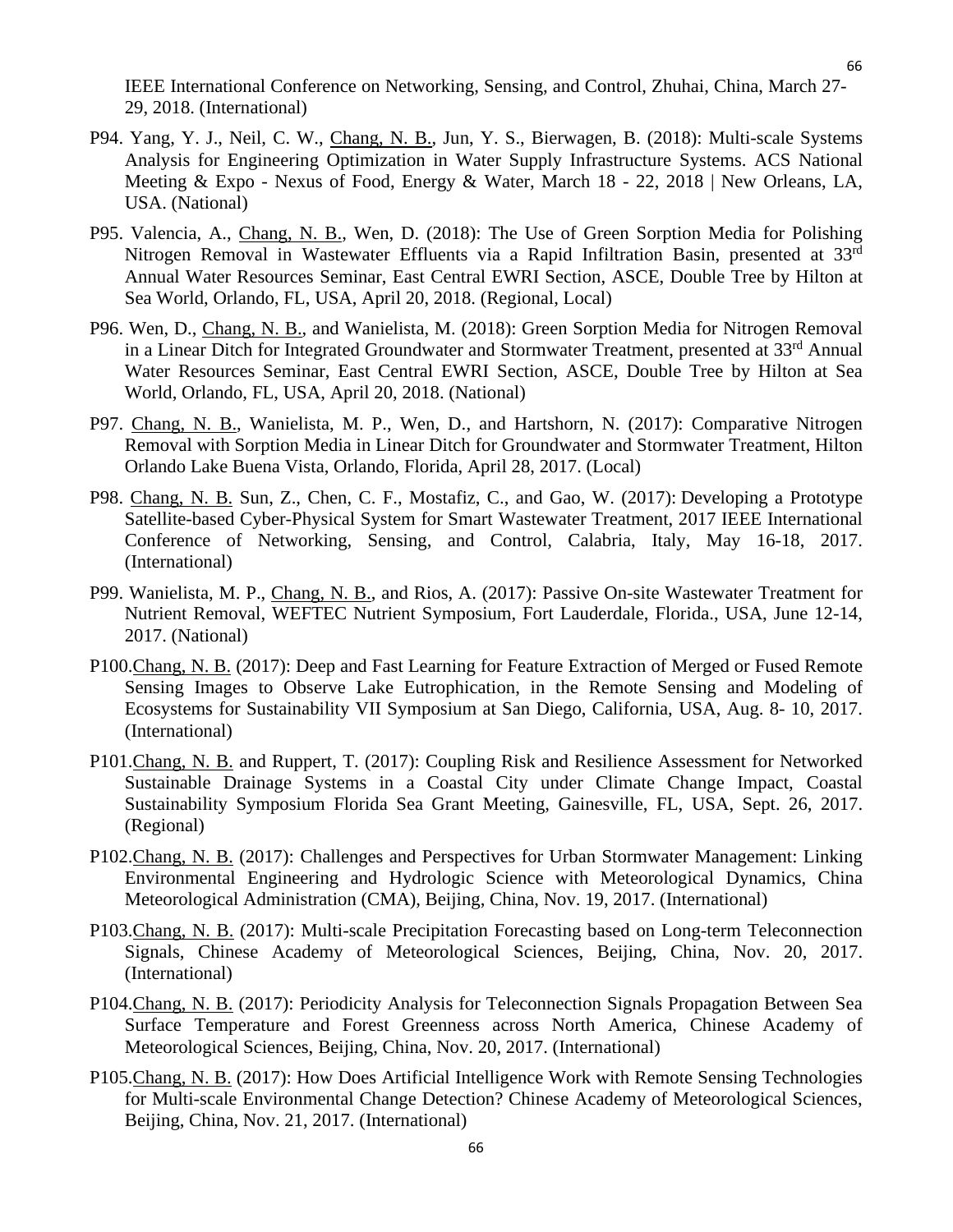IEEE International Conference on Networking, Sensing, and Control, Zhuhai, China, March 27-29, 2018. (International)

P94. Yang, Y. J., Neil, C. W., Chang, N. B., Jun, Y. S., Bierwagen, B. (2018): Multi-scale Systems Analysis for Engineering Optimization in Water Supply Infrastructure Systems. ACS National Meeting & Expo - Nexus of Food, Energy & Water, March 18 - 22, 2018 | New Orleans, LA, USA. (National)

P95. Valencia, A., Chang, N. B., Wen, D. (2018): The Use of Green Sorption Media for Polishing Nitrogen Removal in Wastewater Effluents via a Rapid Infiltration Basin, presented at 33rd Annual Water Resources Seminar, East Central EWRI Section, ASCE, Double Tree by Hilton at Sea World, Orlando, FL, USA, April 20, 2018. (Regional, Local)

P96. Wen, D., Chang, N. B., and Wanielista, M. (2018): Green Sorption Media for Nitrogen Removal in a Linear Ditch for Integrated Groundwater and Stormwater Treatment, presented at 33rd Annual Water Resources Seminar, East Central EWRI Section, ASCE, Double Tree by Hilton at Sea World, Orlando, FL, USA, April 20, 2018. (National)

P97. Chang, N. B., Wanielista, M. P., Wen, D., and Hartshorn, N. (2017): Comparative Nitrogen Removal with Sorption Media in Linear Ditch for Groundwater and Stormwater Treatment, Hilton Orlando Lake Buena Vista, Orlando, Florida, April 28, 2017. (Local)

P98. Chang, N. B. Sun, Z., Chen, C. F., Mostafiz, C., and Gao, W. (2017): Developing a Prototype Satellite-based Cyber-Physical System for Smart Wastewater Treatment, 2017 IEEE International Conference of Networking, Sensing, and Control, Calabria, Italy, May 16-18, 2017. (International)

P99. Wanielista, M. P., Chang, N. B., and Rios, A. (2017): Passive On-site Wastewater Treatment for Nutrient Removal, WEFTEC Nutrient Symposium, Fort Lauderdale, Florida., USA, June 12-14, 2017. (National)

P100. Chang, N. B. (2017): Deep and Fast Learning for Feature Extraction of Merged or Fused Remote Sensing Images to Observe Lake Eutrophication, in the Remote Sensing and Modeling of Ecosystems for Sustainability VII Symposium at San Diego, California, USA, Aug. 8- 10, 2017. (International)

P101. Chang, N. B. and Ruppert, T. (2017): Coupling Risk and Resilience Assessment for Networked Sustainable Drainage Systems in a Coastal City under Climate Change Impact, Coastal Sustainability Symposium Florida Sea Grant Meeting, Gainesville, FL, USA, Sept. 26, 2017. (Regional)

P102. Chang, N. B. (2017): Challenges and Perspectives for Urban Stormwater Management: Linking Environmental Engineering and Hydrologic Science with Meteorological Dynamics, China Meteorological Administration (CMA), Beijing, China, Nov. 19, 2017. (International)

P103. Chang, N. B. (2017): Multi-scale Precipitation Forecasting based on Long-term Teleconnection Signals, Chinese Academy of Meteorological Sciences, Beijing, China, Nov. 20, 2017. (International)

P104. Chang, N. B. (2017): Periodicity Analysis for Teleconnection Signals Propagation Between Sea Surface Temperature and Forest Greenness across North America, Chinese Academy of Meteorological Sciences, Beijing, China, Nov. 20, 2017. (International)

P105. Chang, N. B. (2017): How Does Artificial Intelligence Work with Remote Sensing Technologies for Multi-scale Environmental Change Detection? Chinese Academy of Meteorological Sciences, Beijing, China, Nov. 21, 2017. (International)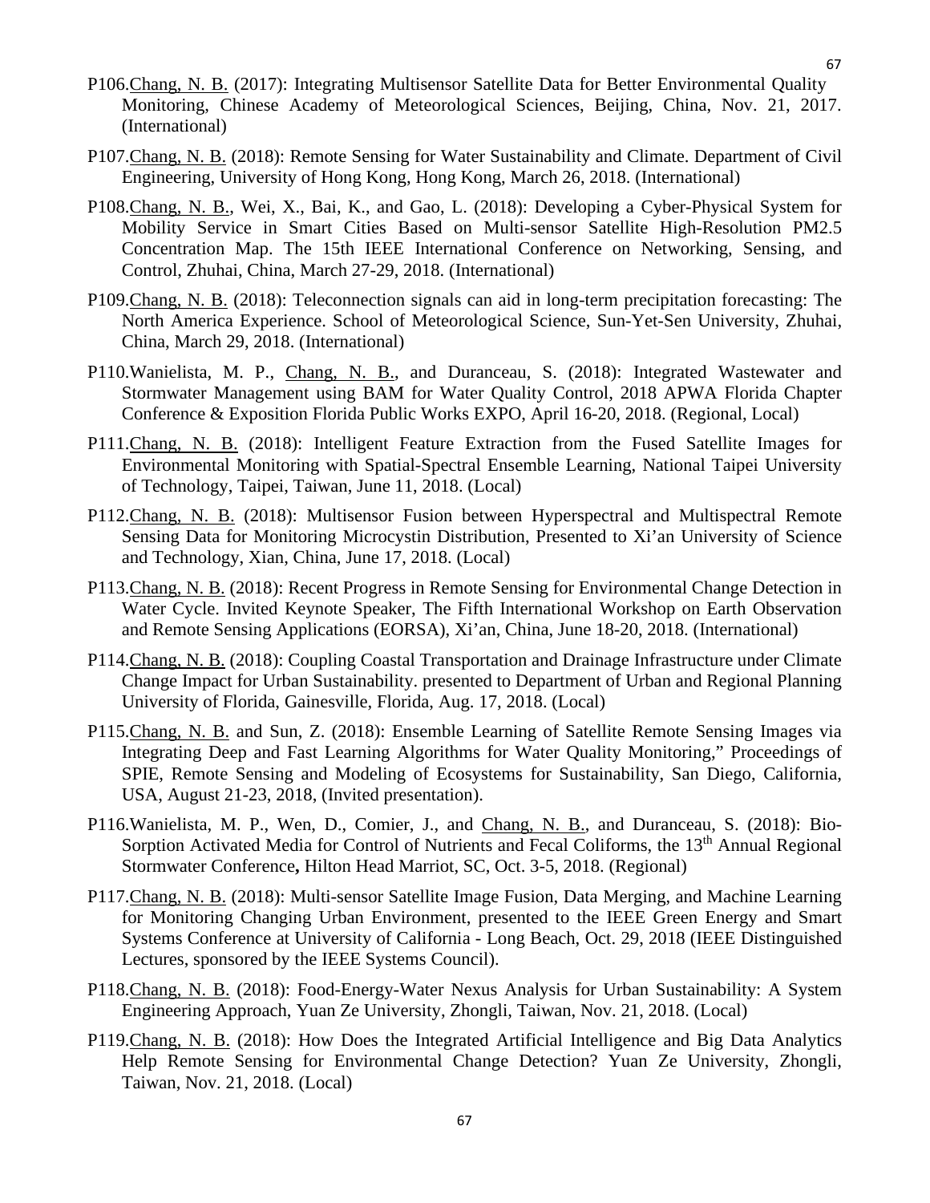P106.Chang, N. B. (2017): Integrating Multisensor Satellite Data for Better Environmental Quality Monitoring, Chinese Academy of Meteorological Sciences, Beijing, China, Nov. 21, 2017. (International)

P107.Chang, N. B. (2018): Remote Sensing for Water Sustainability and Climate. Department of Civil Engineering, University of Hong Kong, Hong Kong, March 26, 2018. (International)

P108.Chang, N. B., Wei, X., Bai, K., and Gao, L. (2018): Developing a Cyber-Physical System for Mobility Service in Smart Cities Based on Multi-sensor Satellite High-Resolution PM2.5 Concentration Map. The 15th IEEE International Conference on Networking, Sensing, and Control, Zhuhai, China, March 27-29, 2018. (International)

P109.Chang, N. B. (2018): Teleconnection signals can aid in long-term precipitation forecasting: The North America Experience. School of Meteorological Science, Sun-Yet-Sen University, Zhuhai, China, March 29, 2018. (International)

P110.Wanielista, M. P., Chang, N. B., and Duranceau, S. (2018): Integrated Wastewater and Stormwater Management using BAM for Water Quality Control, 2018 APWA Florida Chapter Conference & Exposition Florida Public Works EXPO, April 16-20, 2018. (Regional, Local)

P111.Chang, N. B. (2018): Intelligent Feature Extraction from the Fused Satellite Images for Environmental Monitoring with Spatial-Spectral Ensemble Learning, National Taipei University of Technology, Taipei, Taiwan, June 11, 2018. (Local)

P112.Chang, N. B. (2018): Multisensor Fusion between Hyperspectral and Multispectral Remote Sensing Data for Monitoring Microcystin Distribution, Presented to Xi'an University of Science and Technology, Xian, China, June 17, 2018. (Local)

P113.Chang, N. B. (2018): Recent Progress in Remote Sensing for Environmental Change Detection in Water Cycle. Invited Keynote Speaker, The Fifth International Workshop on Earth Observation and Remote Sensing Applications (EORSA), Xi'an, China, June 18-20, 2018. (International)

P114.Chang, N. B. (2018): Coupling Coastal Transportation and Drainage Infrastructure under Climate Change Impact for Urban Sustainability. presented to Department of Urban and Regional Planning University of Florida, Gainesville, Florida, Aug. 17, 2018. (Local)

P115.Chang, N. B. and Sun, Z. (2018): Ensemble Learning of Satellite Remote Sensing Images via Integrating Deep and Fast Learning Algorithms for Water Quality Monitoring," Proceedings of SPIE, Remote Sensing and Modeling of Ecosystems for Sustainability, San Diego, California, USA, August 21-23, 2018, (Invited presentation).

P116.Wanielista, M. P., Wen, D., Comier, J., and Chang, N. B., and Duranceau, S. (2018): Bio-Sorption Activated Media for Control of Nutrients and Fecal Coliforms, the 13th Annual Regional Stormwater Conference**,** Hilton Head Marriot, SC, Oct. 3-5, 2018. (Regional)

P117.Chang, N. B. (2018): Multi-sensor Satellite Image Fusion, Data Merging, and Machine Learning for Monitoring Changing Urban Environment, presented to the IEEE Green Energy and Smart Systems Conference at University of California - Long Beach, Oct. 29, 2018 (IEEE Distinguished Lectures, sponsored by the IEEE Systems Council).

P118.Chang, N. B. (2018): Food-Energy-Water Nexus Analysis for Urban Sustainability: A System Engineering Approach, Yuan Ze University, Zhongli, Taiwan, Nov. 21, 2018. (Local)

P119.Chang, N. B. (2018): How Does the Integrated Artificial Intelligence and Big Data Analytics Help Remote Sensing for Environmental Change Detection? Yuan Ze University, Zhongli, Taiwan, Nov. 21, 2018. (Local)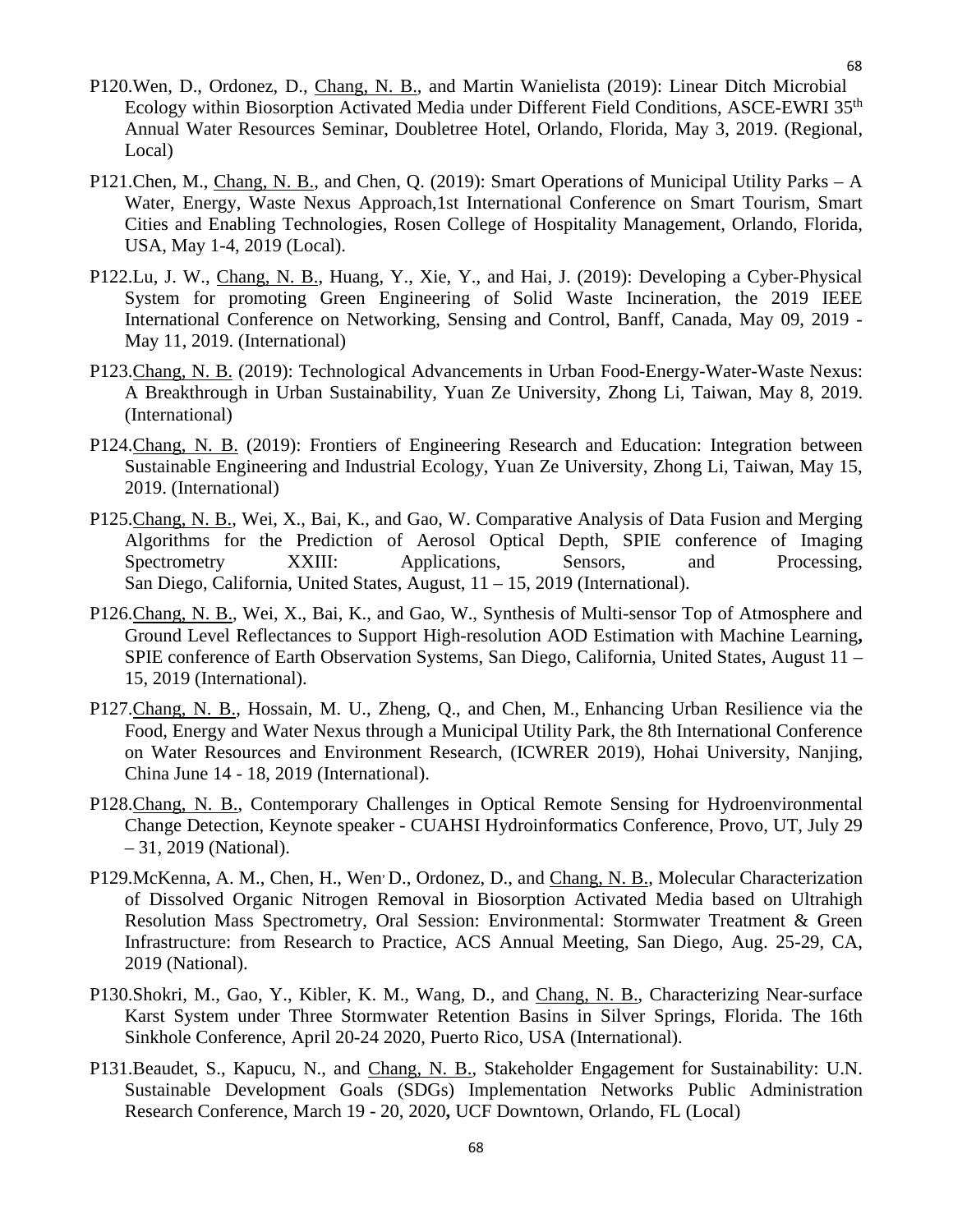P120.Wen, D., Ordonez, D., Chang, N. B., and Martin Wanielista (2019): Linear Ditch Microbial Ecology within Biosorption Activated Media under Different Field Conditions, ASCE-EWRI 35th Annual Water Resources Seminar, Doubletree Hotel, Orlando, Florida, May 3, 2019. (Regional, Local)

P121.Chen, M., Chang, N. B., and Chen, Q. (2019): Smart Operations of Municipal Utility Parks – A Water, Energy, Waste Nexus Approach,1st International Conference on Smart Tourism, Smart Cities and Enabling Technologies, Rosen College of Hospitality Management, Orlando, Florida, USA, May 1-4, 2019 (Local).

P122.Lu, J. W., Chang, N. B., Huang, Y., Xie, Y., and Hai, J. (2019): Developing a Cyber-Physical System for promoting Green Engineering of Solid Waste Incineration, the 2019 IEEE International Conference on Networking, Sensing and Control, Banff, Canada, May 09, 2019 - May 11, 2019. (International)

P123.Chang, N. B. (2019): Technological Advancements in Urban Food-Energy-Water-Waste Nexus: A Breakthrough in Urban Sustainability, Yuan Ze University, Zhong Li, Taiwan, May 8, 2019. (International)

P124.Chang, N. B. (2019): Frontiers of Engineering Research and Education: Integration between Sustainable Engineering and Industrial Ecology, Yuan Ze University, Zhong Li, Taiwan, May 15, 2019. (International)

P125.Chang, N. B., Wei, X., Bai, K., and Gao, W. Comparative Analysis of Data Fusion and Merging Algorithms for the Prediction of Aerosol Optical Depth, SPIE conference of Imaging Spectrometry XXIII: Applications, Sensors, and Processing, San Diego, California, United States, August, 11 – 15, 2019 (International).

P126.Chang, N. B., Wei, X., Bai, K., and Gao, W., Synthesis of Multi-sensor Top of Atmosphere and Ground Level Reflectances to Support High-resolution AOD Estimation with Machine Learning**,** SPIE conference of Earth Observation Systems, San Diego, California, United States, August 11 – 15, 2019 (International).

P127.Chang, N. B., Hossain, M. U., Zheng, Q., and Chen, M., Enhancing Urban Resilience via the Food, Energy and Water Nexus through a Municipal Utility Park, the 8th International Conference on Water Resources and Environment Research, (ICWRER 2019), Hohai University, Nanjing, China June 14 - 18, 2019 (International).

P128.Chang, N. B., Contemporary Challenges in Optical Remote Sensing for Hydroenvironmental Change Detection, Keynote speaker - CUAHSI Hydroinformatics Conference, Provo, UT, July 29 – 31, 2019 (National).

P129.McKenna, A. M., Chen, H., Wen, D., Ordonez, D., and Chang, N. B., Molecular Characterization of Dissolved Organic Nitrogen Removal in Biosorption Activated Media based on Ultrahigh Resolution Mass Spectrometry, Oral Session: Environmental: Stormwater Treatment & Green Infrastructure: from Research to Practice, ACS Annual Meeting, San Diego, Aug. 25-29, CA, 2019 (National).

P130.Shokri, M., Gao, Y., Kibler, K. M., Wang, D., and Chang, N. B., Characterizing Near-surface Karst System under Three Stormwater Retention Basins in Silver Springs, Florida. The 16th Sinkhole Conference, April 20-24 2020, Puerto Rico, USA (International).

P131.Beaudet, S., Kapucu, N., and Chang, N. B., Stakeholder Engagement for Sustainability: U.N. Sustainable Development Goals (SDGs) Implementation Networks Public Administration Research Conference, March 19 - 20, 2020**,** UCF Downtown, Orlando, FL (Local)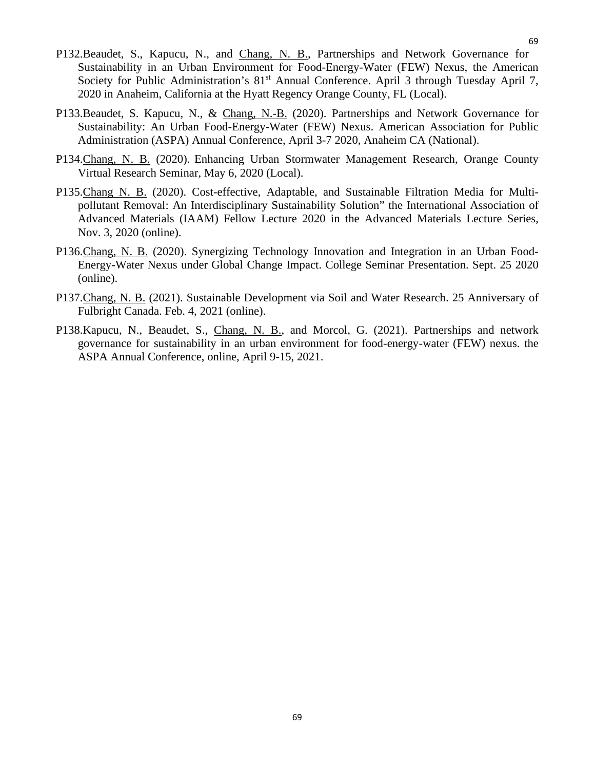P132.Beaudet, S., Kapucu, N., and Chang, N. B., Partnerships and Network Governance for Sustainability in an Urban Environment for Food-Energy-Water (FEW) Nexus, the American Society for Public Administration's 81st Annual Conference. April 3 through Tuesday April 7, 2020 in Anaheim, California at the Hyatt Regency Orange County, FL (Local).

P133.Beaudet, S. Kapucu, N., & Chang, N.-B. (2020). Partnerships and Network Governance for Sustainability: An Urban Food-Energy-Water (FEW) Nexus. American Association for Public Administration (ASPA) Annual Conference, April 3-7 2020, Anaheim CA (National).

P134.Chang, N. B. (2020). Enhancing Urban Stormwater Management Research, Orange County Virtual Research Seminar, May 6, 2020 (Local).

P135.Chang N. B. (2020). Cost-effective, Adaptable, and Sustainable Filtration Media for Multi-pollutant Removal: An Interdisciplinary Sustainability Solution" the International Association of Advanced Materials (IAAM) Fellow Lecture 2020 in the Advanced Materials Lecture Series, Nov. 3, 2020 (online).

P136.Chang, N. B. (2020). Synergizing Technology Innovation and Integration in an Urban Food-Energy-Water Nexus under Global Change Impact. College Seminar Presentation. Sept. 25 2020 (online).

P137.Chang, N. B. (2021). Sustainable Development via Soil and Water Research. 25 Anniversary of Fulbright Canada. Feb. 4, 2021 (online).

P138.Kapucu, N., Beaudet, S., Chang, N. B., and Morcol, G. (2021). Partnerships and network governance for sustainability in an urban environment for food-energy-water (FEW) nexus. the ASPA Annual Conference, online, April 9-15, 2021.